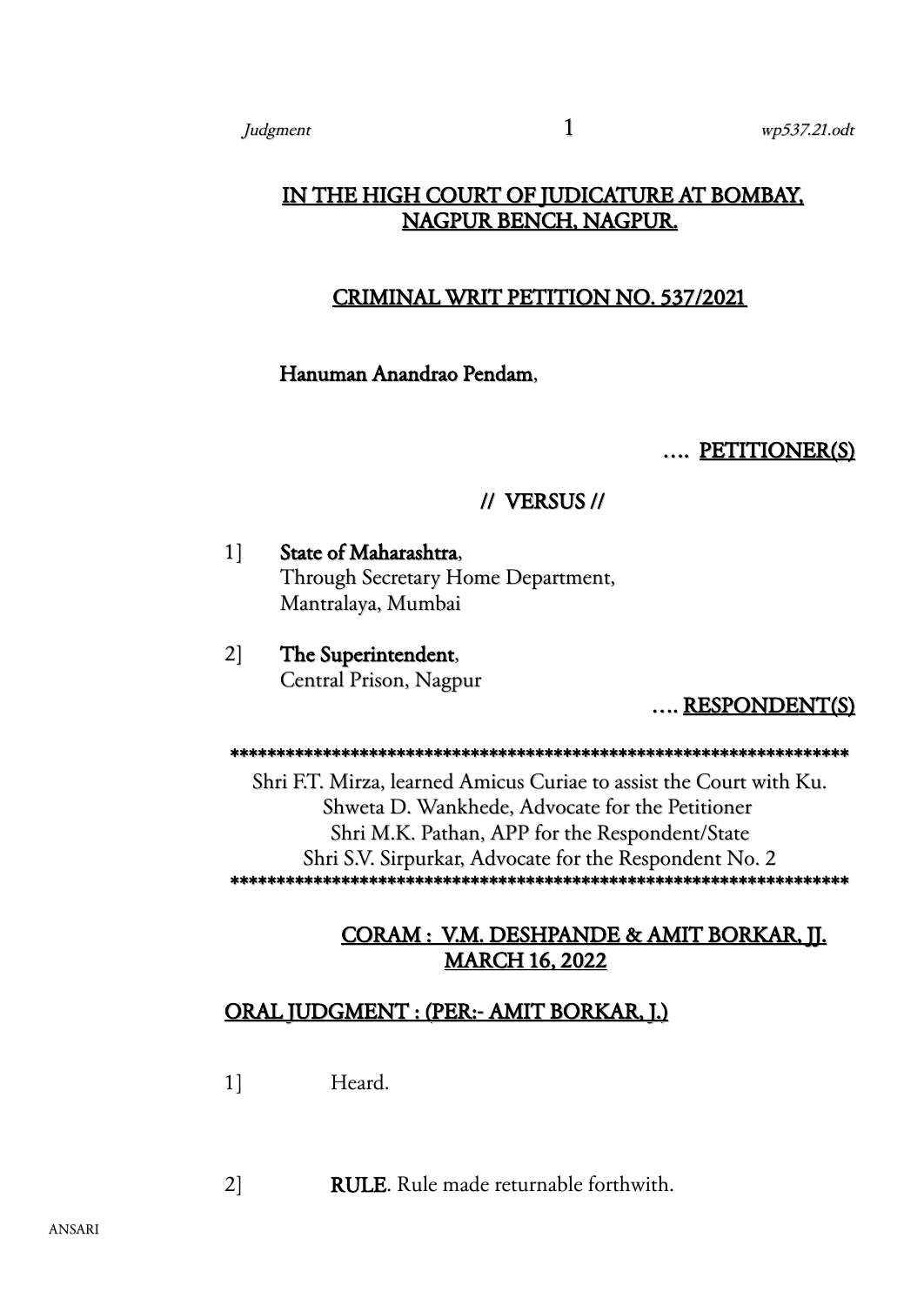# IN THE HIGH COURT OF JUDICATURE AT BOMBAY, NAGPUR BENCH, NAGPUR.

## CRIMINAL WRIT PETITION NO. 537/2021

**Hanuman Anandrao Pendam**,

…. PETITIONER(S)

// VERSUS //

1] **State of Maharashtra**,
Through Secretary Home Department,
Mantralaya, Mumbai

2] **The Superintendent**,
Central Prison, Nagpur

…. RESPONDENT(S)

*******************************************************************

Shri F.T. Mirza, learned Amicus Curiae to assist the Court with Ku. Shweta D. Wankhede, Advocate for the Petitioner
Shri M.K. Pathan, APP for the Respondent/State
Shri S.V. Sirpurkar, Advocate for the Respondent No. 2

*******************************************************************

CORAM : V.M. DESHPANDE & AMIT BORKAR, JJ.
MARCH 16, 2022

ORAL JUDGMENT : (PER:- AMIT BORKAR, J.)

1] Heard.

2] **RULE**. Rule made returnable forthwith.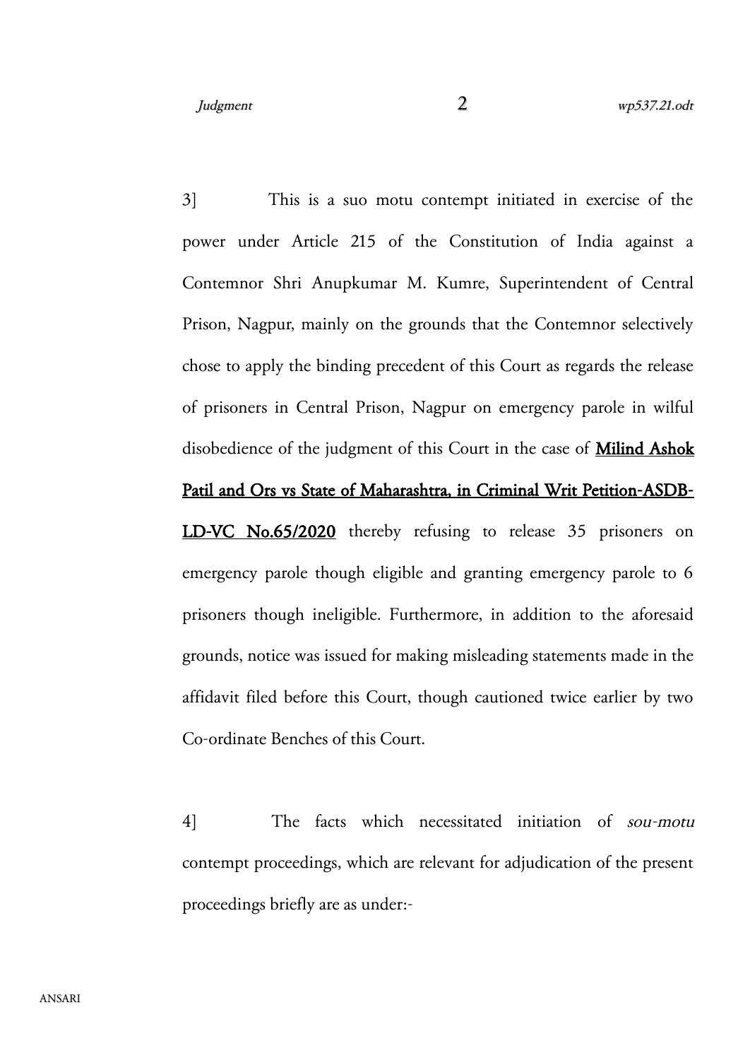3] This is a suo motu contempt initiated in exercise of the power under Article 215 of the Constitution of India against a Contemnor Shri Anupkumar M. Kumre, Superintendent of Central Prison, Nagpur, mainly on the grounds that the Contemnor selectively chose to apply the binding precedent of this Court as regards the release of prisoners in Central Prison, Nagpur on emergency parole in wilful disobedience of the judgment of this Court in the case of **Milind Ashok Patil and Ors vs State of Maharashtra, in Criminal Writ Petition-ASDB-LD-VC No.65/2020** thereby refusing to release 35 prisoners on emergency parole though eligible and granting emergency parole to 6 prisoners though ineligible. Furthermore, in addition to the aforesaid grounds, notice was issued for making misleading statements made in the affidavit filed before this Court, though cautioned twice earlier by two Co-ordinate Benches of this Court.

4] The facts which necessitated initiation of *sou-motu* contempt proceedings, which are relevant for adjudication of the present proceedings briefly are as under:-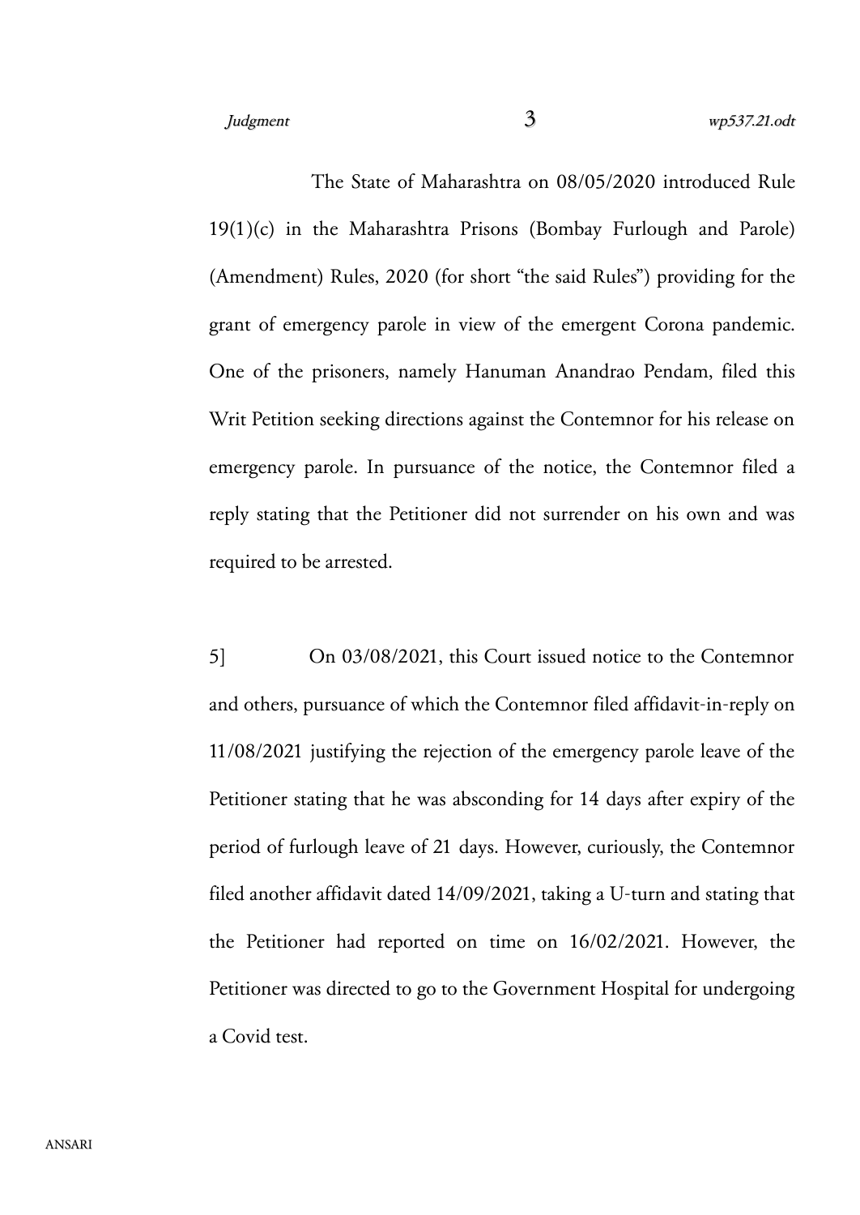The State of Maharashtra on 08/05/2020 introduced Rule 19(1)(c) in the Maharashtra Prisons (Bombay Furlough and Parole) (Amendment) Rules, 2020 (for short "the said Rules") providing for the grant of emergency parole in view of the emergent Corona pandemic. One of the prisoners, namely Hanuman Anandrao Pendam, filed this Writ Petition seeking directions against the Contemnor for his release on emergency parole. In pursuance of the notice, the Contemnor filed a reply stating that the Petitioner did not surrender on his own and was required to be arrested.

5] On 03/08/2021, this Court issued notice to the Contemnor and others, pursuance of which the Contemnor filed affidavit-in-reply on 11/08/2021 justifying the rejection of the emergency parole leave of the Petitioner stating that he was absconding for 14 days after expiry of the period of furlough leave of 21 days. However, curiously, the Contemnor filed another affidavit dated 14/09/2021, taking a U-turn and stating that the Petitioner had reported on time on 16/02/2021. However, the Petitioner was directed to go to the Government Hospital for undergoing a Covid test.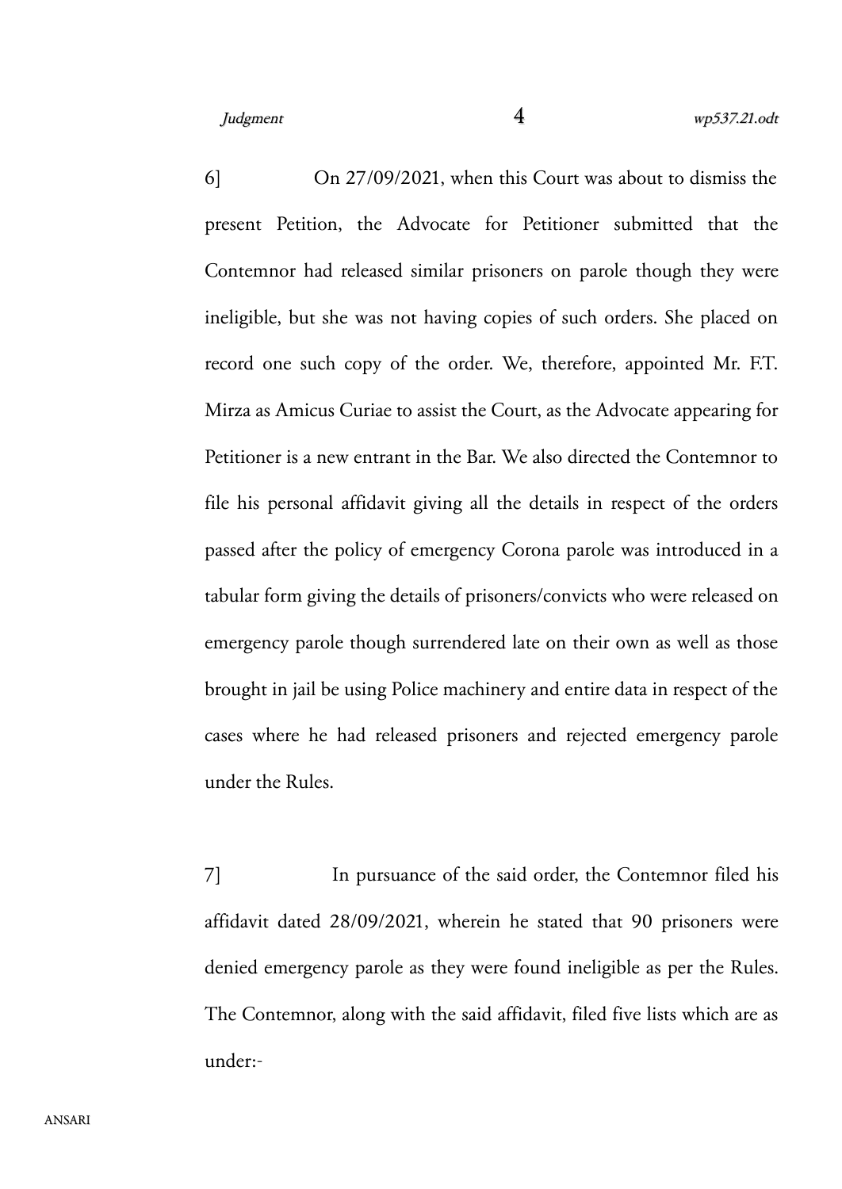6] On 27/09/2021, when this Court was about to dismiss the present Petition, the Advocate for Petitioner submitted that the Contemnor had released similar prisoners on parole though they were ineligible, but she was not having copies of such orders. She placed on record one such copy of the order. We, therefore, appointed Mr. F.T. Mirza as Amicus Curiae to assist the Court, as the Advocate appearing for Petitioner is a new entrant in the Bar. We also directed the Contemnor to file his personal affidavit giving all the details in respect of the orders passed after the policy of emergency Corona parole was introduced in a tabular form giving the details of prisoners/convicts who were released on emergency parole though surrendered late on their own as well as those brought in jail be using Police machinery and entire data in respect of the cases where he had released prisoners and rejected emergency parole under the Rules.

7] In pursuance of the said order, the Contemnor filed his affidavit dated 28/09/2021, wherein he stated that 90 prisoners were denied emergency parole as they were found ineligible as per the Rules. The Contemnor, along with the said affidavit, filed five lists which are as under:-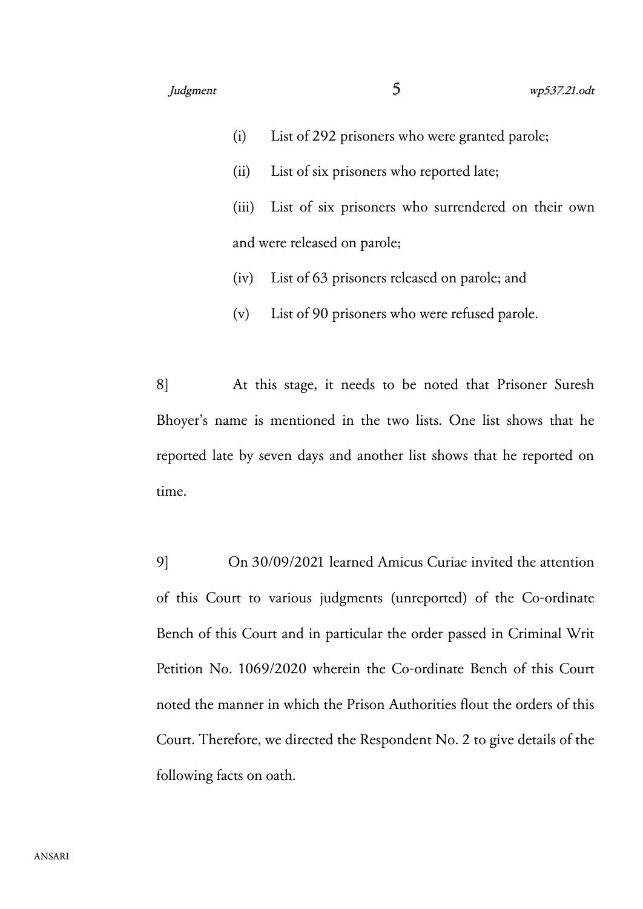(i) List of 292 prisoners who were granted parole;

(ii) List of six prisoners who reported late;

(iii) List of six prisoners who surrendered on their own and were released on parole;

(iv) List of 63 prisoners released on parole; and

(v) List of 90 prisoners who were refused parole.

8] At this stage, it needs to be noted that Prisoner Suresh Bhoyer's name is mentioned in the two lists. One list shows that he reported late by seven days and another list shows that he reported on time.

9] On 30/09/2021 learned Amicus Curiae invited the attention of this Court to various judgments (unreported) of the Co-ordinate Bench of this Court and in particular the order passed in Criminal Writ Petition No. 1069/2020 wherein the Co-ordinate Bench of this Court noted the manner in which the Prison Authorities flout the orders of this Court. Therefore, we directed the Respondent No. 2 to give details of the following facts on oath.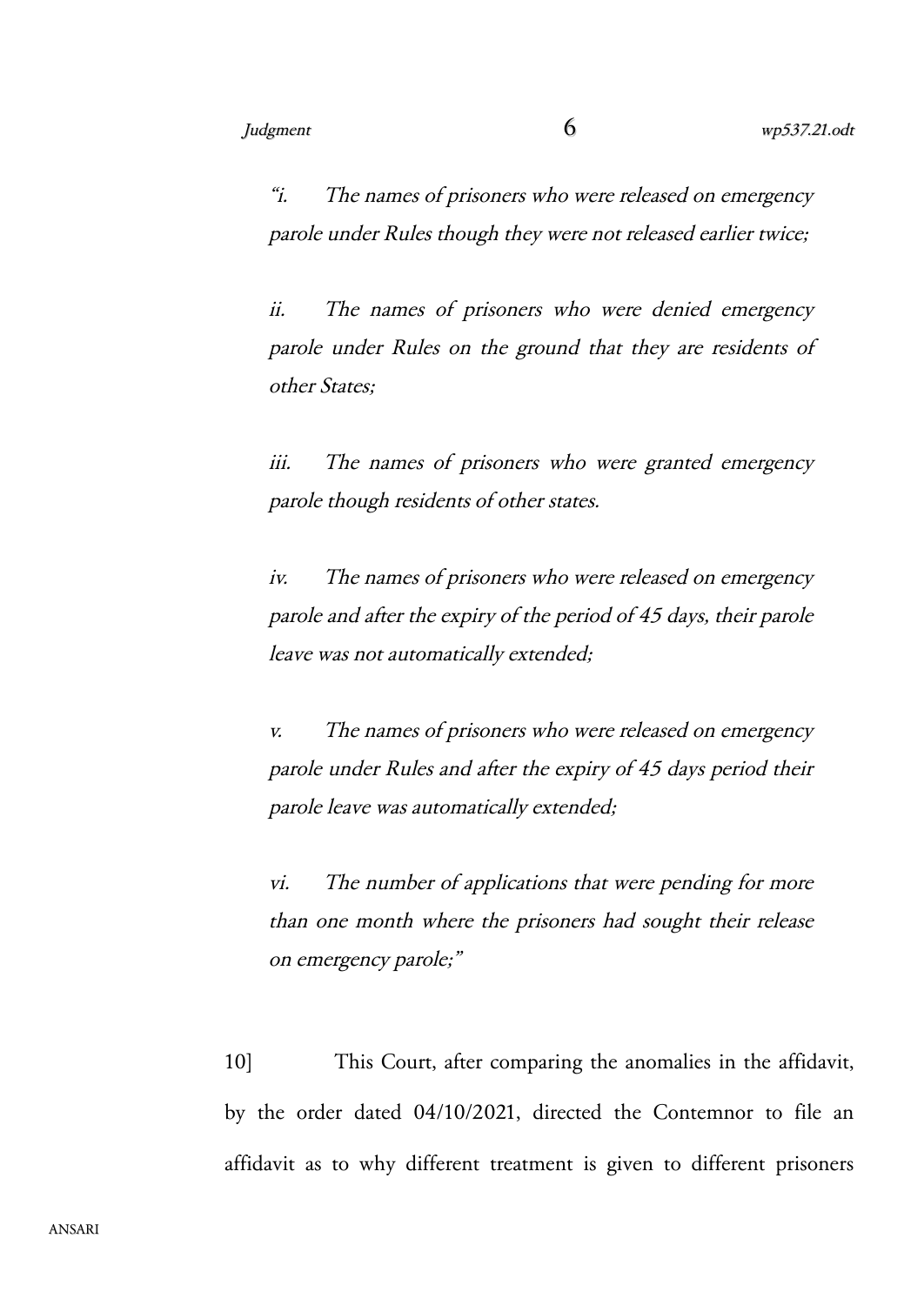*"i. The names of prisoners who were released on emergency parole under Rules though they were not released earlier twice;*

*ii. The names of prisoners who were denied emergency parole under Rules on the ground that they are residents of other States;*

*iii. The names of prisoners who were granted emergency parole though residents of other states.*

*iv. The names of prisoners who were released on emergency parole and after the expiry of the period of 45 days, their parole leave was not automatically extended;*

*v. The names of prisoners who were released on emergency parole under Rules and after the expiry of 45 days period their parole leave was automatically extended;*

*vi. The number of applications that were pending for more than one month where the prisoners had sought their release on emergency parole;"*

10] This Court, after comparing the anomalies in the affidavit, by the order dated 04/10/2021, directed the Contemnor to file an affidavit as to why different treatment is given to different prisoners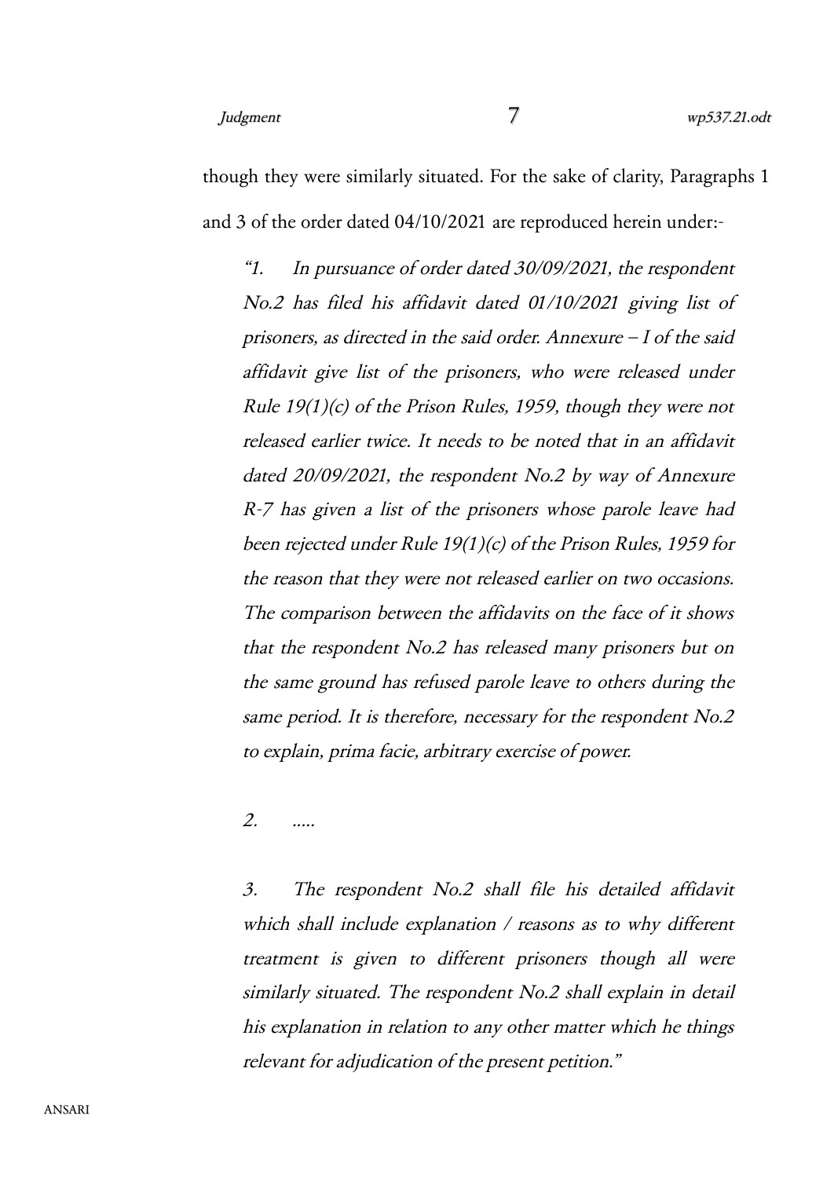though they were similarly situated. For the sake of clarity, Paragraphs 1 and 3 of the order dated 04/10/2021 are reproduced herein under:-

> *"1. In pursuance of order dated 30/09/2021, the respondent No.2 has filed his affidavit dated 01/10/2021 giving list of prisoners, as directed in the said order. Annexure – I of the said affidavit give list of the prisoners, who were released under Rule 19(1)(c) of the Prison Rules, 1959, though they were not released earlier twice. It needs to be noted that in an affidavit dated 20/09/2021, the respondent No.2 by way of Annexure R-7 has given a list of the prisoners whose parole leave had been rejected under Rule 19(1)(c) of the Prison Rules, 1959 for the reason that they were not released earlier on two occasions. The comparison between the affidavits on the face of it shows that the respondent No.2 has released many prisoners but on the same ground has refused parole leave to others during the same period. It is therefore, necessary for the respondent No.2 to explain, prima facie, arbitrary exercise of power.*
>
> *2. .....*
>
> *3. The respondent No.2 shall file his detailed affidavit which shall include explanation / reasons as to why different treatment is given to different prisoners though all were similarly situated. The respondent No.2 shall explain in detail his explanation in relation to any other matter which he things relevant for adjudication of the present petition."*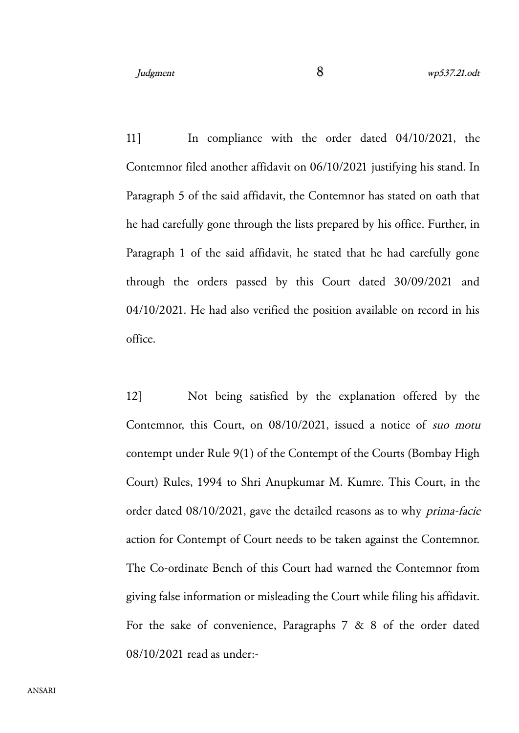11] In compliance with the order dated 04/10/2021, the Contemnor filed another affidavit on 06/10/2021 justifying his stand. In Paragraph 5 of the said affidavit, the Contemnor has stated on oath that he had carefully gone through the lists prepared by his office. Further, in Paragraph 1 of the said affidavit, he stated that he had carefully gone through the orders passed by this Court dated 30/09/2021 and 04/10/2021. He had also verified the position available on record in his office.

12] Not being satisfied by the explanation offered by the Contemnor, this Court, on 08/10/2021, issued a notice of *suo motu* contempt under Rule 9(1) of the Contempt of the Courts (Bombay High Court) Rules, 1994 to Shri Anupkumar M. Kumre. This Court, in the order dated 08/10/2021, gave the detailed reasons as to why *prima-facie* action for Contempt of Court needs to be taken against the Contemnor. The Co-ordinate Bench of this Court had warned the Contemnor from giving false information or misleading the Court while filing his affidavit. For the sake of convenience, Paragraphs 7 & 8 of the order dated 08/10/2021 read as under:-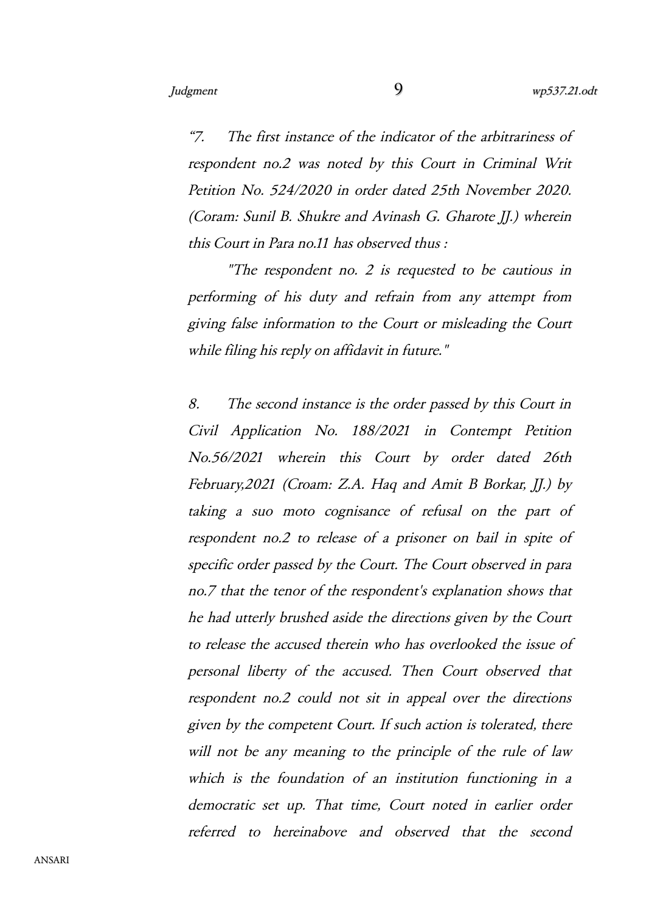*"7. The first instance of the indicator of the arbitrariness of respondent no.2 was noted by this Court in Criminal Writ Petition No. 524/2020 in order dated 25th November 2020. (Coram: Sunil B. Shukre and Avinash G. Gharote JJ.) wherein this Court in Para no.11 has observed thus :*

*"The respondent no. 2 is requested to be cautious in performing of his duty and refrain from any attempt from giving false information to the Court or misleading the Court while filing his reply on affidavit in future."*

*8. The second instance is the order passed by this Court in Civil Application No. 188/2021 in Contempt Petition No.56/2021 wherein this Court by order dated 26th February,2021 (Croam: Z.A. Haq and Amit B Borkar, JJ.) by taking a suo moto cognisance of refusal on the part of respondent no.2 to release of a prisoner on bail in spite of specific order passed by the Court. The Court observed in para no.7 that the tenor of the respondent's explanation shows that he had utterly brushed aside the directions given by the Court to release the accused therein who has overlooked the issue of personal liberty of the accused. Then Court observed that respondent no.2 could not sit in appeal over the directions given by the competent Court. If such action is tolerated, there will not be any meaning to the principle of the rule of law which is the foundation of an institution functioning in a democratic set up. That time, Court noted in earlier order referred to hereinabove and observed that the second*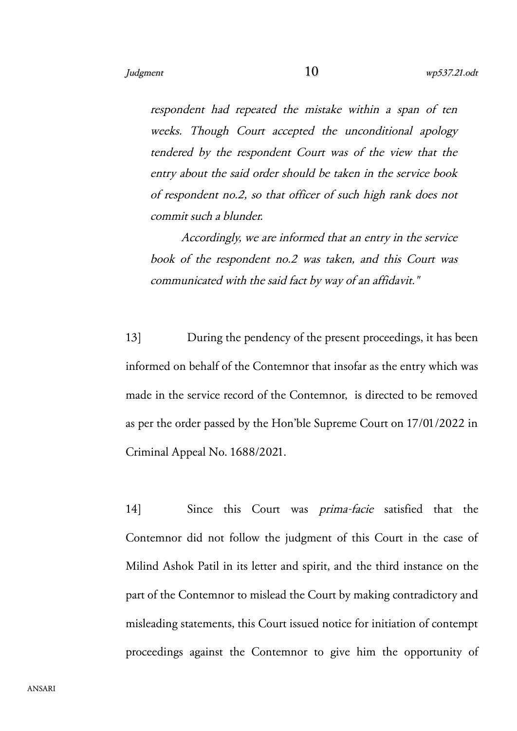*respondent had repeated the mistake within a span of ten weeks. Though Court accepted the unconditional apology tendered by the respondent Court was of the view that the entry about the said order should be taken in the service book of respondent no.2, so that officer of such high rank does not commit such a blunder.*

*Accordingly, we are informed that an entry in the service book of the respondent no.2 was taken, and this Court was communicated with the said fact by way of an affidavit."*

13] During the pendency of the present proceedings, it has been informed on behalf of the Contemnor that insofar as the entry which was made in the service record of the Contemnor, is directed to be removed as per the order passed by the Hon'ble Supreme Court on 17/01/2022 in Criminal Appeal No. 1688/2021.

14] Since this Court was *prima-facie* satisfied that the Contemnor did not follow the judgment of this Court in the case of Milind Ashok Patil in its letter and spirit, and the third instance on the part of the Contemnor to mislead the Court by making contradictory and misleading statements, this Court issued notice for initiation of contempt proceedings against the Contemnor to give him the opportunity of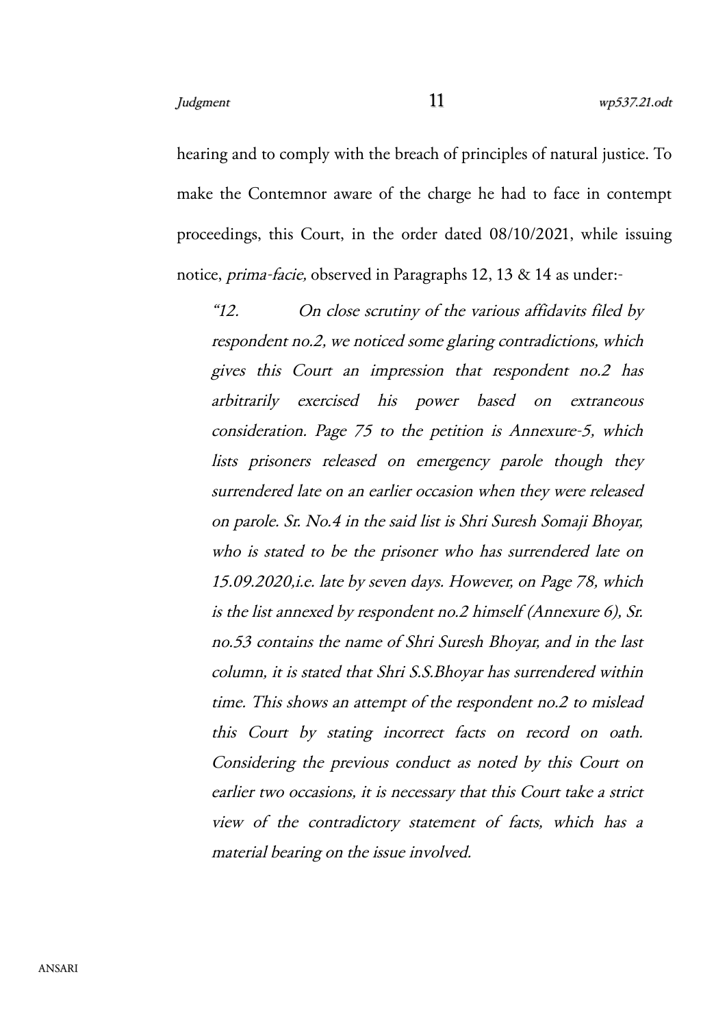hearing and to comply with the breach of principles of natural justice. To make the Contemnor aware of the charge he had to face in contempt proceedings, this Court, in the order dated 08/10/2021, while issuing notice, *prima-facie,* observed in Paragraphs 12, 13 & 14 as under:-

> *"12. On close scrutiny of the various affidavits filed by respondent no.2, we noticed some glaring contradictions, which gives this Court an impression that respondent no.2 has arbitrarily exercised his power based on extraneous consideration. Page 75 to the petition is Annexure-5, which lists prisoners released on emergency parole though they surrendered late on an earlier occasion when they were released on parole. Sr. No.4 in the said list is Shri Suresh Somaji Bhoyar, who is stated to be the prisoner who has surrendered late on 15.09.2020,i.e. late by seven days. However, on Page 78, which is the list annexed by respondent no.2 himself (Annexure 6), Sr. no.53 contains the name of Shri Suresh Bhoyar, and in the last column, it is stated that Shri S.S.Bhoyar has surrendered within time. This shows an attempt of the respondent no.2 to mislead this Court by stating incorrect facts on record on oath. Considering the previous conduct as noted by this Court on earlier two occasions, it is necessary that this Court take a strict view of the contradictory statement of facts, which has a material bearing on the issue involved.*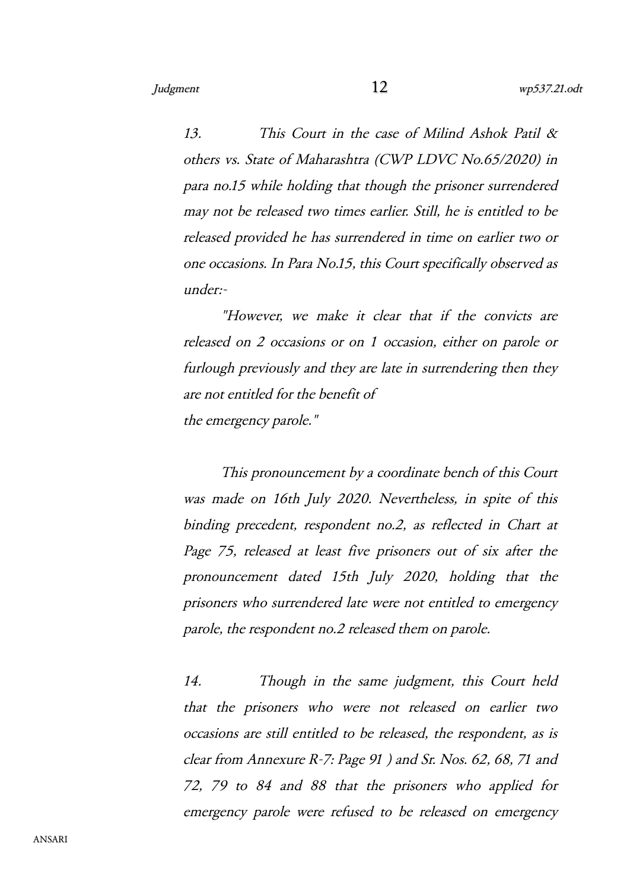*13. This Court in the case of Milind Ashok Patil & others vs. State of Maharashtra (CWP LDVC No.65/2020) in para no.15 while holding that though the prisoner surrendered may not be released two times earlier. Still, he is entitled to be released provided he has surrendered in time on earlier two or one occasions. In Para No.15, this Court specifically observed as under:-*

*"However, we make it clear that if the convicts are released on 2 occasions or on 1 occasion, either on parole or furlough previously and they are late in surrendering then they are not entitled for the benefit of the emergency parole."*

*This pronouncement by a coordinate bench of this Court was made on 16th July 2020. Nevertheless, in spite of this binding precedent, respondent no.2, as reflected in Chart at Page 75, released at least five prisoners out of six after the pronouncement dated 15th July 2020, holding that the prisoners who surrendered late were not entitled to emergency parole, the respondent no.2 released them on parole.*

*14. Though in the same judgment, this Court held that the prisoners who were not released on earlier two occasions are still entitled to be released, the respondent, as is clear from Annexure R-7: Page 91 ) and Sr. Nos. 62, 68, 71 and 72, 79 to 84 and 88 that the prisoners who applied for emergency parole were refused to be released on emergency*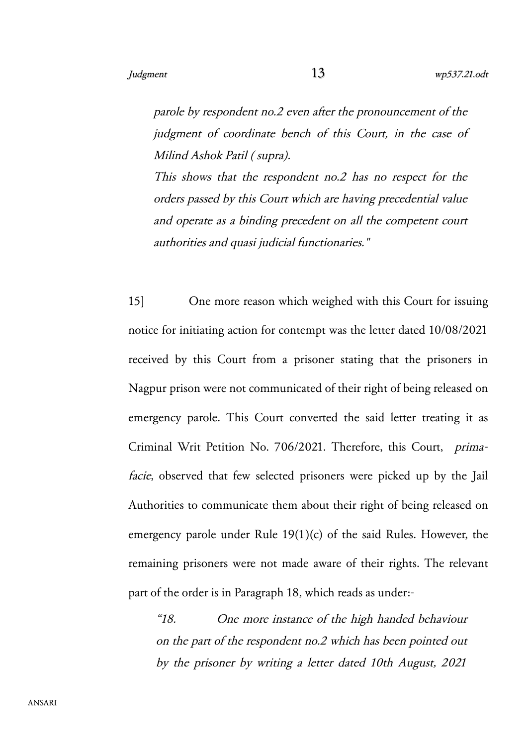*parole by respondent no.2 even after the pronouncement of the judgment of coordinate bench of this Court, in the case of Milind Ashok Patil ( supra).*

*This shows that the respondent no.2 has no respect for the orders passed by this Court which are having precedential value and operate as a binding precedent on all the competent court authorities and quasi judicial functionaries."*

15] One more reason which weighed with this Court for issuing notice for initiating action for contempt was the letter dated 10/08/2021 received by this Court from a prisoner stating that the prisoners in Nagpur prison were not communicated of their right of being released on emergency parole. This Court converted the said letter treating it as Criminal Writ Petition No. 706/2021. Therefore, this Court, *prima-facie*, observed that few selected prisoners were picked up by the Jail Authorities to communicate them about their right of being released on emergency parole under Rule 19(1)(c) of the said Rules. However, the remaining prisoners were not made aware of their rights. The relevant part of the order is in Paragraph 18, which reads as under:-

*"18. One more instance of the high handed behaviour on the part of the respondent no.2 which has been pointed out by the prisoner by writing a letter dated 10th August, 2021*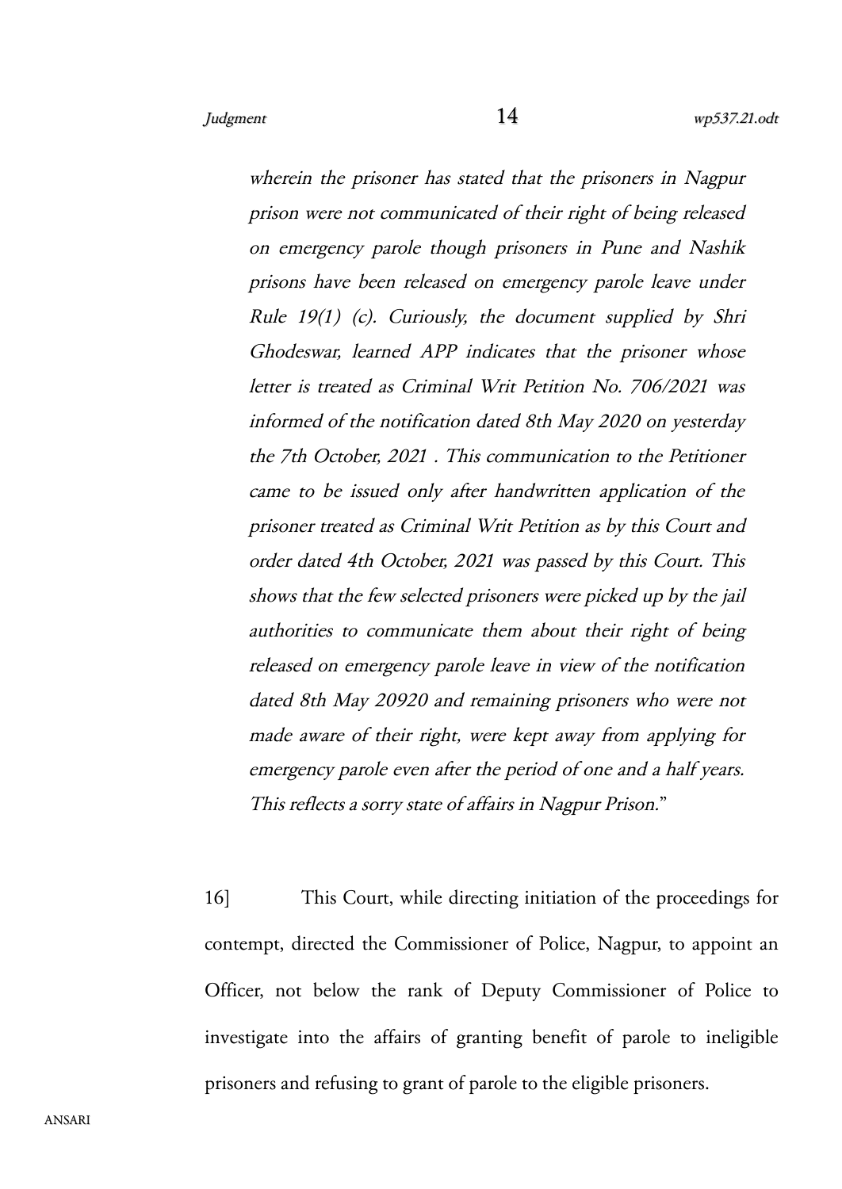*wherein the prisoner has stated that the prisoners in Nagpur prison were not communicated of their right of being released on emergency parole though prisoners in Pune and Nashik prisons have been released on emergency parole leave under Rule 19(1) (c). Curiously, the document supplied by Shri Ghodeswar, learned APP indicates that the prisoner whose letter is treated as Criminal Writ Petition No. 706/2021 was informed of the notification dated 8th May 2020 on yesterday the 7th October, 2021 . This communication to the Petitioner came to be issued only after handwritten application of the prisoner treated as Criminal Writ Petition as by this Court and order dated 4th October, 2021 was passed by this Court. This shows that the few selected prisoners were picked up by the jail authorities to communicate them about their right of being released on emergency parole leave in view of the notification dated 8th May 20920 and remaining prisoners who were not made aware of their right, were kept away from applying for emergency parole even after the period of one and a half years. This reflects a sorry state of affairs in Nagpur Prison.*"

16] This Court, while directing initiation of the proceedings for contempt, directed the Commissioner of Police, Nagpur, to appoint an Officer, not below the rank of Deputy Commissioner of Police to investigate into the affairs of granting benefit of parole to ineligible prisoners and refusing to grant of parole to the eligible prisoners.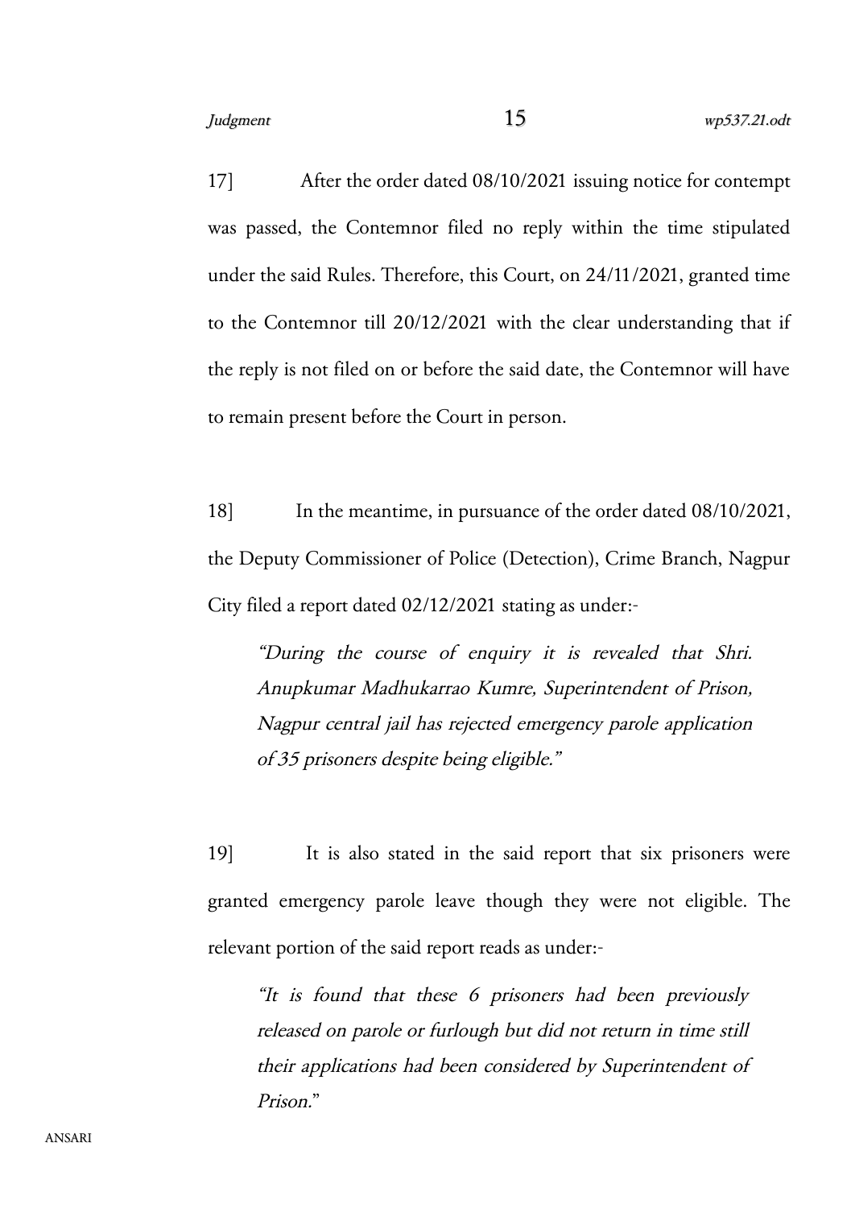17] After the order dated 08/10/2021 issuing notice for contempt was passed, the Contemnor filed no reply within the time stipulated under the said Rules. Therefore, this Court, on 24/11/2021, granted time to the Contemnor till 20/12/2021 with the clear understanding that if the reply is not filed on or before the said date, the Contemnor will have to remain present before the Court in person.

18] In the meantime, in pursuance of the order dated 08/10/2021, the Deputy Commissioner of Police (Detection), Crime Branch, Nagpur City filed a report dated 02/12/2021 stating as under:-

> *"During the course of enquiry it is revealed that Shri. Anupkumar Madhukarrao Kumre, Superintendent of Prison, Nagpur central jail has rejected emergency parole application of 35 prisoners despite being eligible."*

19] It is also stated in the said report that six prisoners were granted emergency parole leave though they were not eligible. The relevant portion of the said report reads as under:-

> *"It is found that these 6 prisoners had been previously released on parole or furlough but did not return in time still their applications had been considered by Superintendent of Prison."*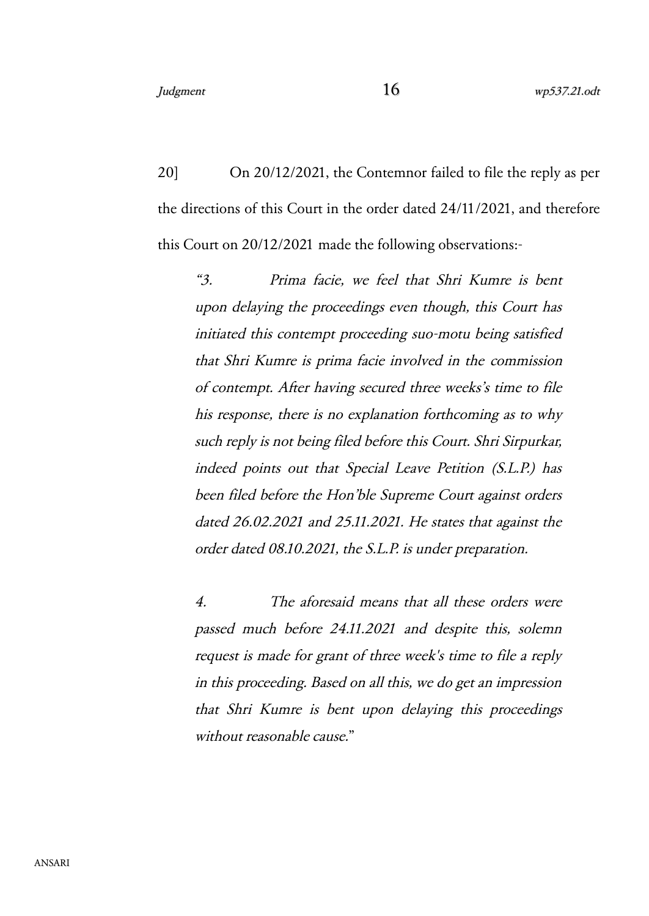20] On 20/12/2021, the Contemnor failed to file the reply as per the directions of this Court in the order dated 24/11/2021, and therefore this Court on 20/12/2021 made the following observations:-

> *"3. Prima facie, we feel that Shri Kumre is bent upon delaying the proceedings even though, this Court has initiated this contempt proceeding suo-motu being satisfied that Shri Kumre is prima facie involved in the commission of contempt. After having secured three weeks's time to file his response, there is no explanation forthcoming as to why such reply is not being filed before this Court. Shri Sirpurkar, indeed points out that Special Leave Petition (S.L.P.) has been filed before the Hon'ble Supreme Court against orders dated 26.02.2021 and 25.11.2021. He states that against the order dated 08.10.2021, the S.L.P. is under preparation.*
>
> *4. The aforesaid means that all these orders were passed much before 24.11.2021 and despite this, solemn request is made for grant of three week's time to file a reply in this proceeding. Based on all this, we do get an impression that Shri Kumre is bent upon delaying this proceedings without reasonable cause."*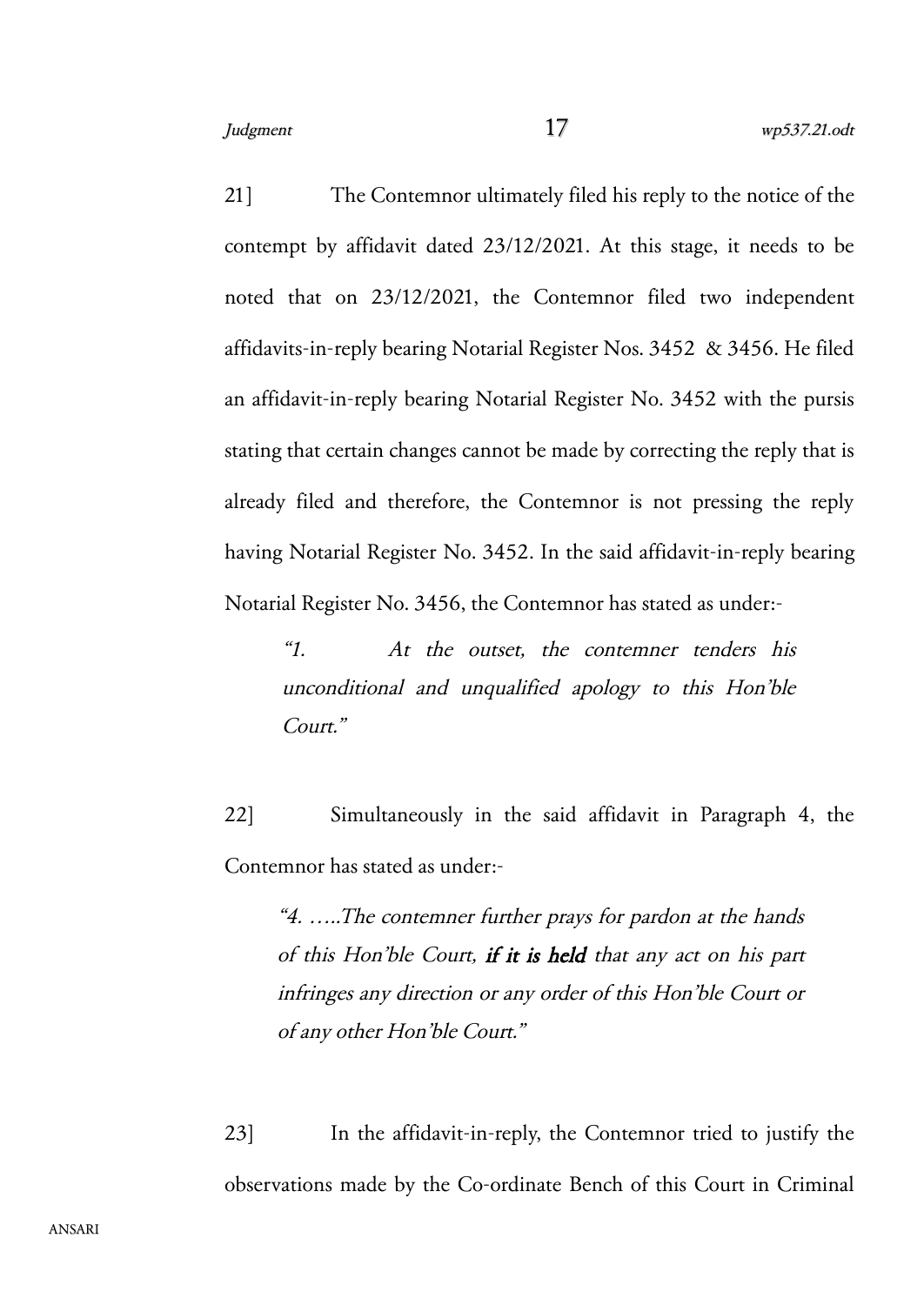21] The Contemnor ultimately filed his reply to the notice of the contempt by affidavit dated 23/12/2021. At this stage, it needs to be noted that on 23/12/2021, the Contemnor filed two independent affidavits-in-reply bearing Notarial Register Nos. 3452 & 3456. He filed an affidavit-in-reply bearing Notarial Register No. 3452 with the pursis stating that certain changes cannot be made by correcting the reply that is already filed and therefore, the Contemnor is not pressing the reply having Notarial Register No. 3452. In the said affidavit-in-reply bearing Notarial Register No. 3456, the Contemnor has stated as under:-

> *"1. At the outset, the contemner tenders his unconditional and unqualified apology to this Hon'ble Court."*

22] Simultaneously in the said affidavit in Paragraph 4, the Contemnor has stated as under:-

> *"4. …..The contemner further prays for pardon at the hands of this Hon'ble Court, **if it is held** that any act on his part infringes any direction or any order of this Hon'ble Court or of any other Hon'ble Court."*

23] In the affidavit-in-reply, the Contemnor tried to justify the observations made by the Co-ordinate Bench of this Court in Criminal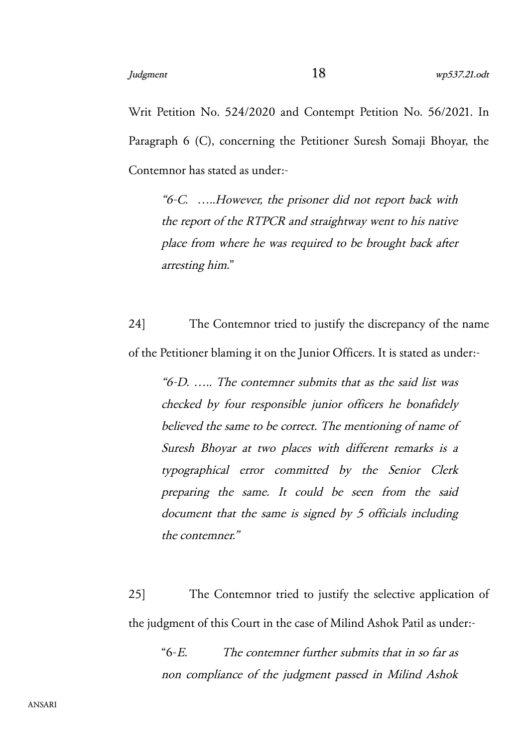Writ Petition No. 524/2020 and Contempt Petition No. 56/2021. In Paragraph 6 (C), concerning the Petitioner Suresh Somaji Bhoyar, the Contemnor has stated as under:-

> *"6-C. …..However, the prisoner did not report back with the report of the RTPCR and straightway went to his native place from where he was required to be brought back after arresting him."*

24] The Contemnor tried to justify the discrepancy of the name of the Petitioner blaming it on the Junior Officers. It is stated as under:-

> *"6-D. ….. The contemner submits that as the said list was checked by four responsible junior officers he bonafidely believed the same to be correct. The mentioning of name of Suresh Bhoyar at two places with different remarks is a typographical error committed by the Senior Clerk preparing the same. It could be seen from the said document that the same is signed by 5 officials including the contemner."*

25] The Contemnor tried to justify the selective application of the judgment of this Court in the case of Milind Ashok Patil as under:-

> "6-*E. The contemner further submits that in so far as non compliance of the judgment passed in Milind Ashok*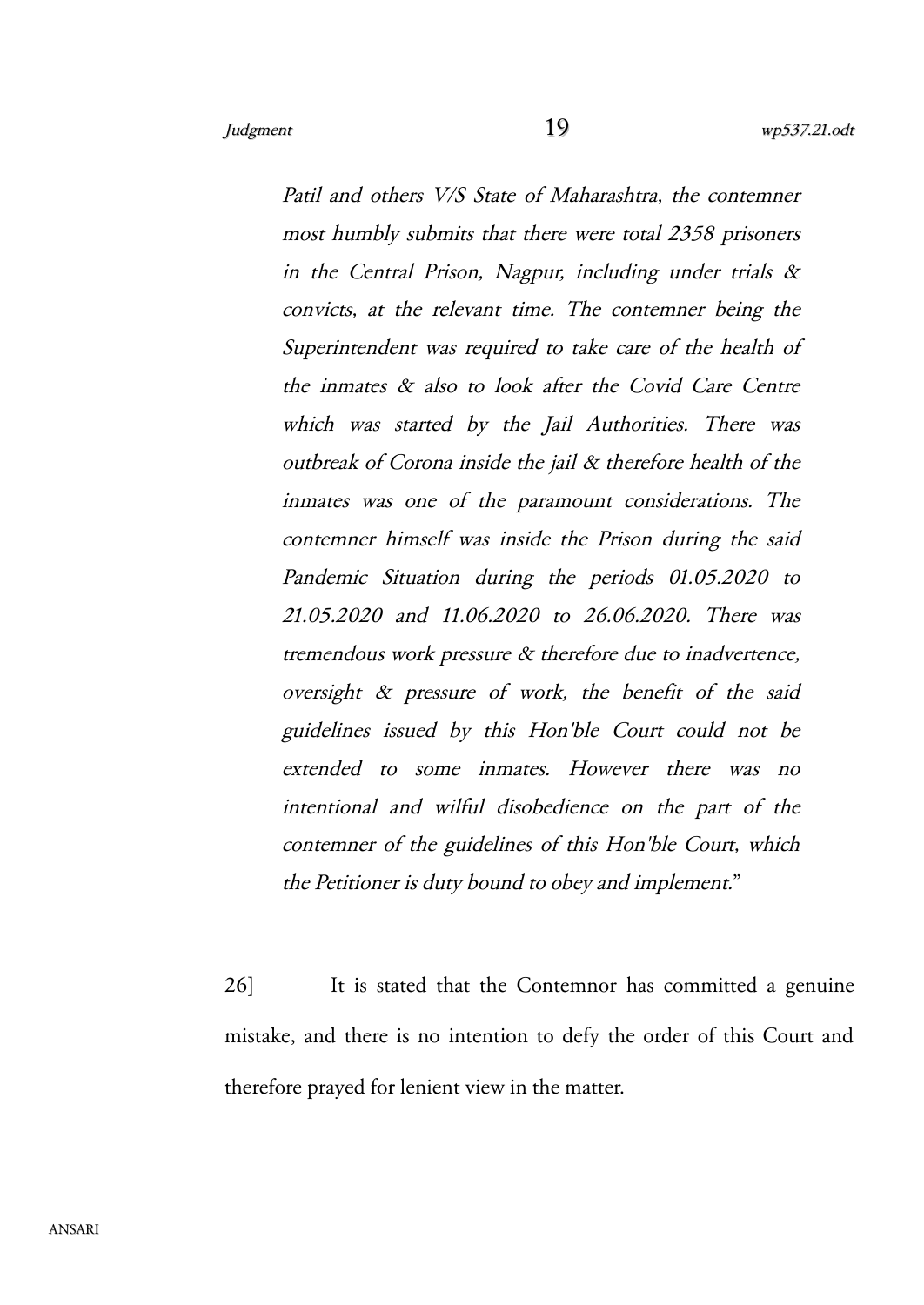*Patil and others V/S State of Maharashtra, the contemner most humbly submits that there were total 2358 prisoners in the Central Prison, Nagpur, including under trials & convicts, at the relevant time. The contemner being the Superintendent was required to take care of the health of the inmates & also to look after the Covid Care Centre which was started by the Jail Authorities. There was outbreak of Corona inside the jail & therefore health of the inmates was one of the paramount considerations. The contemner himself was inside the Prison during the said Pandemic Situation during the periods 01.05.2020 to 21.05.2020 and 11.06.2020 to 26.06.2020. There was tremendous work pressure & therefore due to inadvertence, oversight & pressure of work, the benefit of the said guidelines issued by this Hon'ble Court could not be extended to some inmates. However there was no intentional and wilful disobedience on the part of the contemner of the guidelines of this Hon'ble Court, which the Petitioner is duty bound to obey and implement.*"

26] It is stated that the Contemnor has committed a genuine mistake, and there is no intention to defy the order of this Court and therefore prayed for lenient view in the matter.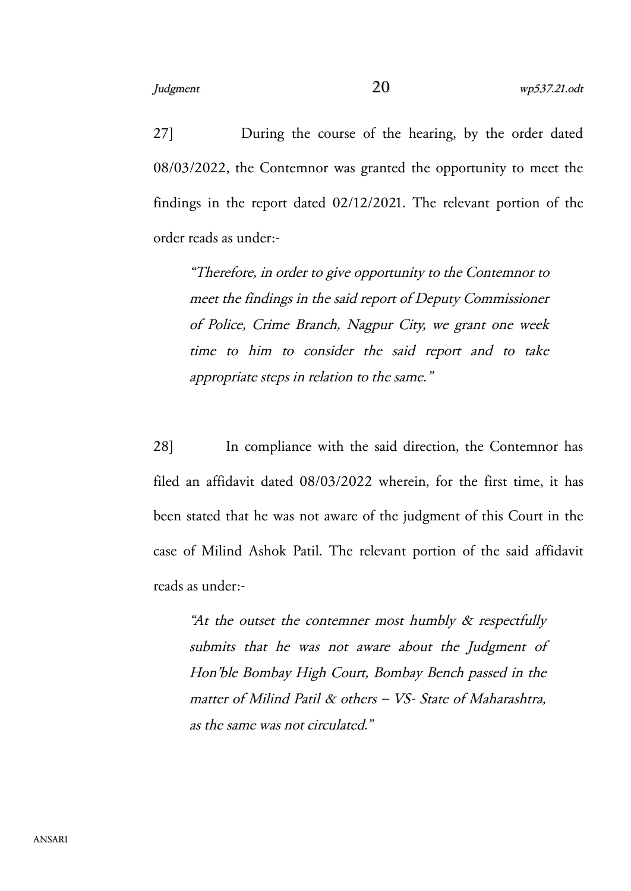27] During the course of the hearing, by the order dated 08/03/2022, the Contemnor was granted the opportunity to meet the findings in the report dated 02/12/2021. The relevant portion of the order reads as under:-

> *"Therefore, in order to give opportunity to the Contemnor to meet the findings in the said report of Deputy Commissioner of Police, Crime Branch, Nagpur City, we grant one week time to him to consider the said report and to take appropriate steps in relation to the same."*

28] In compliance with the said direction, the Contemnor has filed an affidavit dated 08/03/2022 wherein, for the first time, it has been stated that he was not aware of the judgment of this Court in the case of Milind Ashok Patil. The relevant portion of the said affidavit reads as under:-

> *"At the outset the contemner most humbly & respectfully submits that he was not aware about the Judgment of Hon'ble Bombay High Court, Bombay Bench passed in the matter of Milind Patil & others – VS- State of Maharashtra, as the same was not circulated."*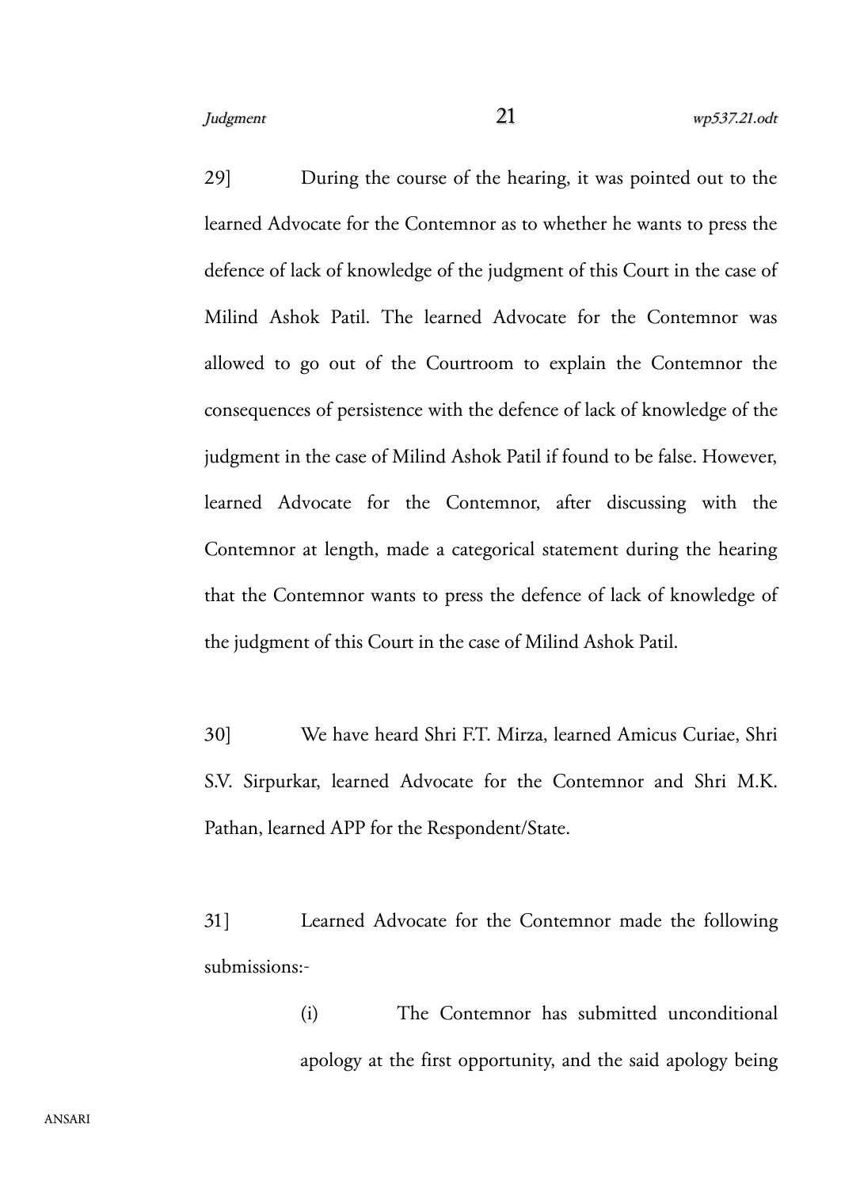29] During the course of the hearing, it was pointed out to the learned Advocate for the Contemnor as to whether he wants to press the defence of lack of knowledge of the judgment of this Court in the case of Milind Ashok Patil. The learned Advocate for the Contemnor was allowed to go out of the Courtroom to explain the Contemnor the consequences of persistence with the defence of lack of knowledge of the judgment in the case of Milind Ashok Patil if found to be false. However, learned Advocate for the Contemnor, after discussing with the Contemnor at length, made a categorical statement during the hearing that the Contemnor wants to press the defence of lack of knowledge of the judgment of this Court in the case of Milind Ashok Patil.

30] We have heard Shri F.T. Mirza, learned Amicus Curiae, Shri S.V. Sirpurkar, learned Advocate for the Contemnor and Shri M.K. Pathan, learned APP for the Respondent/State.

31] Learned Advocate for the Contemnor made the following submissions:-

(i) The Contemnor has submitted unconditional apology at the first opportunity, and the said apology being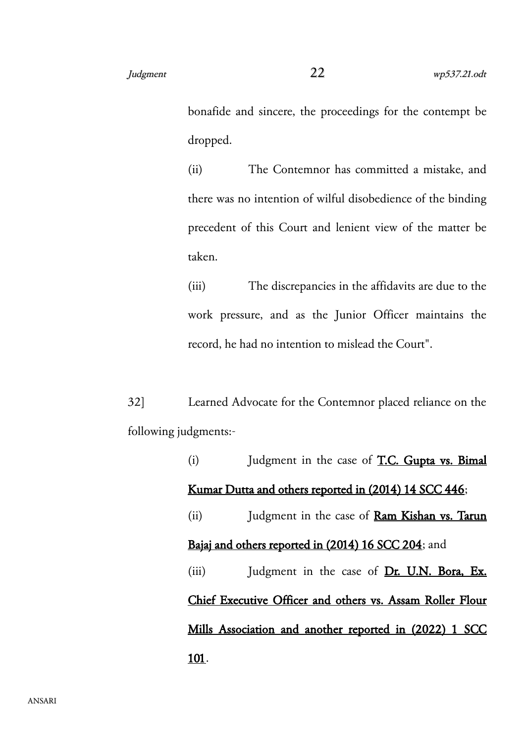bonafide and sincere, the proceedings for the contempt be dropped.

(ii) The Contemnor has committed a mistake, and there was no intention of wilful disobedience of the binding precedent of this Court and lenient view of the matter be taken.

(iii) The discrepancies in the affidavits are due to the work pressure, and as the Junior Officer maintains the record, he had no intention to mislead the Court".

32] Learned Advocate for the Contemnor placed reliance on the following judgments:-

(i) Judgment in the case of **T.C. Gupta vs. Bimal Kumar Dutta and others reported in (2014) 14 SCC 446**;

(ii) Judgment in the case of **Ram Kishan vs. Tarun Bajaj and others reported in (2014) 16 SCC 204**; and

(iii) Judgment in the case of **Dr. U.N. Bora, Ex. Chief Executive Officer and others vs. Assam Roller Flour Mills Association and another reported in (2022) 1 SCC 101**.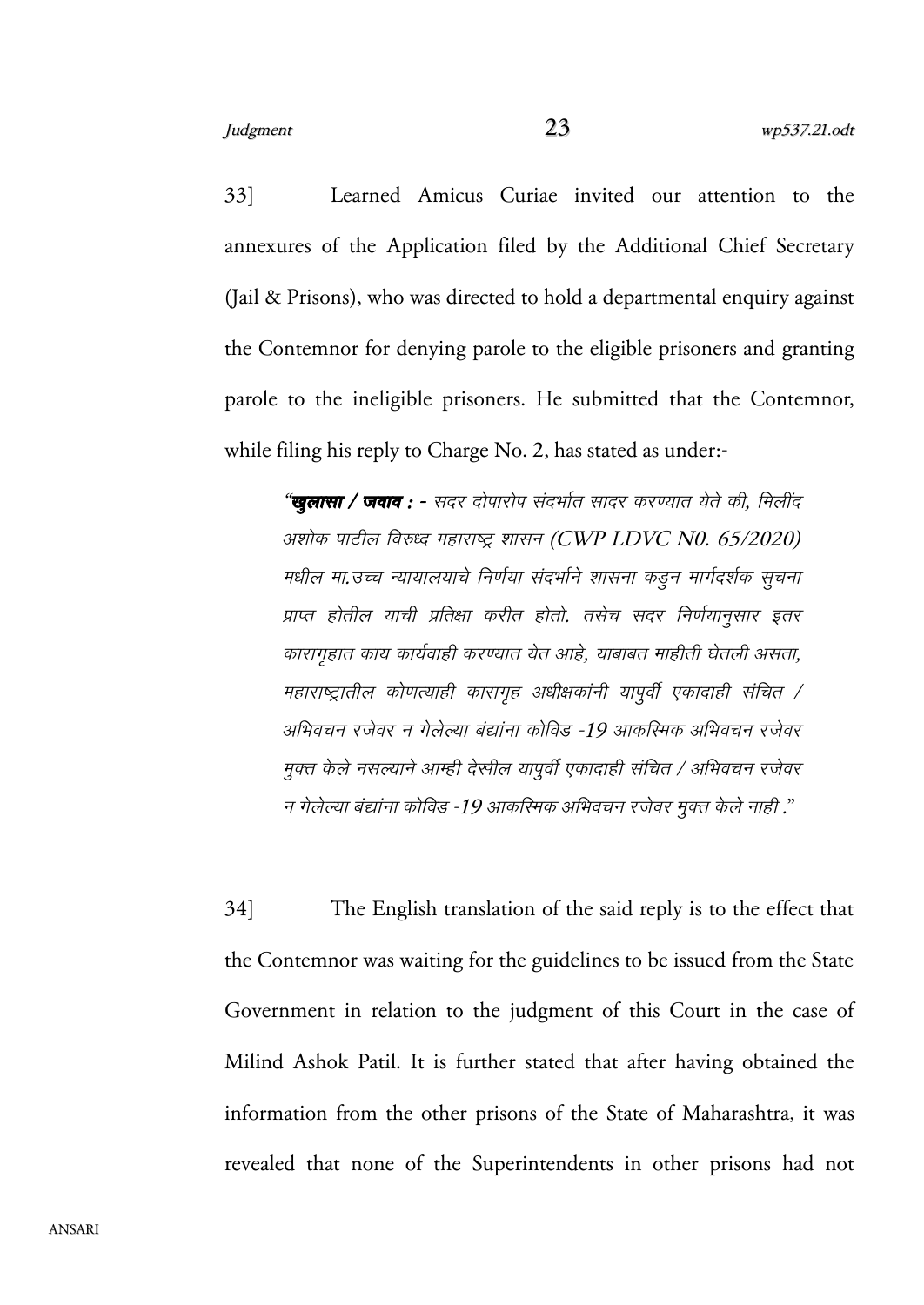33] Learned Amicus Curiae invited our attention to the annexures of the Application filed by the Additional Chief Secretary (Jail & Prisons), who was directed to hold a departmental enquiry against the Contemnor for denying parole to the eligible prisoners and granting parole to the ineligible prisoners. He submitted that the Contemnor, while filing his reply to Charge No. 2, has stated as under:-

> *"**खुलासा / जवाब :** - सदर दोषारोप संदर्भात सादर करण्यात येते की, मिलींद अशोक पाटील विरुध्द महाराष्ट्र शासन (CWP LDVC N0. 65/2020) मधील मा.उच्च न्यायालयाचे निर्णया संदर्भाने शासना कडुन मार्गदर्शक सुचना प्राप्त होतील याची प्रतिक्षा करीत होतो. तसेच सदर निर्णयानुसार इतर कारागृहात काय कार्यवाही करण्यात येत आहे, याबाबत माहीती घेतली असता, महाराष्ट्रातील कोणत्याही कारागृह अधीक्षकांनी यापुर्वी एकादाही संचित / अभिवचन रजेवर न गेलेल्या बंद्यांना कोविड -19 आकस्मिक अभिवचन रजेवर मुक्त केले नसल्याने आम्ही देखील यापुर्वी एकादाही संचित / अभिवचन रजेवर न गेलेल्या बंद्यांना कोविड -19 आकस्मिक अभिवचन रजेवर मुक्त केले नाही ."*

34] The English translation of the said reply is to the effect that the Contemnor was waiting for the guidelines to be issued from the State Government in relation to the judgment of this Court in the case of Milind Ashok Patil. It is further stated that after having obtained the information from the other prisons of the State of Maharashtra, it was revealed that none of the Superintendents in other prisons had not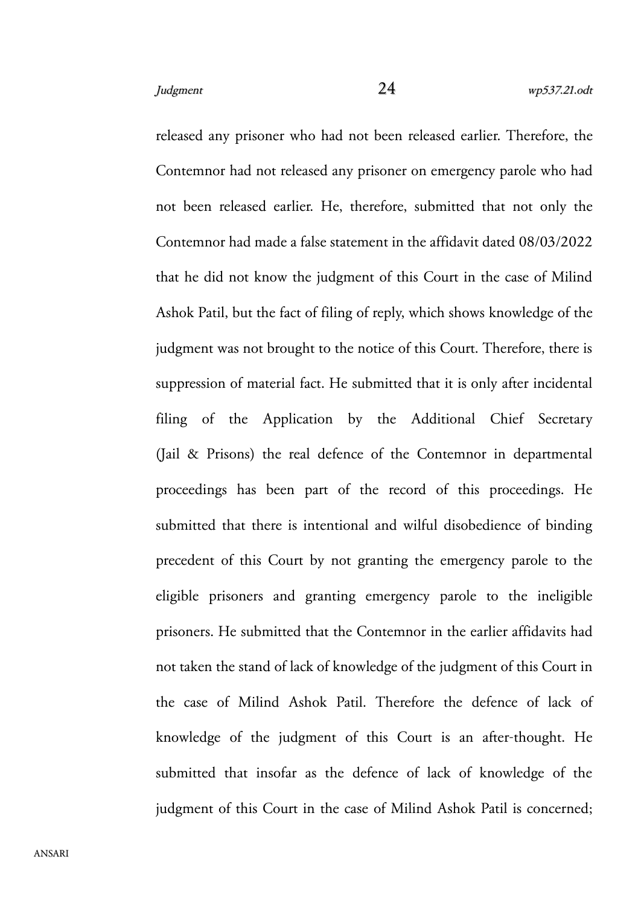released any prisoner who had not been released earlier. Therefore, the Contemnor had not released any prisoner on emergency parole who had not been released earlier. He, therefore, submitted that not only the Contemnor had made a false statement in the affidavit dated 08/03/2022 that he did not know the judgment of this Court in the case of Milind Ashok Patil, but the fact of filing of reply, which shows knowledge of the judgment was not brought to the notice of this Court. Therefore, there is suppression of material fact. He submitted that it is only after incidental filing of the Application by the Additional Chief Secretary (Jail & Prisons) the real defence of the Contemnor in departmental proceedings has been part of the record of this proceedings. He submitted that there is intentional and wilful disobedience of binding precedent of this Court by not granting the emergency parole to the eligible prisoners and granting emergency parole to the ineligible prisoners. He submitted that the Contemnor in the earlier affidavits had not taken the stand of lack of knowledge of the judgment of this Court in the case of Milind Ashok Patil. Therefore the defence of lack of knowledge of the judgment of this Court is an after-thought. He submitted that insofar as the defence of lack of knowledge of the judgment of this Court in the case of Milind Ashok Patil is concerned;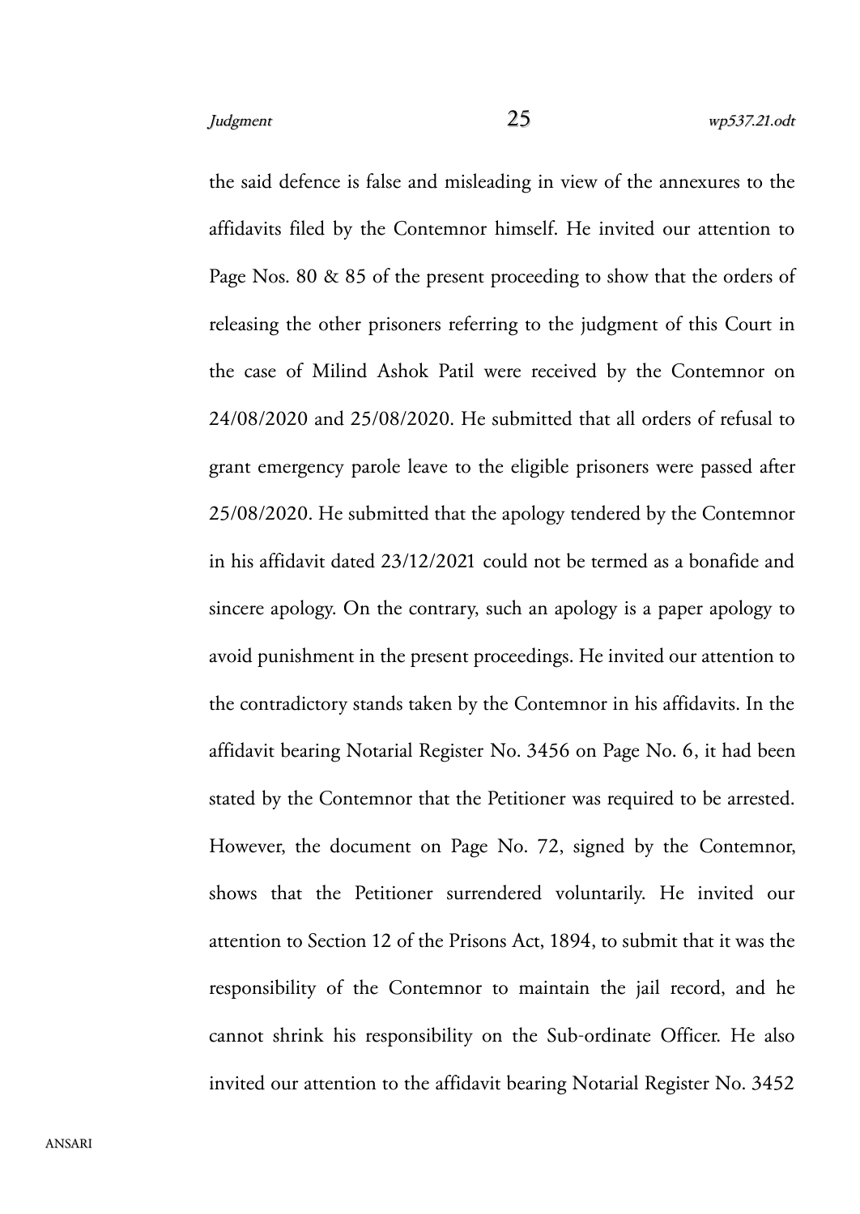the said defence is false and misleading in view of the annexures to the affidavits filed by the Contemnor himself. He invited our attention to Page Nos. 80 & 85 of the present proceeding to show that the orders of releasing the other prisoners referring to the judgment of this Court in the case of Milind Ashok Patil were received by the Contemnor on 24/08/2020 and 25/08/2020. He submitted that all orders of refusal to grant emergency parole leave to the eligible prisoners were passed after 25/08/2020. He submitted that the apology tendered by the Contemnor in his affidavit dated 23/12/2021 could not be termed as a bonafide and sincere apology. On the contrary, such an apology is a paper apology to avoid punishment in the present proceedings. He invited our attention to the contradictory stands taken by the Contemnor in his affidavits. In the affidavit bearing Notarial Register No. 3456 on Page No. 6, it had been stated by the Contemnor that the Petitioner was required to be arrested. However, the document on Page No. 72, signed by the Contemnor, shows that the Petitioner surrendered voluntarily. He invited our attention to Section 12 of the Prisons Act, 1894, to submit that it was the responsibility of the Contemnor to maintain the jail record, and he cannot shrink his responsibility on the Sub-ordinate Officer. He also invited our attention to the affidavit bearing Notarial Register No. 3452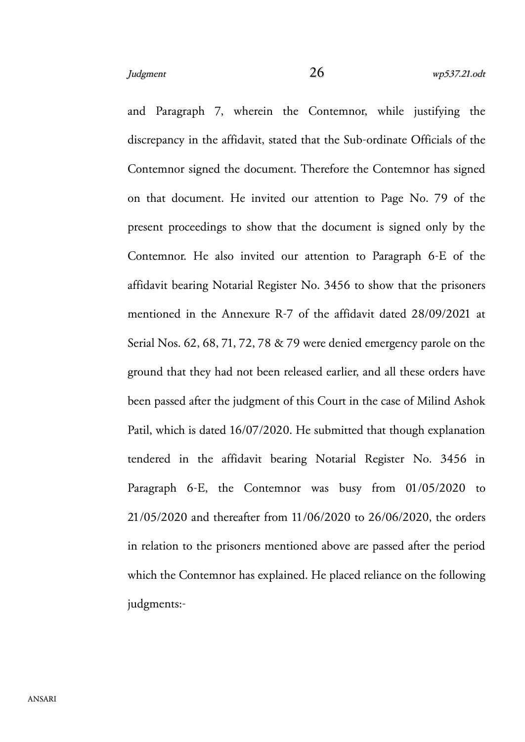and Paragraph 7, wherein the Contemnor, while justifying the discrepancy in the affidavit, stated that the Sub-ordinate Officials of the Contemnor signed the document. Therefore the Contemnor has signed on that document. He invited our attention to Page No. 79 of the present proceedings to show that the document is signed only by the Contemnor. He also invited our attention to Paragraph 6-E of the affidavit bearing Notarial Register No. 3456 to show that the prisoners mentioned in the Annexure R-7 of the affidavit dated 28/09/2021 at Serial Nos. 62, 68, 71, 72, 78 & 79 were denied emergency parole on the ground that they had not been released earlier, and all these orders have been passed after the judgment of this Court in the case of Milind Ashok Patil, which is dated 16/07/2020. He submitted that though explanation tendered in the affidavit bearing Notarial Register No. 3456 in Paragraph 6-E, the Contemnor was busy from 01/05/2020 to 21/05/2020 and thereafter from 11/06/2020 to 26/06/2020, the orders in relation to the prisoners mentioned above are passed after the period which the Contemnor has explained. He placed reliance on the following judgments:-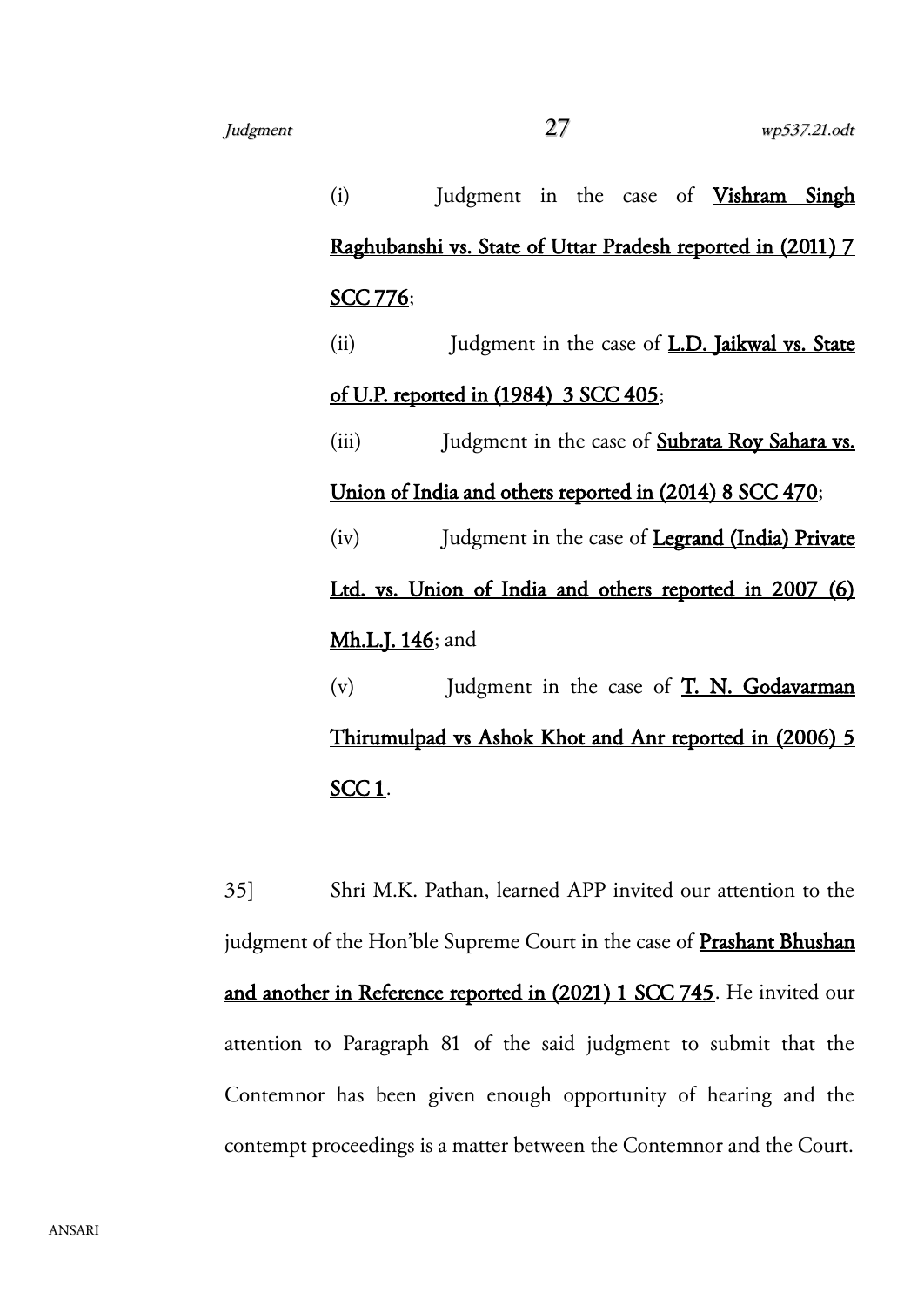(i) Judgment in the case of **Vishram Singh Raghubanshi vs. State of Uttar Pradesh reported in (2011) 7 SCC 776**;

(ii) Judgment in the case of **L.D. Jaikwal vs. State of U.P. reported in (1984) 3 SCC 405**;

(iii) Judgment in the case of **Subrata Roy Sahara vs. Union of India and others reported in (2014) 8 SCC 470**;

(iv) Judgment in the case of **Legrand (India) Private Ltd. vs. Union of India and others reported in 2007 (6) Mh.L.J. 146**; and

(v) Judgment in the case of **T. N. Godavarman Thirumulpad vs Ashok Khot and Anr reported in (2006) 5 SCC 1**.

35] Shri M.K. Pathan, learned APP invited our attention to the judgment of the Hon'ble Supreme Court in the case of **Prashant Bhushan and another in Reference reported in (2021) 1 SCC 745**. He invited our attention to Paragraph 81 of the said judgment to submit that the Contemnor has been given enough opportunity of hearing and the contempt proceedings is a matter between the Contemnor and the Court.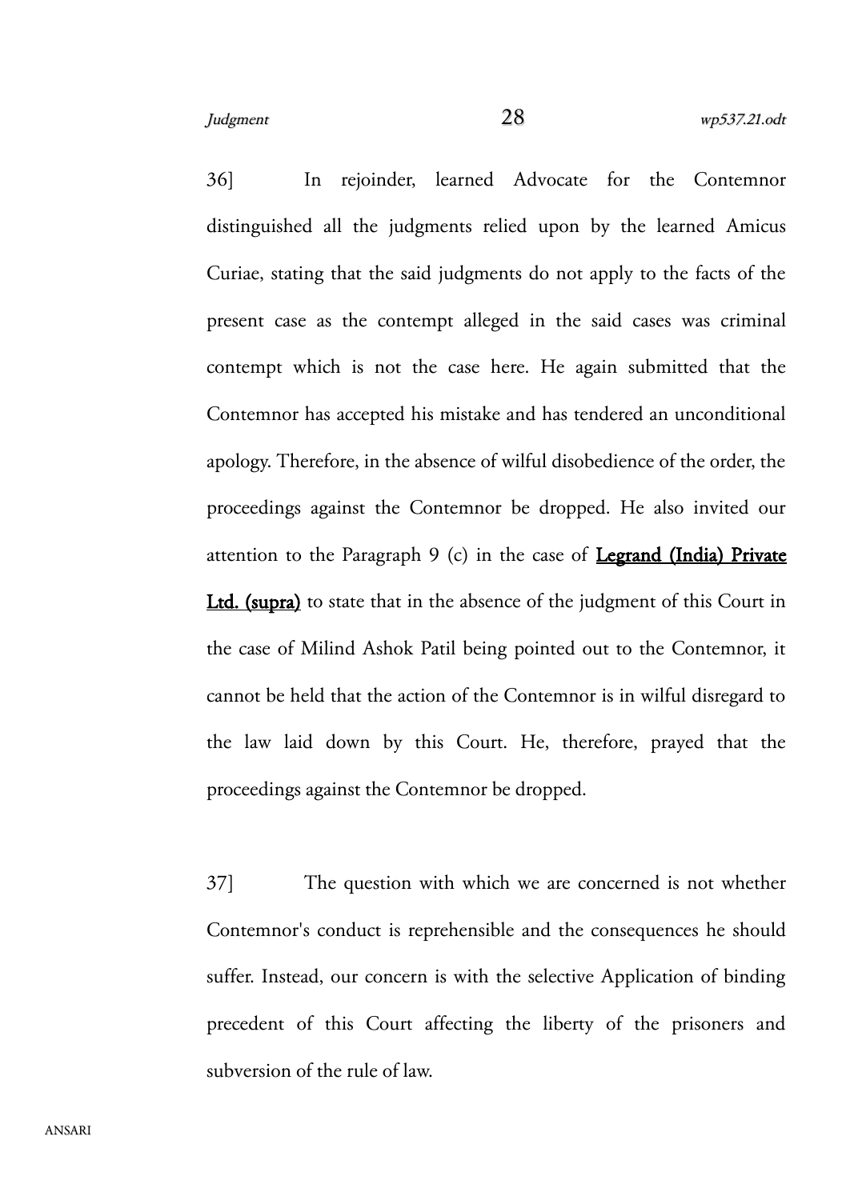36] In rejoinder, learned Advocate for the Contemnor distinguished all the judgments relied upon by the learned Amicus Curiae, stating that the said judgments do not apply to the facts of the present case as the contempt alleged in the said cases was criminal contempt which is not the case here. He again submitted that the Contemnor has accepted his mistake and has tendered an unconditional apology. Therefore, in the absence of wilful disobedience of the order, the proceedings against the Contemnor be dropped. He also invited our attention to the Paragraph 9 (c) in the case of **Legrand (India) Private Ltd. (supra)** to state that in the absence of the judgment of this Court in the case of Milind Ashok Patil being pointed out to the Contemnor, it cannot be held that the action of the Contemnor is in wilful disregard to the law laid down by this Court. He, therefore, prayed that the proceedings against the Contemnor be dropped.

37] The question with which we are concerned is not whether Contemnor's conduct is reprehensible and the consequences he should suffer. Instead, our concern is with the selective Application of binding precedent of this Court affecting the liberty of the prisoners and subversion of the rule of law.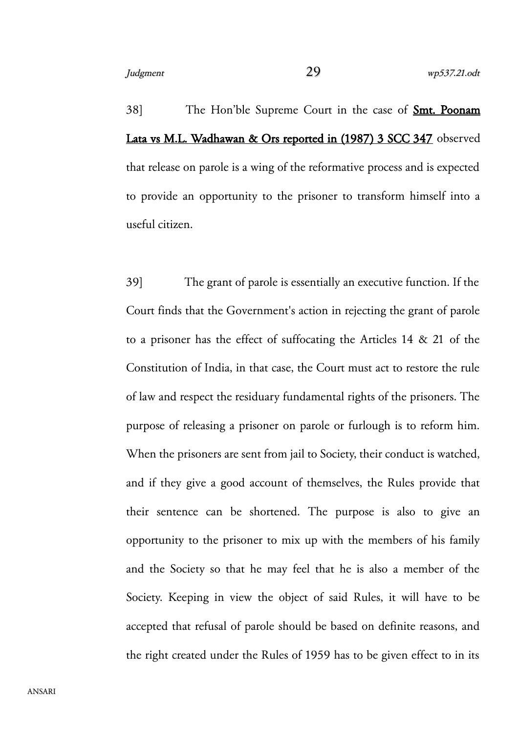38] The Hon'ble Supreme Court in the case of **Smt. Poonam Lata vs M.L. Wadhawan & Ors reported in (1987) 3 SCC 347** observed that release on parole is a wing of the reformative process and is expected to provide an opportunity to the prisoner to transform himself into a useful citizen.

39] The grant of parole is essentially an executive function. If the Court finds that the Government's action in rejecting the grant of parole to a prisoner has the effect of suffocating the Articles 14 & 21 of the Constitution of India, in that case, the Court must act to restore the rule of law and respect the residuary fundamental rights of the prisoners. The purpose of releasing a prisoner on parole or furlough is to reform him. When the prisoners are sent from jail to Society, their conduct is watched, and if they give a good account of themselves, the Rules provide that their sentence can be shortened. The purpose is also to give an opportunity to the prisoner to mix up with the members of his family and the Society so that he may feel that he is also a member of the Society. Keeping in view the object of said Rules, it will have to be accepted that refusal of parole should be based on definite reasons, and the right created under the Rules of 1959 has to be given effect to in its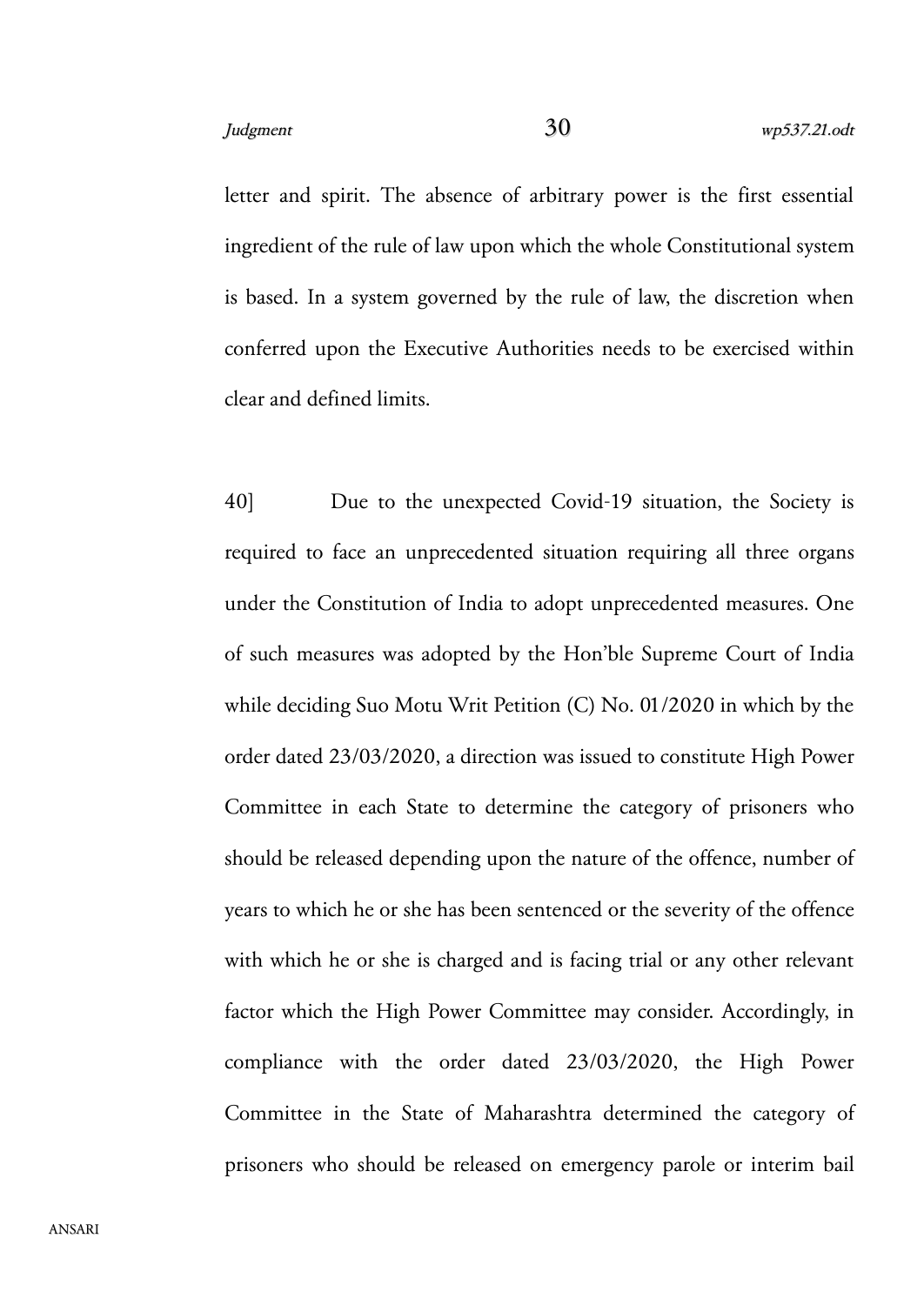letter and spirit. The absence of arbitrary power is the first essential ingredient of the rule of law upon which the whole Constitutional system is based. In a system governed by the rule of law, the discretion when conferred upon the Executive Authorities needs to be exercised within clear and defined limits.

40] Due to the unexpected Covid-19 situation, the Society is required to face an unprecedented situation requiring all three organs under the Constitution of India to adopt unprecedented measures. One of such measures was adopted by the Hon'ble Supreme Court of India while deciding Suo Motu Writ Petition (C) No. 01/2020 in which by the order dated 23/03/2020, a direction was issued to constitute High Power Committee in each State to determine the category of prisoners who should be released depending upon the nature of the offence, number of years to which he or she has been sentenced or the severity of the offence with which he or she is charged and is facing trial or any other relevant factor which the High Power Committee may consider. Accordingly, in compliance with the order dated 23/03/2020, the High Power Committee in the State of Maharashtra determined the category of prisoners who should be released on emergency parole or interim bail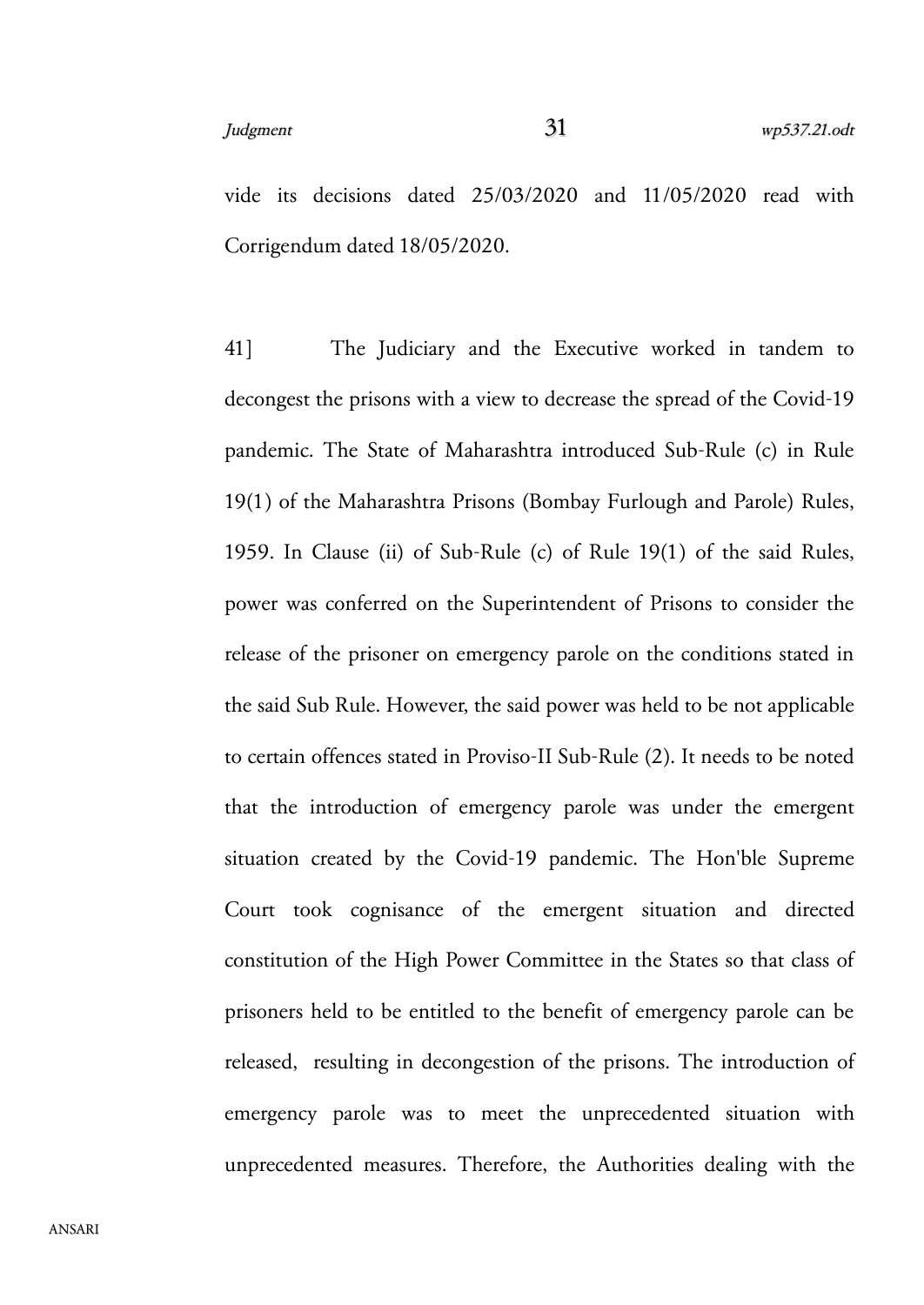vide its decisions dated 25/03/2020 and 11/05/2020 read with Corrigendum dated 18/05/2020.

41] The Judiciary and the Executive worked in tandem to decongest the prisons with a view to decrease the spread of the Covid-19 pandemic. The State of Maharashtra introduced Sub-Rule (c) in Rule 19(1) of the Maharashtra Prisons (Bombay Furlough and Parole) Rules, 1959. In Clause (ii) of Sub-Rule (c) of Rule 19(1) of the said Rules, power was conferred on the Superintendent of Prisons to consider the release of the prisoner on emergency parole on the conditions stated in the said Sub Rule. However, the said power was held to be not applicable to certain offences stated in Proviso-II Sub-Rule (2). It needs to be noted that the introduction of emergency parole was under the emergent situation created by the Covid-19 pandemic. The Hon'ble Supreme Court took cognisance of the emergent situation and directed constitution of the High Power Committee in the States so that class of prisoners held to be entitled to the benefit of emergency parole can be released, resulting in decongestion of the prisons. The introduction of emergency parole was to meet the unprecedented situation with unprecedented measures. Therefore, the Authorities dealing with the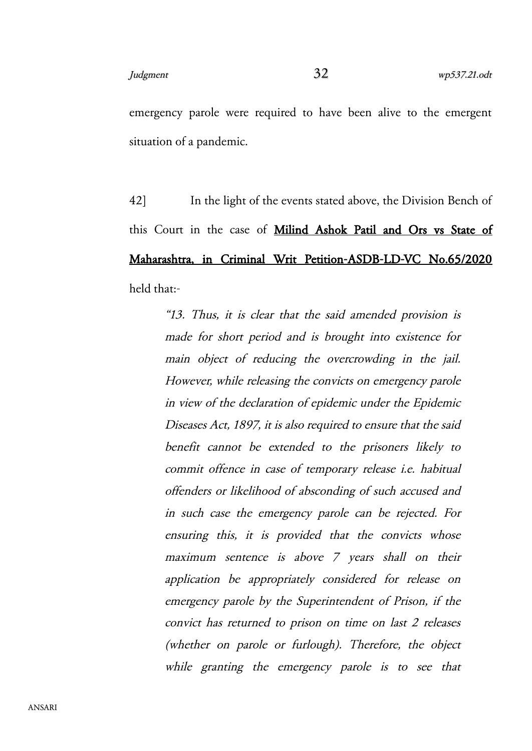emergency parole were required to have been alive to the emergent situation of a pandemic.

42] In the light of the events stated above, the Division Bench of this Court in the case of **Milind Ashok Patil and Ors vs State of Maharashtra, in Criminal Writ Petition-ASDB-LD-VC No.65/2020** held that:-

> *"13. Thus, it is clear that the said amended provision is made for short period and is brought into existence for main object of reducing the overcrowding in the jail. However, while releasing the convicts on emergency parole in view of the declaration of epidemic under the Epidemic Diseases Act, 1897, it is also required to ensure that the said benefit cannot be extended to the prisoners likely to commit offence in case of temporary release i.e. habitual offenders or likelihood of absconding of such accused and in such case the emergency parole can be rejected. For ensuring this, it is provided that the convicts whose maximum sentence is above 7 years shall on their application be appropriately considered for release on emergency parole by the Superintendent of Prison, if the convict has returned to prison on time on last 2 releases (whether on parole or furlough). Therefore, the object while granting the emergency parole is to see that*

ANSARI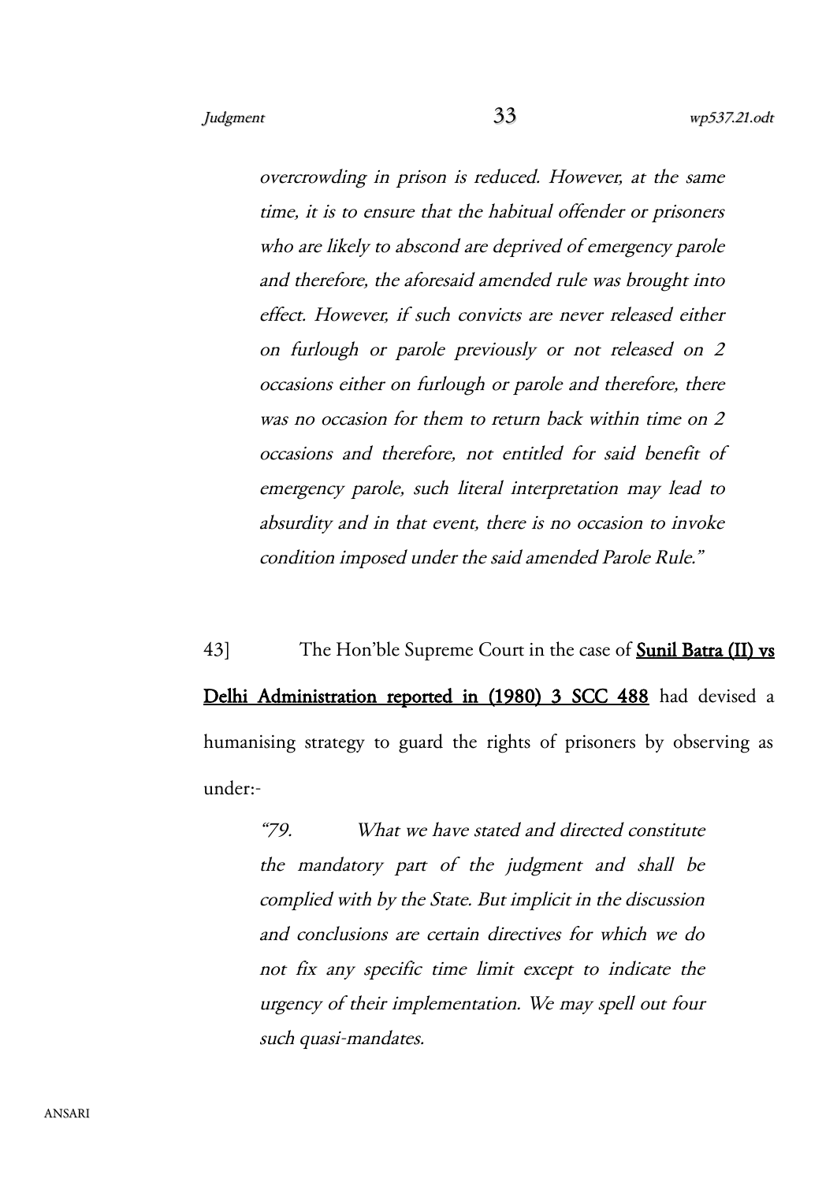> *overcrowding in prison is reduced. However, at the same time, it is to ensure that the habitual offender or prisoners who are likely to abscond are deprived of emergency parole and therefore, the aforesaid amended rule was brought into effect. However, if such convicts are never released either on furlough or parole previously or not released on 2 occasions either on furlough or parole and therefore, there was no occasion for them to return back within time on 2 occasions and therefore, not entitled for said benefit of emergency parole, such literal interpretation may lead to absurdity and in that event, there is no occasion to invoke condition imposed under the said amended Parole Rule."*

43] The Hon'ble Supreme Court in the case of **Sunil Batra (II) vs Delhi Administration reported in (1980) 3 SCC 488** had devised a humanising strategy to guard the rights of prisoners by observing as under:-

> *"79. What we have stated and directed constitute the mandatory part of the judgment and shall be complied with by the State. But implicit in the discussion and conclusions are certain directives for which we do not fix any specific time limit except to indicate the urgency of their implementation. We may spell out four such quasi-mandates.*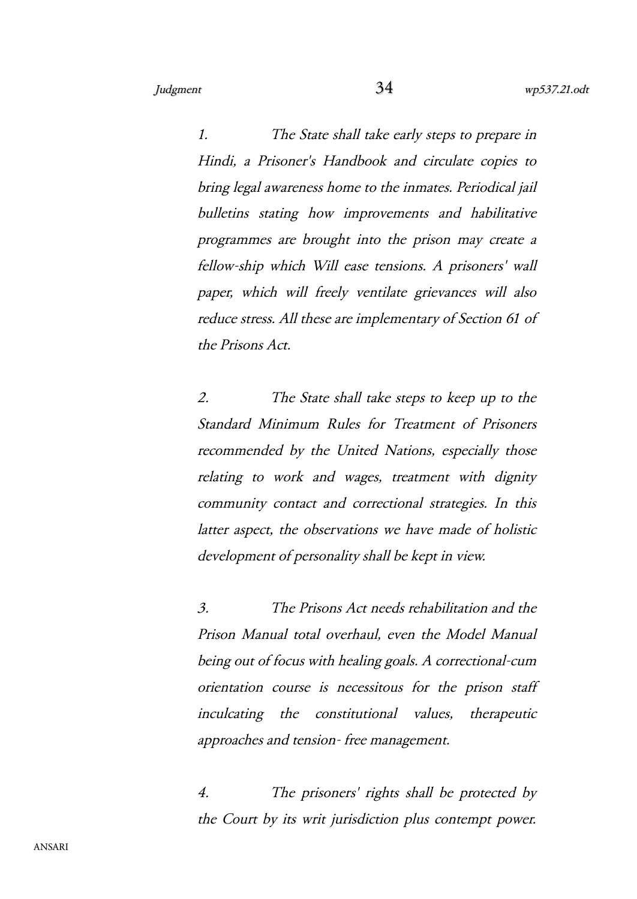*1. The State shall take early steps to prepare in Hindi, a Prisoner's Handbook and circulate copies to bring legal awareness home to the inmates. Periodical jail bulletins stating how improvements and habilitative programmes are brought into the prison may create a fellow-ship which Will ease tensions. A prisoners' wall paper, which will freely ventilate grievances will also reduce stress. All these are implementary of Section 61 of the Prisons Act.*

*2. The State shall take steps to keep up to the Standard Minimum Rules for Treatment of Prisoners recommended by the United Nations, especially those relating to work and wages, treatment with dignity community contact and correctional strategies. In this latter aspect, the observations we have made of holistic development of personality shall be kept in view.*

*3. The Prisons Act needs rehabilitation and the Prison Manual total overhaul, even the Model Manual being out of focus with healing goals. A correctional-cum orientation course is necessitous for the prison staff inculcating the constitutional values, therapeutic approaches and tension- free management.*

*4. The prisoners' rights shall be protected by the Court by its writ jurisdiction plus contempt power.*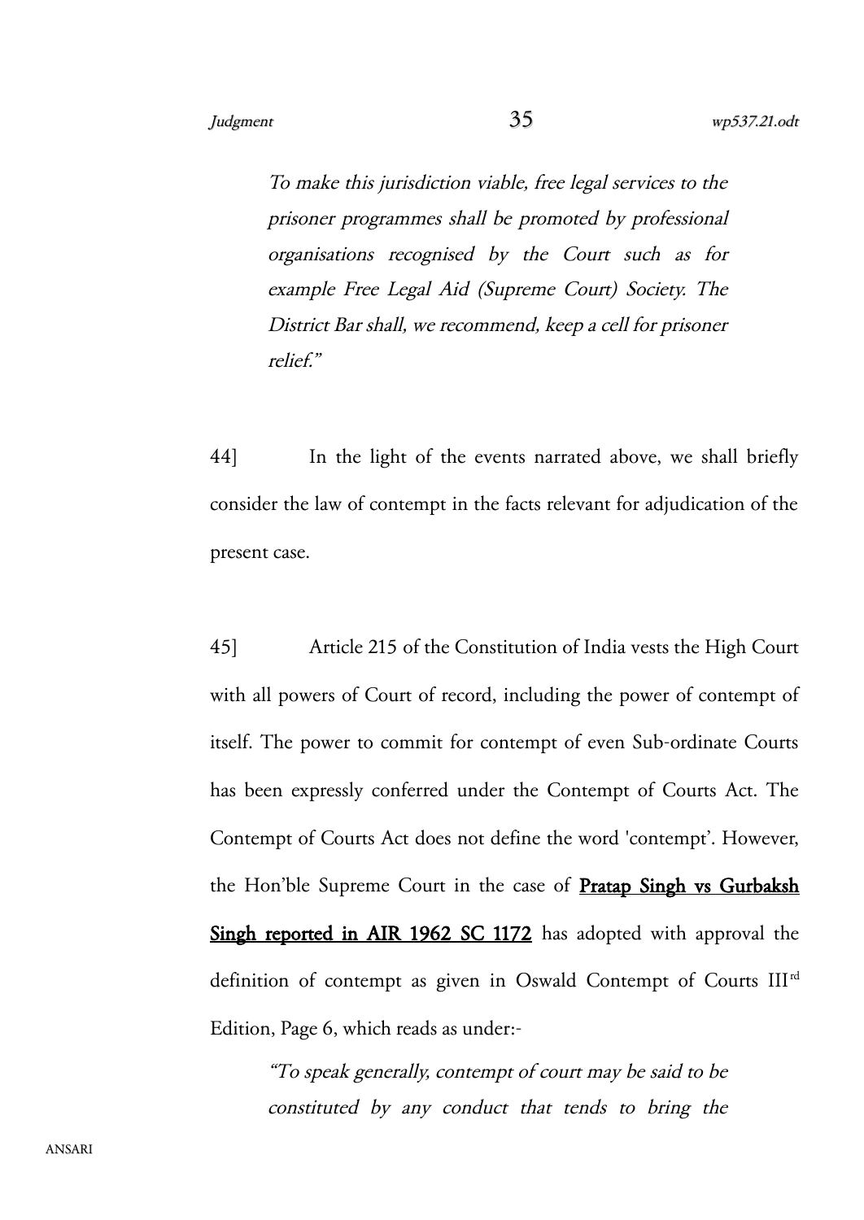*To make this jurisdiction viable, free legal services to the prisoner programmes shall be promoted by professional organisations recognised by the Court such as for example Free Legal Aid (Supreme Court) Society. The District Bar shall, we recommend, keep a cell for prisoner relief."*

44] In the light of the events narrated above, we shall briefly consider the law of contempt in the facts relevant for adjudication of the present case.

45] Article 215 of the Constitution of India vests the High Court with all powers of Court of record, including the power of contempt of itself. The power to commit for contempt of even Sub-ordinate Courts has been expressly conferred under the Contempt of Courts Act. The Contempt of Courts Act does not define the word 'contempt'. However, the Hon'ble Supreme Court in the case of **Pratap Singh vs Gurbaksh Singh reported in AIR 1962 SC 1172** has adopted with approval the definition of contempt as given in Oswald Contempt of Courts III[rd] Edition, Page 6, which reads as under:-

*"To speak generally, contempt of court may be said to be constituted by any conduct that tends to bring the*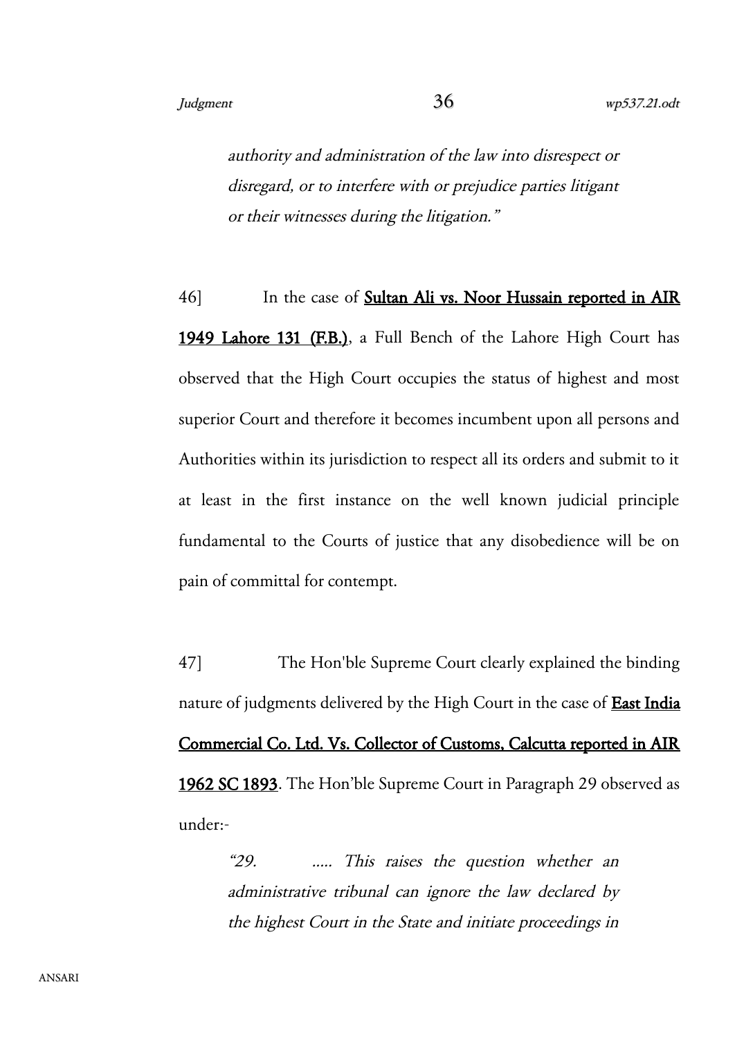> *authority and administration of the law into disrespect or disregard, or to interfere with or prejudice parties litigant or their witnesses during the litigation."*

46] In the case of **Sultan Ali vs. Noor Hussain reported in AIR 1949 Lahore 131 (F.B.)**, a Full Bench of the Lahore High Court has observed that the High Court occupies the status of highest and most superior Court and therefore it becomes incumbent upon all persons and Authorities within its jurisdiction to respect all its orders and submit to it at least in the first instance on the well known judicial principle fundamental to the Courts of justice that any disobedience will be on pain of committal for contempt.

47] The Hon'ble Supreme Court clearly explained the binding nature of judgments delivered by the High Court in the case of **East India Commercial Co. Ltd. Vs. Collector of Customs, Calcutta reported in AIR 1962 SC 1893**. The Hon'ble Supreme Court in Paragraph 29 observed as under:-

> *"29. ..... This raises the question whether an administrative tribunal can ignore the law declared by the highest Court in the State and initiate proceedings in*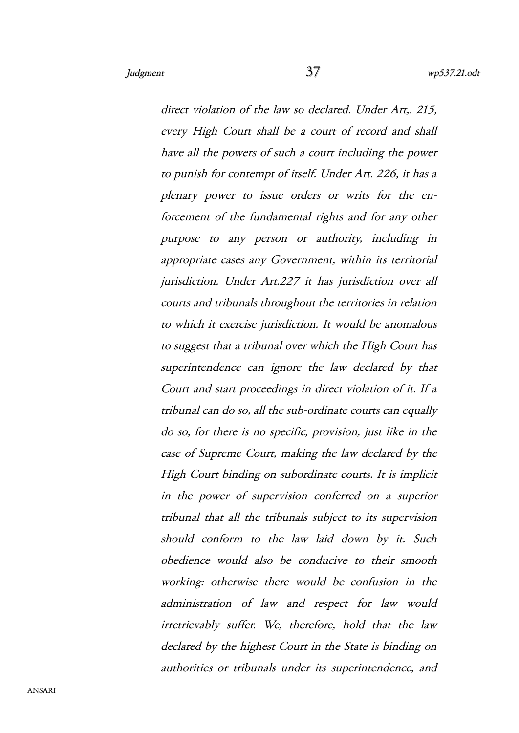*direct violation of the law so declared. Under Art,. 215, every High Court shall be a court of record and shall have all the powers of such a court including the power to punish for contempt of itself. Under Art. 226, it has a plenary power to issue orders or writs for the enforcement of the fundamental rights and for any other purpose to any person or authority, including in appropriate cases any Government, within its territorial jurisdiction. Under Art.227 it has jurisdiction over all courts and tribunals throughout the territories in relation to which it exercise jurisdiction. It would be anomalous to suggest that a tribunal over which the High Court has superintendence can ignore the law declared by that Court and start proceedings in direct violation of it. If a tribunal can do so, all the sub-ordinate courts can equally do so, for there is no specific, provision, just like in the case of Supreme Court, making the law declared by the High Court binding on subordinate courts. It is implicit in the power of supervision conferred on a superior tribunal that all the tribunals subject to its supervision should conform to the law laid down by it. Such obedience would also be conducive to their smooth working: otherwise there would be confusion in the administration of law and respect for law would irretrievably suffer. We, therefore, hold that the law declared by the highest Court in the State is binding on authorities or tribunals under its superintendence, and*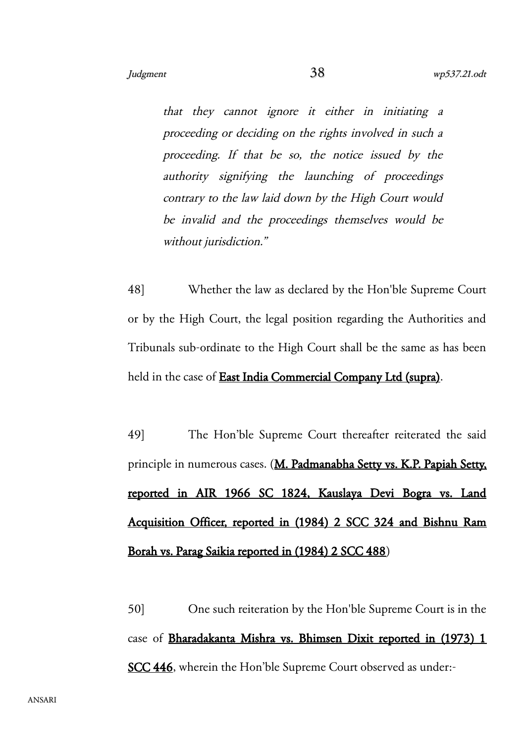*that they cannot ignore it either in initiating a proceeding or deciding on the rights involved in such a proceeding. If that be so, the notice issued by the authority signifying the launching of proceedings contrary to the law laid down by the High Court would be invalid and the proceedings themselves would be without jurisdiction."*

48] Whether the law as declared by the Hon'ble Supreme Court or by the High Court, the legal position regarding the Authorities and Tribunals sub-ordinate to the High Court shall be the same as has been held in the case of **East India Commercial Company Ltd (supra)**.

49] The Hon'ble Supreme Court thereafter reiterated the said principle in numerous cases. (**M. Padmanabha Setty vs. K.P. Papiah Setty, reported in AIR 1966 SC 1824, Kauslaya Devi Bogra vs. Land Acquisition Officer, reported in (1984) 2 SCC 324 and Bishnu Ram Borah vs. Parag Saikia reported in (1984) 2 SCC 488**)

50] One such reiteration by the Hon'ble Supreme Court is in the case of **Bharadakanta Mishra vs. Bhimsen Dixit reported in (1973) 1 SCC 446**, wherein the Hon'ble Supreme Court observed as under:-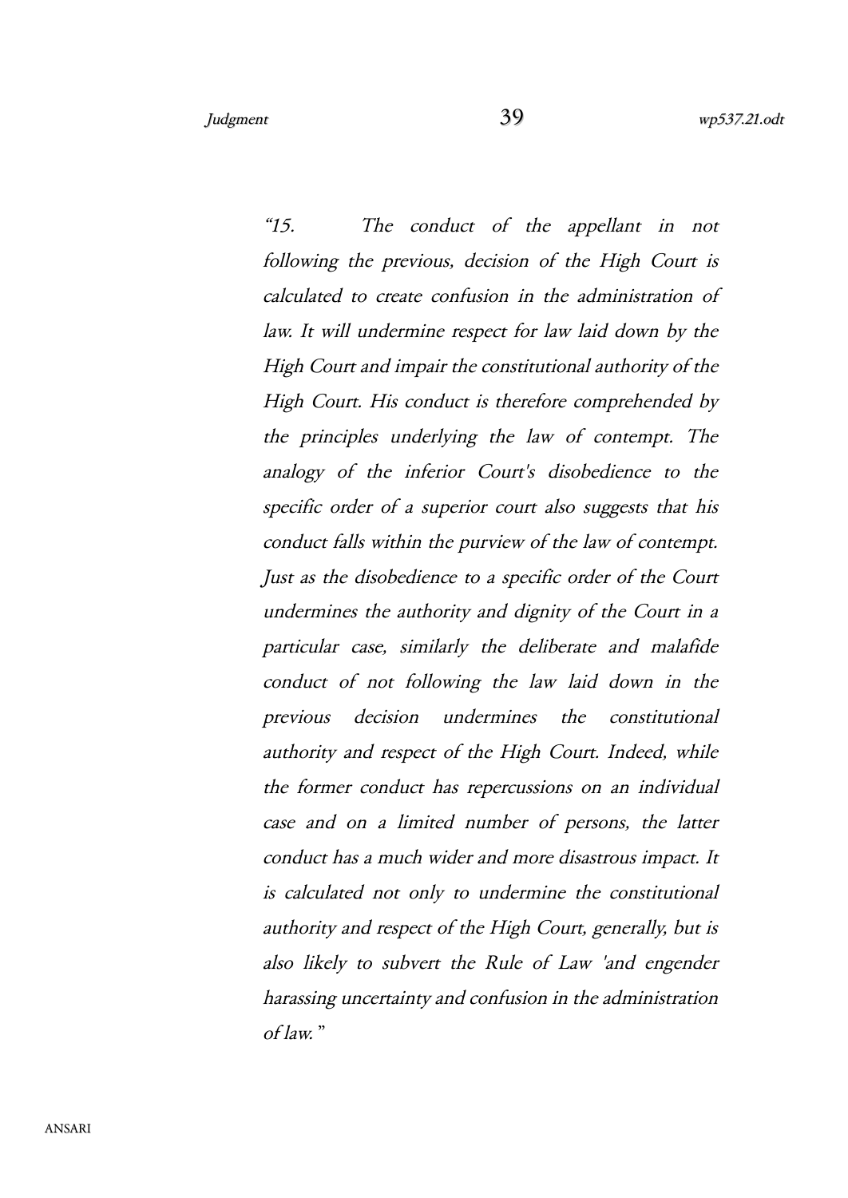*"15. The conduct of the appellant in not following the previous, decision of the High Court is calculated to create confusion in the administration of law. It will undermine respect for law laid down by the High Court and impair the constitutional authority of the High Court. His conduct is therefore comprehended by the principles underlying the law of contempt. The analogy of the inferior Court's disobedience to the specific order of a superior court also suggests that his conduct falls within the purview of the law of contempt. Just as the disobedience to a specific order of the Court undermines the authority and dignity of the Court in a particular case, similarly the deliberate and malafide conduct of not following the law laid down in the previous decision undermines the constitutional authority and respect of the High Court. Indeed, while the former conduct has repercussions on an individual case and on a limited number of persons, the latter conduct has a much wider and more disastrous impact. It is calculated not only to undermine the constitutional authority and respect of the High Court, generally, but is also likely to subvert the Rule of Law 'and engender harassing uncertainty and confusion in the administration of law."*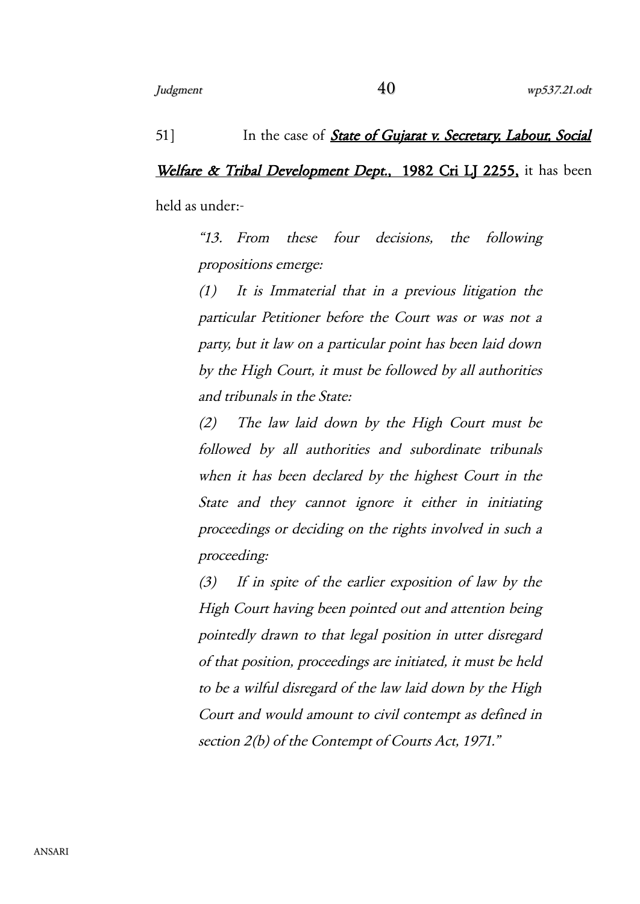51] In the case of ***State of Gujarat v. Secretary, Labour, Social Welfare & Tribal Development Dept.*, 1982 Cri LJ 2255,** it has been held as under:-

> *"13. From these four decisions, the following propositions emerge:*
>
> *(1) It is Immaterial that in a previous litigation the particular Petitioner before the Court was or was not a party, but it law on a particular point has been laid down by the High Court, it must be followed by all authorities and tribunals in the State:*
>
> *(2) The law laid down by the High Court must be followed by all authorities and subordinate tribunals when it has been declared by the highest Court in the State and they cannot ignore it either in initiating proceedings or deciding on the rights involved in such a proceeding:*
>
> *(3) If in spite of the earlier exposition of law by the High Court having been pointed out and attention being pointedly drawn to that legal position in utter disregard of that position, proceedings are initiated, it must be held to be a wilful disregard of the law laid down by the High Court and would amount to civil contempt as defined in section 2(b) of the Contempt of Courts Act, 1971."*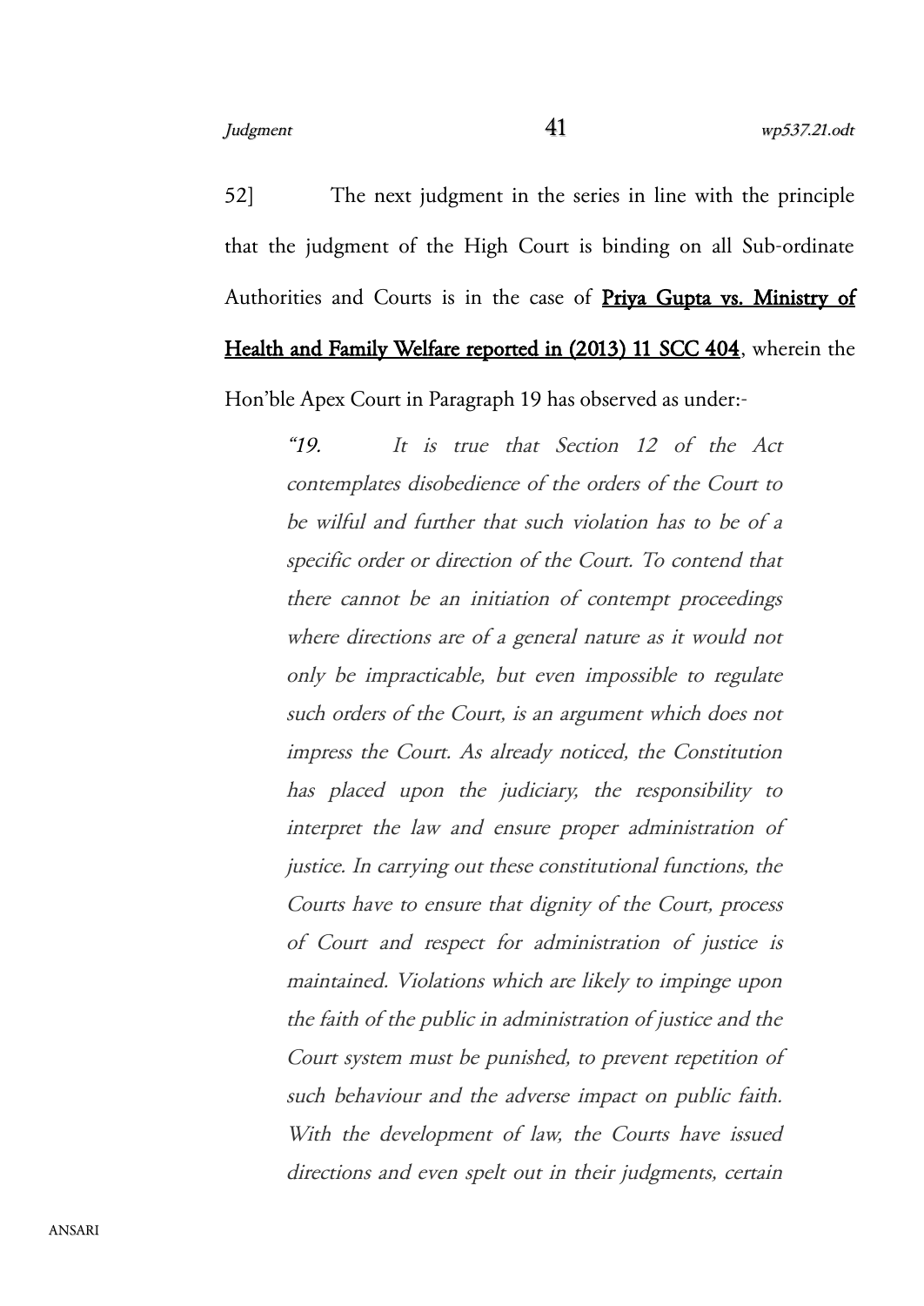52] The next judgment in the series in line with the principle that the judgment of the High Court is binding on all Sub-ordinate Authorities and Courts is in the case of **Priya Gupta vs. Ministry of Health and Family Welfare reported in (2013) 11 SCC 404**, wherein the Hon'ble Apex Court in Paragraph 19 has observed as under:-

> *"19. It is true that Section 12 of the Act contemplates disobedience of the orders of the Court to be wilful and further that such violation has to be of a specific order or direction of the Court. To contend that there cannot be an initiation of contempt proceedings where directions are of a general nature as it would not only be impracticable, but even impossible to regulate such orders of the Court, is an argument which does not impress the Court. As already noticed, the Constitution has placed upon the judiciary, the responsibility to interpret the law and ensure proper administration of justice. In carrying out these constitutional functions, the Courts have to ensure that dignity of the Court, process of Court and respect for administration of justice is maintained. Violations which are likely to impinge upon the faith of the public in administration of justice and the Court system must be punished, to prevent repetition of such behaviour and the adverse impact on public faith. With the development of law, the Courts have issued directions and even spelt out in their judgments, certain*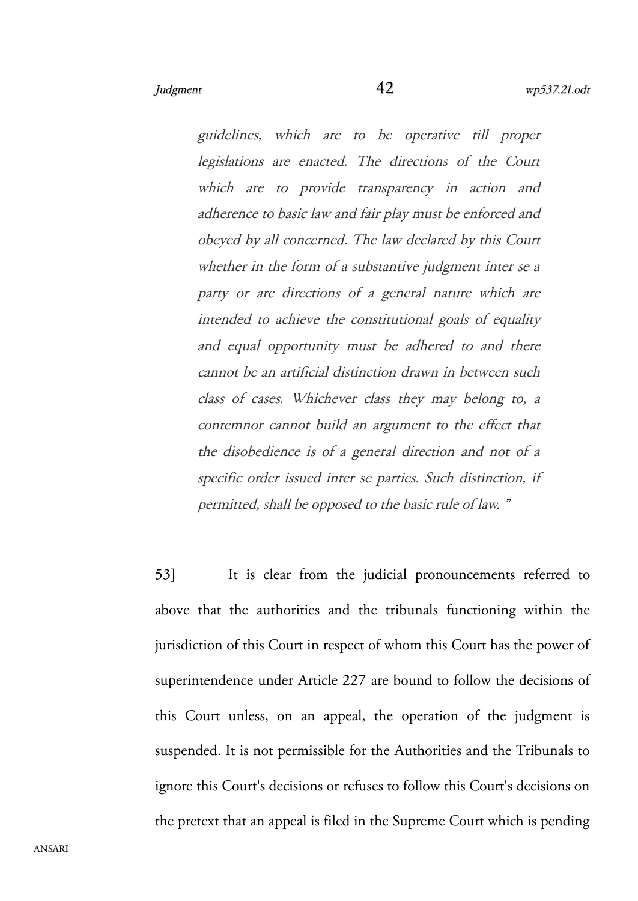*guidelines, which are to be operative till proper legislations are enacted. The directions of the Court which are to provide transparency in action and adherence to basic law and fair play must be enforced and obeyed by all concerned. The law declared by this Court whether in the form of a substantive judgment inter se a party or are directions of a general nature which are intended to achieve the constitutional goals of equality and equal opportunity must be adhered to and there cannot be an artificial distinction drawn in between such class of cases. Whichever class they may belong to, a contemnor cannot build an argument to the effect that the disobedience is of a general direction and not of a specific order issued inter se parties. Such distinction, if permitted, shall be opposed to the basic rule of law. "*

53] It is clear from the judicial pronouncements referred to above that the authorities and the tribunals functioning within the jurisdiction of this Court in respect of whom this Court has the power of superintendence under Article 227 are bound to follow the decisions of this Court unless, on an appeal, the operation of the judgment is suspended. It is not permissible for the Authorities and the Tribunals to ignore this Court's decisions or refuses to follow this Court's decisions on the pretext that an appeal is filed in the Supreme Court which is pending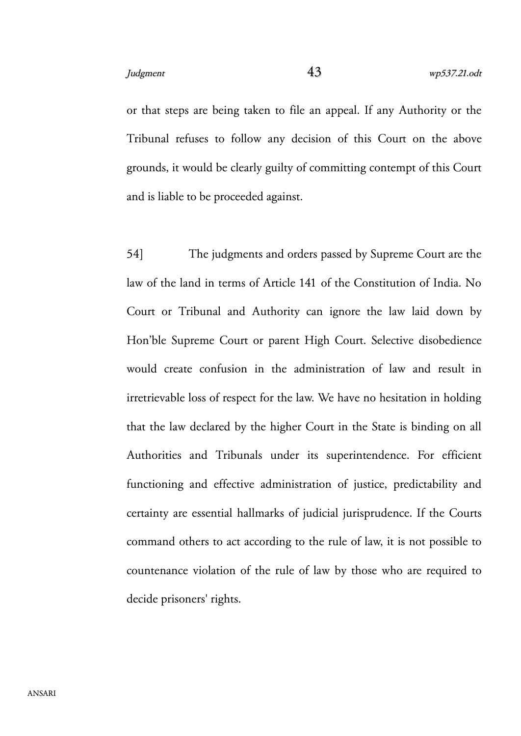or that steps are being taken to file an appeal. If any Authority or the Tribunal refuses to follow any decision of this Court on the above grounds, it would be clearly guilty of committing contempt of this Court and is liable to be proceeded against.

54] The judgments and orders passed by Supreme Court are the law of the land in terms of Article 141 of the Constitution of India. No Court or Tribunal and Authority can ignore the law laid down by Hon'ble Supreme Court or parent High Court. Selective disobedience would create confusion in the administration of law and result in irretrievable loss of respect for the law. We have no hesitation in holding that the law declared by the higher Court in the State is binding on all Authorities and Tribunals under its superintendence. For efficient functioning and effective administration of justice, predictability and certainty are essential hallmarks of judicial jurisprudence. If the Courts command others to act according to the rule of law, it is not possible to countenance violation of the rule of law by those who are required to decide prisoners' rights.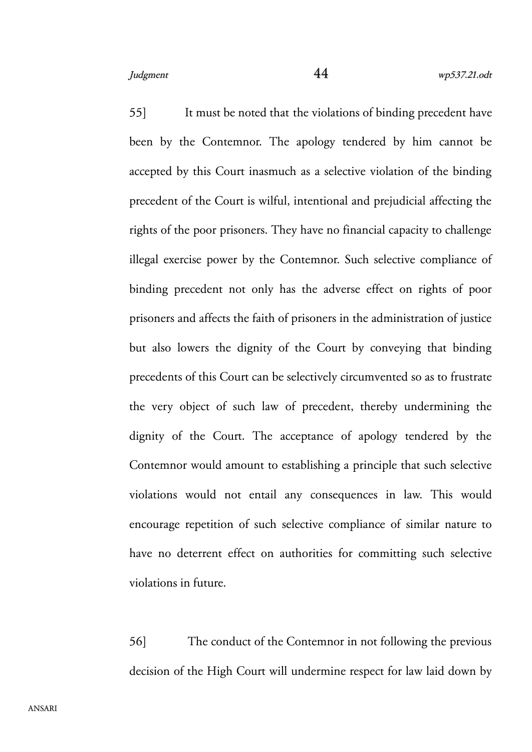55] It must be noted that the violations of binding precedent have been by the Contemnor. The apology tendered by him cannot be accepted by this Court inasmuch as a selective violation of the binding precedent of the Court is wilful, intentional and prejudicial affecting the rights of the poor prisoners. They have no financial capacity to challenge illegal exercise power by the Contemnor. Such selective compliance of binding precedent not only has the adverse effect on rights of poor prisoners and affects the faith of prisoners in the administration of justice but also lowers the dignity of the Court by conveying that binding precedents of this Court can be selectively circumvented so as to frustrate the very object of such law of precedent, thereby undermining the dignity of the Court. The acceptance of apology tendered by the Contemnor would amount to establishing a principle that such selective violations would not entail any consequences in law. This would encourage repetition of such selective compliance of similar nature to have no deterrent effect on authorities for committing such selective violations in future.

56] The conduct of the Contemnor in not following the previous decision of the High Court will undermine respect for law laid down by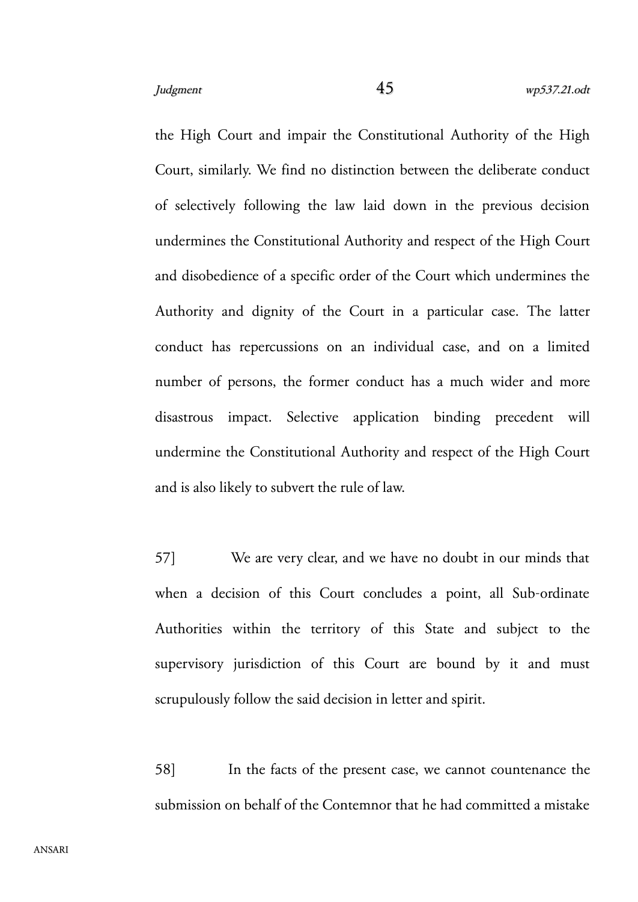the High Court and impair the Constitutional Authority of the High Court, similarly. We find no distinction between the deliberate conduct of selectively following the law laid down in the previous decision undermines the Constitutional Authority and respect of the High Court and disobedience of a specific order of the Court which undermines the Authority and dignity of the Court in a particular case. The latter conduct has repercussions on an individual case, and on a limited number of persons, the former conduct has a much wider and more disastrous impact. Selective application binding precedent will undermine the Constitutional Authority and respect of the High Court and is also likely to subvert the rule of law.

57]     We are very clear, and we have no doubt in our minds that when a decision of this Court concludes a point, all Sub-ordinate Authorities within the territory of this State and subject to the supervisory jurisdiction of this Court are bound by it and must scrupulously follow the said decision in letter and spirit.

58]     In the facts of the present case, we cannot countenance the submission on behalf of the Contemnor that he had committed a mistake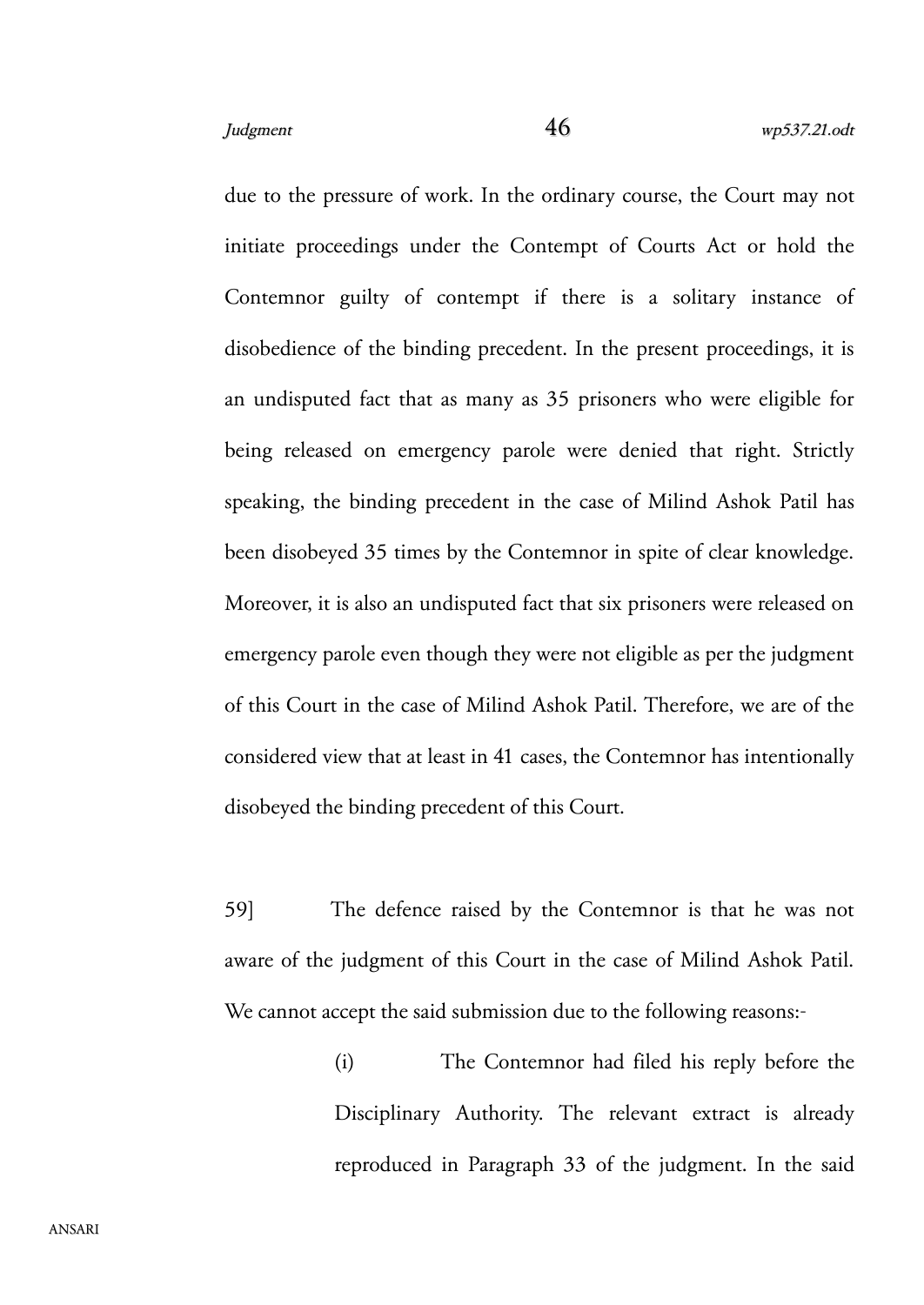due to the pressure of work. In the ordinary course, the Court may not initiate proceedings under the Contempt of Courts Act or hold the Contemnor guilty of contempt if there is a solitary instance of disobedience of the binding precedent. In the present proceedings, it is an undisputed fact that as many as 35 prisoners who were eligible for being released on emergency parole were denied that right. Strictly speaking, the binding precedent in the case of Milind Ashok Patil has been disobeyed 35 times by the Contemnor in spite of clear knowledge. Moreover, it is also an undisputed fact that six prisoners were released on emergency parole even though they were not eligible as per the judgment of this Court in the case of Milind Ashok Patil. Therefore, we are of the considered view that at least in 41 cases, the Contemnor has intentionally disobeyed the binding precedent of this Court.

59] The defence raised by the Contemnor is that he was not aware of the judgment of this Court in the case of Milind Ashok Patil. We cannot accept the said submission due to the following reasons:-

> (i) The Contemnor had filed his reply before the Disciplinary Authority. The relevant extract is already reproduced in Paragraph 33 of the judgment. In the said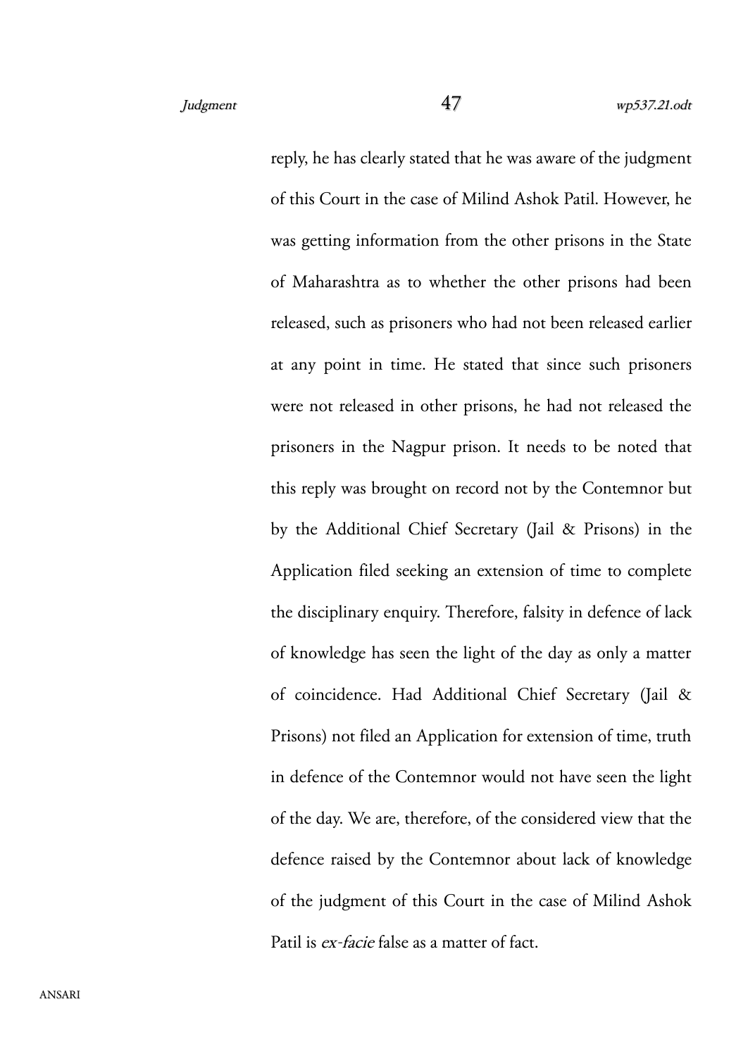reply, he has clearly stated that he was aware of the judgment of this Court in the case of Milind Ashok Patil. However, he was getting information from the other prisons in the State of Maharashtra as to whether the other prisons had been released, such as prisoners who had not been released earlier at any point in time. He stated that since such prisoners were not released in other prisons, he had not released the prisoners in the Nagpur prison. It needs to be noted that this reply was brought on record not by the Contemnor but by the Additional Chief Secretary (Jail & Prisons) in the Application filed seeking an extension of time to complete the disciplinary enquiry. Therefore, falsity in defence of lack of knowledge has seen the light of the day as only a matter of coincidence. Had Additional Chief Secretary (Jail & Prisons) not filed an Application for extension of time, truth in defence of the Contemnor would not have seen the light of the day. We are, therefore, of the considered view that the defence raised by the Contemnor about lack of knowledge of the judgment of this Court in the case of Milind Ashok Patil is *ex-facie* false as a matter of fact.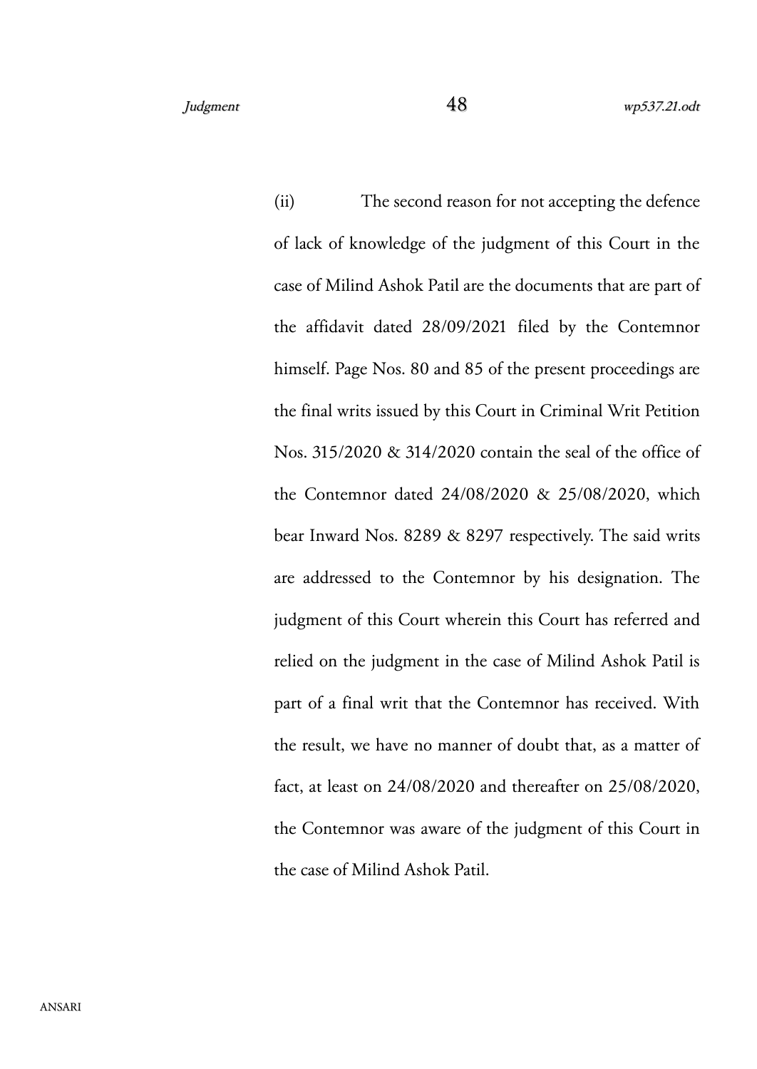(ii) The second reason for not accepting the defence of lack of knowledge of the judgment of this Court in the case of Milind Ashok Patil are the documents that are part of the affidavit dated 28/09/2021 filed by the Contemnor himself. Page Nos. 80 and 85 of the present proceedings are the final writs issued by this Court in Criminal Writ Petition Nos. 315/2020 & 314/2020 contain the seal of the office of the Contemnor dated 24/08/2020 & 25/08/2020, which bear Inward Nos. 8289 & 8297 respectively. The said writs are addressed to the Contemnor by his designation. The judgment of this Court wherein this Court has referred and relied on the judgment in the case of Milind Ashok Patil is part of a final writ that the Contemnor has received. With the result, we have no manner of doubt that, as a matter of fact, at least on 24/08/2020 and thereafter on 25/08/2020, the Contemnor was aware of the judgment of this Court in the case of Milind Ashok Patil.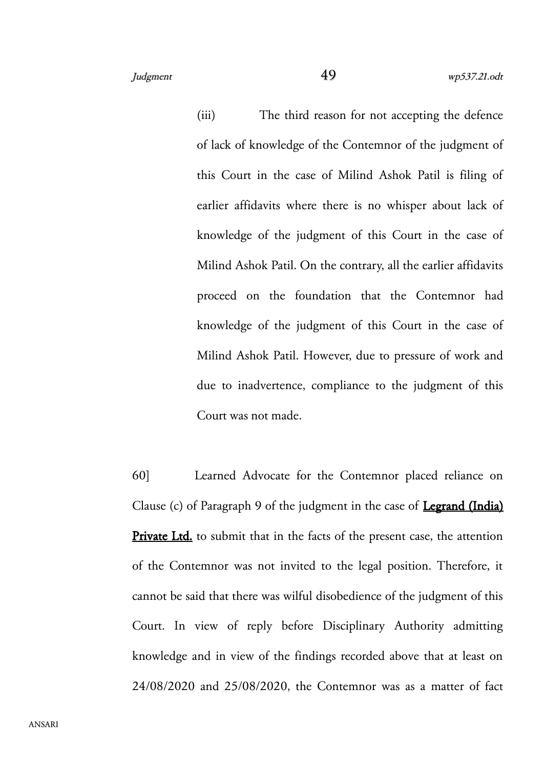(iii) The third reason for not accepting the defence of lack of knowledge of the Contemnor of the judgment of this Court in the case of Milind Ashok Patil is filing of earlier affidavits where there is no whisper about lack of knowledge of the judgment of this Court in the case of Milind Ashok Patil. On the contrary, all the earlier affidavits proceed on the foundation that the Contemnor had knowledge of the judgment of this Court in the case of Milind Ashok Patil. However, due to pressure of work and due to inadvertence, compliance to the judgment of this Court was not made.

60] Learned Advocate for the Contemnor placed reliance on Clause (c) of Paragraph 9 of the judgment in the case of **Legrand (India) Private Ltd.** to submit that in the facts of the present case, the attention of the Contemnor was not invited to the legal position. Therefore, it cannot be said that there was wilful disobedience of the judgment of this Court. In view of reply before Disciplinary Authority admitting knowledge and in view of the findings recorded above that at least on 24/08/2020 and 25/08/2020, the Contemnor was as a matter of fact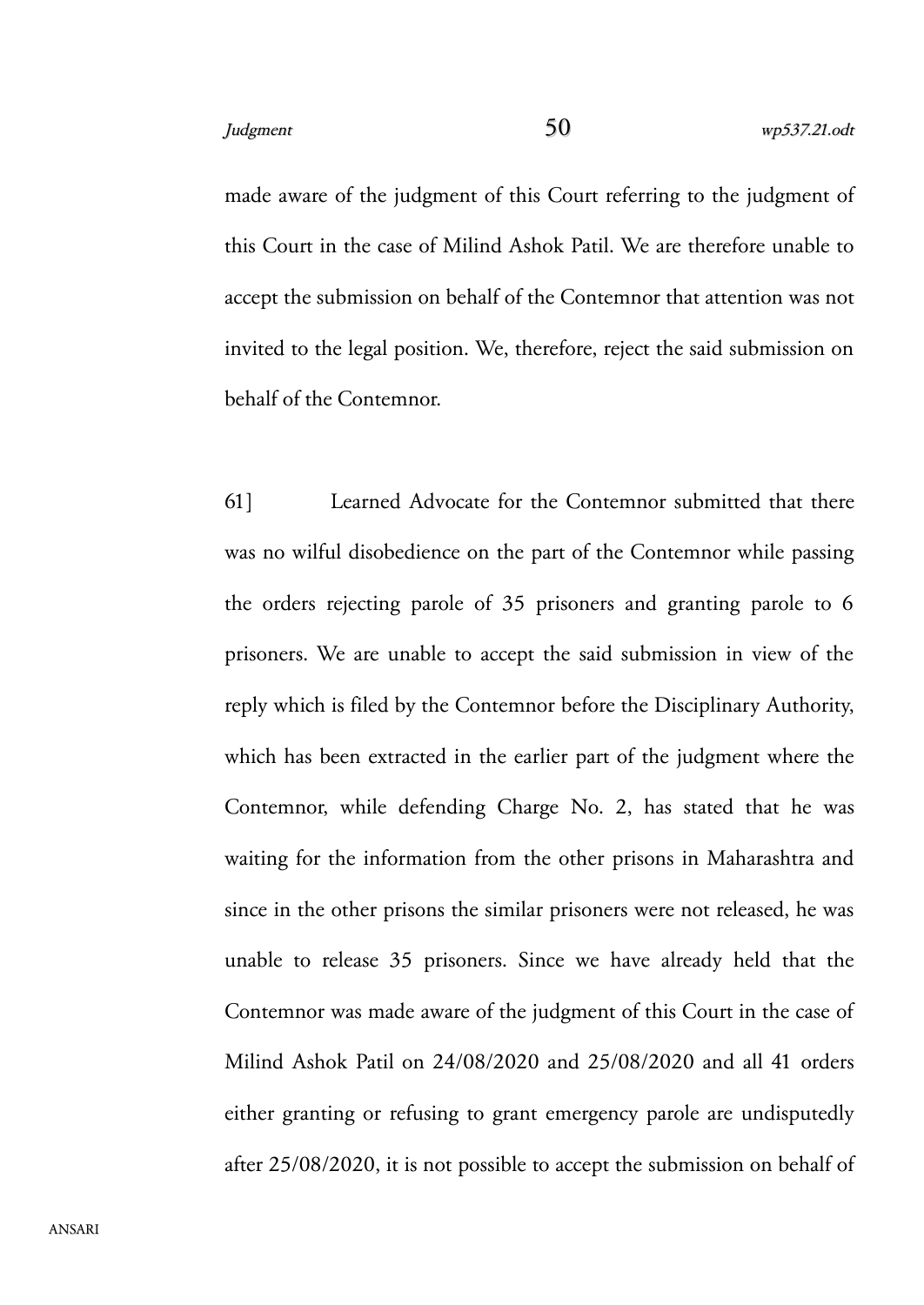made aware of the judgment of this Court referring to the judgment of this Court in the case of Milind Ashok Patil. We are therefore unable to accept the submission on behalf of the Contemnor that attention was not invited to the legal position. We, therefore, reject the said submission on behalf of the Contemnor.

61] Learned Advocate for the Contemnor submitted that there was no wilful disobedience on the part of the Contemnor while passing the orders rejecting parole of 35 prisoners and granting parole to 6 prisoners. We are unable to accept the said submission in view of the reply which is filed by the Contemnor before the Disciplinary Authority, which has been extracted in the earlier part of the judgment where the Contemnor, while defending Charge No. 2, has stated that he was waiting for the information from the other prisons in Maharashtra and since in the other prisons the similar prisoners were not released, he was unable to release 35 prisoners. Since we have already held that the Contemnor was made aware of the judgment of this Court in the case of Milind Ashok Patil on 24/08/2020 and 25/08/2020 and all 41 orders either granting or refusing to grant emergency parole are undisputedly after 25/08/2020, it is not possible to accept the submission on behalf of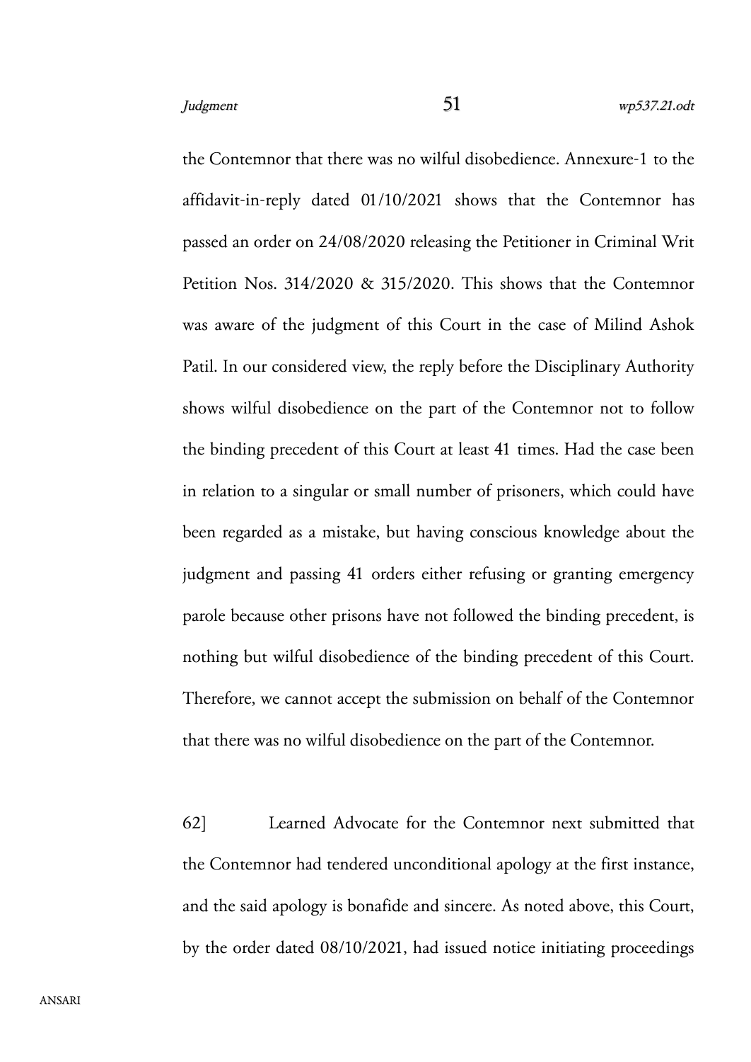the Contemnor that there was no wilful disobedience. Annexure-1 to the affidavit-in-reply dated 01/10/2021 shows that the Contemnor has passed an order on 24/08/2020 releasing the Petitioner in Criminal Writ Petition Nos. 314/2020 & 315/2020. This shows that the Contemnor was aware of the judgment of this Court in the case of Milind Ashok Patil. In our considered view, the reply before the Disciplinary Authority shows wilful disobedience on the part of the Contemnor not to follow the binding precedent of this Court at least 41 times. Had the case been in relation to a singular or small number of prisoners, which could have been regarded as a mistake, but having conscious knowledge about the judgment and passing 41 orders either refusing or granting emergency parole because other prisons have not followed the binding precedent, is nothing but wilful disobedience of the binding precedent of this Court. Therefore, we cannot accept the submission on behalf of the Contemnor that there was no wilful disobedience on the part of the Contemnor.

62] Learned Advocate for the Contemnor next submitted that the Contemnor had tendered unconditional apology at the first instance, and the said apology is bonafide and sincere. As noted above, this Court, by the order dated 08/10/2021, had issued notice initiating proceedings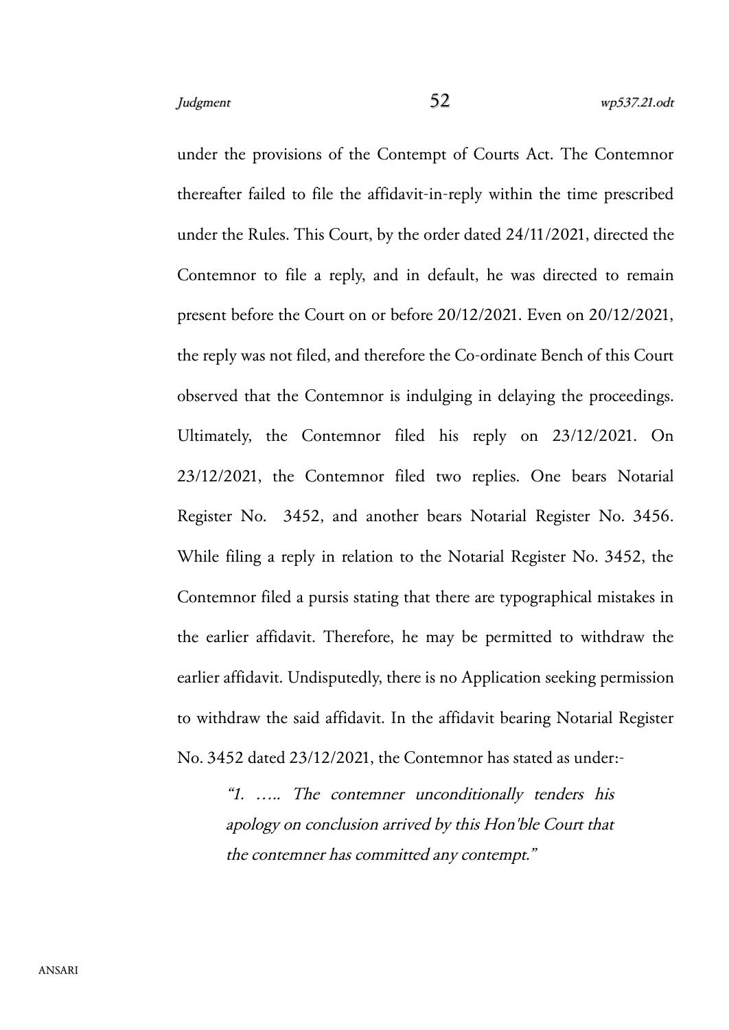under the provisions of the Contempt of Courts Act. The Contemnor thereafter failed to file the affidavit-in-reply within the time prescribed under the Rules. This Court, by the order dated 24/11/2021, directed the Contemnor to file a reply, and in default, he was directed to remain present before the Court on or before 20/12/2021. Even on 20/12/2021, the reply was not filed, and therefore the Co-ordinate Bench of this Court observed that the Contemnor is indulging in delaying the proceedings. Ultimately, the Contemnor filed his reply on 23/12/2021. On 23/12/2021, the Contemnor filed two replies. One bears Notarial Register No. 3452, and another bears Notarial Register No. 3456. While filing a reply in relation to the Notarial Register No. 3452, the Contemnor filed a pursis stating that there are typographical mistakes in the earlier affidavit. Therefore, he may be permitted to withdraw the earlier affidavit. Undisputedly, there is no Application seeking permission to withdraw the said affidavit. In the affidavit bearing Notarial Register No. 3452 dated 23/12/2021, the Contemnor has stated as under:-

> *"1. ….. The contemner unconditionally tenders his apology on conclusion arrived by this Hon'ble Court that the contemner has committed any contempt."*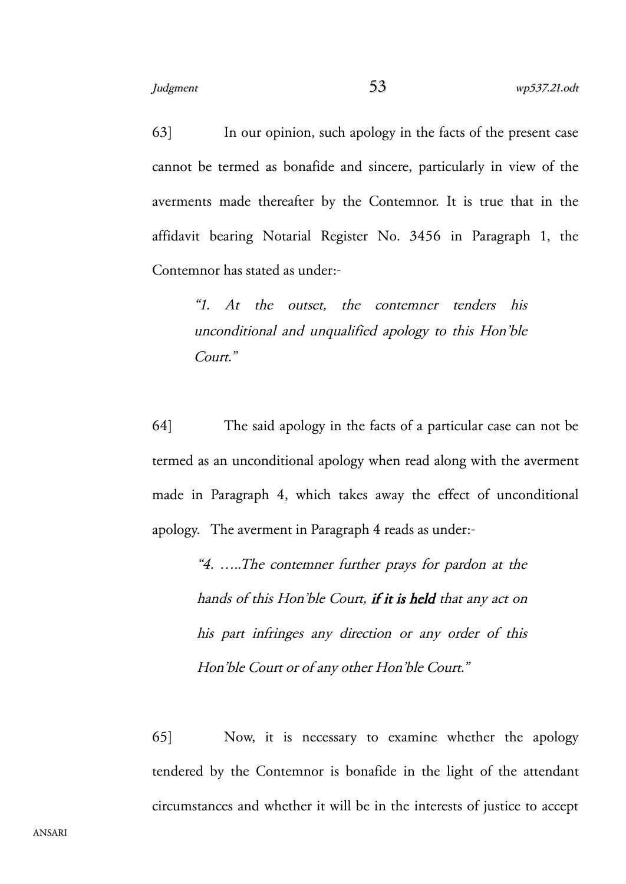63] In our opinion, such apology in the facts of the present case cannot be termed as bonafide and sincere, particularly in view of the averments made thereafter by the Contemnor. It is true that in the affidavit bearing Notarial Register No. 3456 in Paragraph 1, the Contemnor has stated as under:-

> *"1. At the outset, the contemner tenders his unconditional and unqualified apology to this Hon'ble Court."*

64] The said apology in the facts of a particular case can not be termed as an unconditional apology when read along with the averment made in Paragraph 4, which takes away the effect of unconditional apology. The averment in Paragraph 4 reads as under:-

> *"4. …..The contemner further prays for pardon at the hands of this Hon'ble Court, **if it is held** that any act on his part infringes any direction or any order of this Hon'ble Court or of any other Hon'ble Court."*

65] Now, it is necessary to examine whether the apology tendered by the Contemnor is bonafide in the light of the attendant circumstances and whether it will be in the interests of justice to accept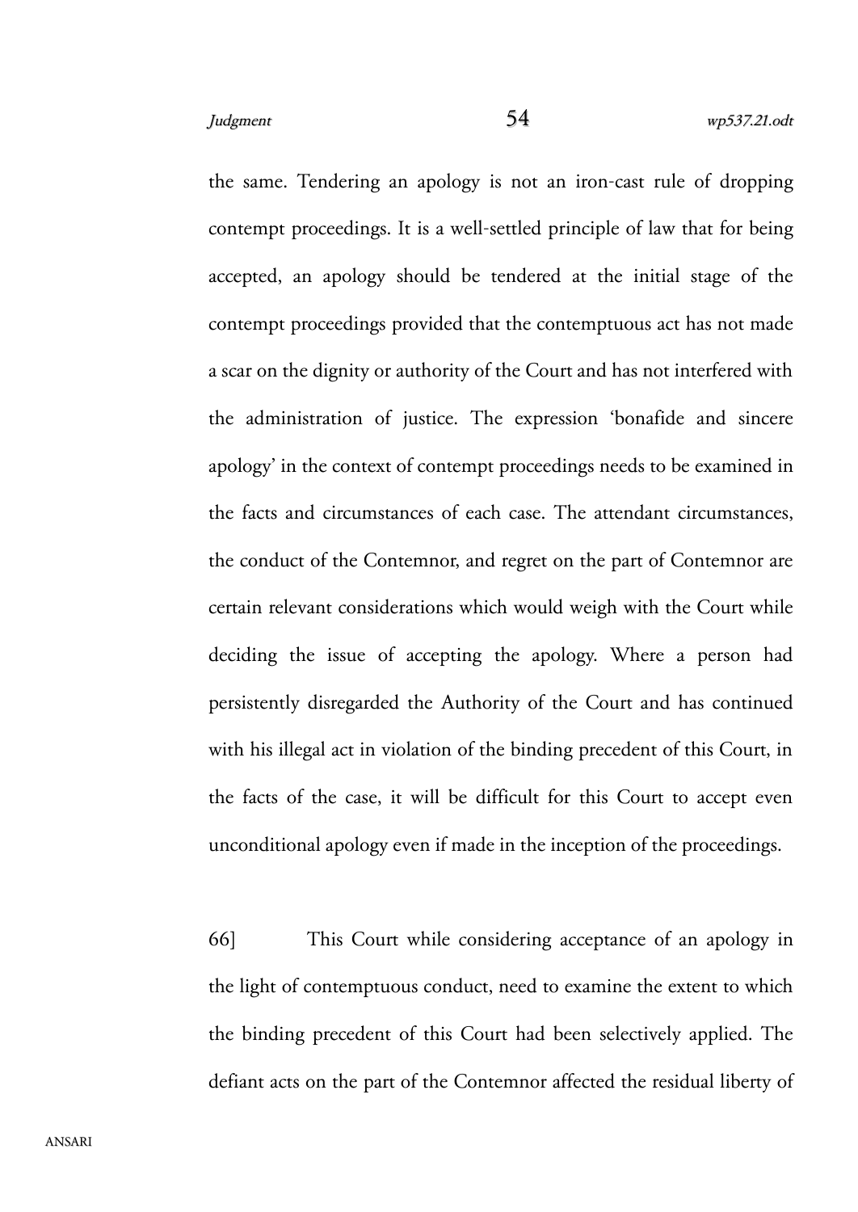the same. Tendering an apology is not an iron-cast rule of dropping contempt proceedings. It is a well-settled principle of law that for being accepted, an apology should be tendered at the initial stage of the contempt proceedings provided that the contemptuous act has not made a scar on the dignity or authority of the Court and has not interfered with the administration of justice. The expression 'bonafide and sincere apology' in the context of contempt proceedings needs to be examined in the facts and circumstances of each case. The attendant circumstances, the conduct of the Contemnor, and regret on the part of Contemnor are certain relevant considerations which would weigh with the Court while deciding the issue of accepting the apology. Where a person had persistently disregarded the Authority of the Court and has continued with his illegal act in violation of the binding precedent of this Court, in the facts of the case, it will be difficult for this Court to accept even unconditional apology even if made in the inception of the proceedings.

66] This Court while considering acceptance of an apology in the light of contemptuous conduct, need to examine the extent to which the binding precedent of this Court had been selectively applied. The defiant acts on the part of the Contemnor affected the residual liberty of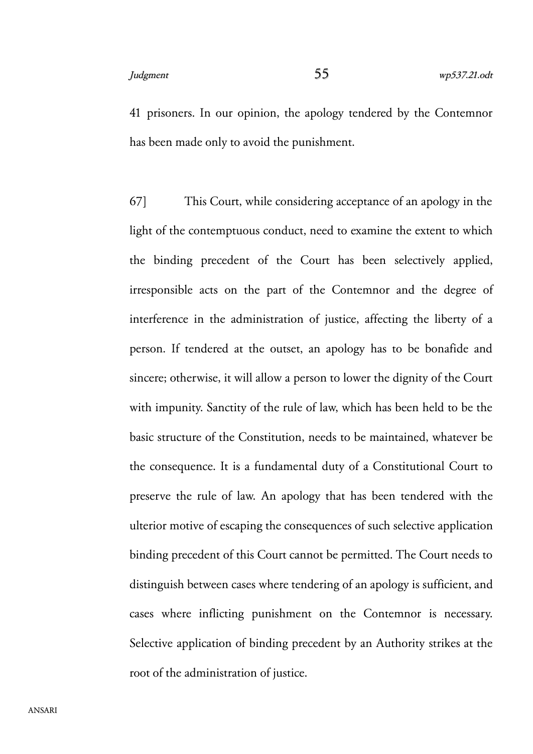41 prisoners. In our opinion, the apology tendered by the Contemnor has been made only to avoid the punishment.

67] This Court, while considering acceptance of an apology in the light of the contemptuous conduct, need to examine the extent to which the binding precedent of the Court has been selectively applied, irresponsible acts on the part of the Contemnor and the degree of interference in the administration of justice, affecting the liberty of a person. If tendered at the outset, an apology has to be bonafide and sincere; otherwise, it will allow a person to lower the dignity of the Court with impunity. Sanctity of the rule of law, which has been held to be the basic structure of the Constitution, needs to be maintained, whatever be the consequence. It is a fundamental duty of a Constitutional Court to preserve the rule of law. An apology that has been tendered with the ulterior motive of escaping the consequences of such selective application binding precedent of this Court cannot be permitted. The Court needs to distinguish between cases where tendering of an apology is sufficient, and cases where inflicting punishment on the Contemnor is necessary. Selective application of binding precedent by an Authority strikes at the root of the administration of justice.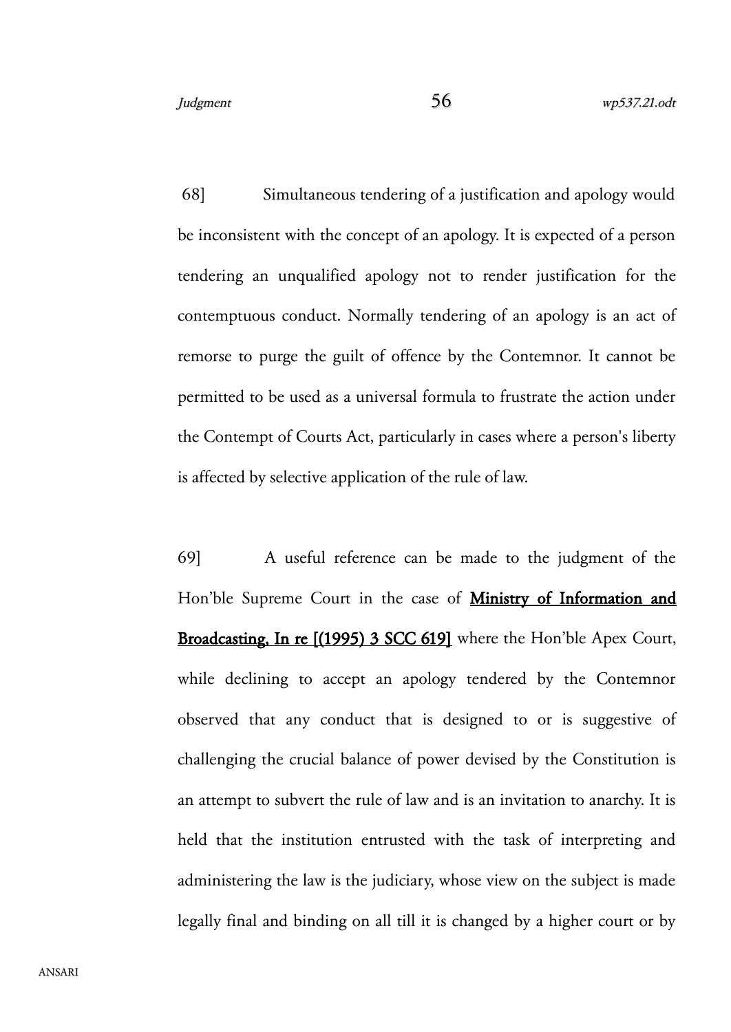68] Simultaneous tendering of a justification and apology would be inconsistent with the concept of an apology. It is expected of a person tendering an unqualified apology not to render justification for the contemptuous conduct. Normally tendering of an apology is an act of remorse to purge the guilt of offence by the Contemnor. It cannot be permitted to be used as a universal formula to frustrate the action under the Contempt of Courts Act, particularly in cases where a person's liberty is affected by selective application of the rule of law.

69] A useful reference can be made to the judgment of the Hon'ble Supreme Court in the case of **Ministry of Information and Broadcasting, In re [(1995) 3 SCC 619]** where the Hon'ble Apex Court, while declining to accept an apology tendered by the Contemnor observed that any conduct that is designed to or is suggestive of challenging the crucial balance of power devised by the Constitution is an attempt to subvert the rule of law and is an invitation to anarchy. It is held that the institution entrusted with the task of interpreting and administering the law is the judiciary, whose view on the subject is made legally final and binding on all till it is changed by a higher court or by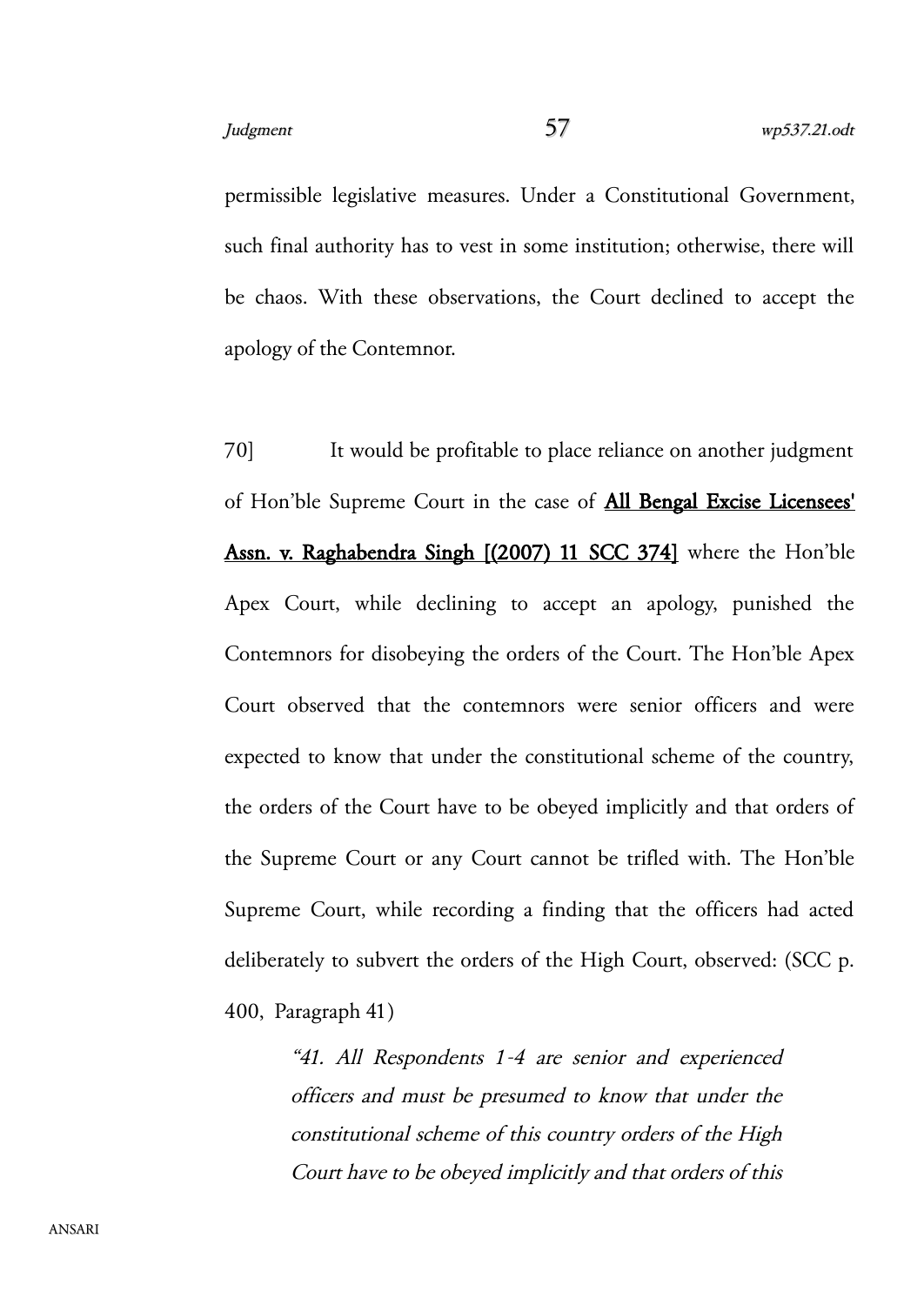permissible legislative measures. Under a Constitutional Government, such final authority has to vest in some institution; otherwise, there will be chaos. With these observations, the Court declined to accept the apology of the Contemnor.

70] It would be profitable to place reliance on another judgment of Hon'ble Supreme Court in the case of **All Bengal Excise Licensees' Assn. v. Raghabendra Singh [(2007) 11 SCC 374]** where the Hon'ble Apex Court, while declining to accept an apology, punished the Contemnors for disobeying the orders of the Court. The Hon'ble Apex Court observed that the contemnors were senior officers and were expected to know that under the constitutional scheme of the country, the orders of the Court have to be obeyed implicitly and that orders of the Supreme Court or any Court cannot be trifled with. The Hon'ble Supreme Court, while recording a finding that the officers had acted deliberately to subvert the orders of the High Court, observed: (SCC p. 400, Paragraph 41)

> *"41. All Respondents 1-4 are senior and experienced officers and must be presumed to know that under the constitutional scheme of this country orders of the High Court have to be obeyed implicitly and that orders of this*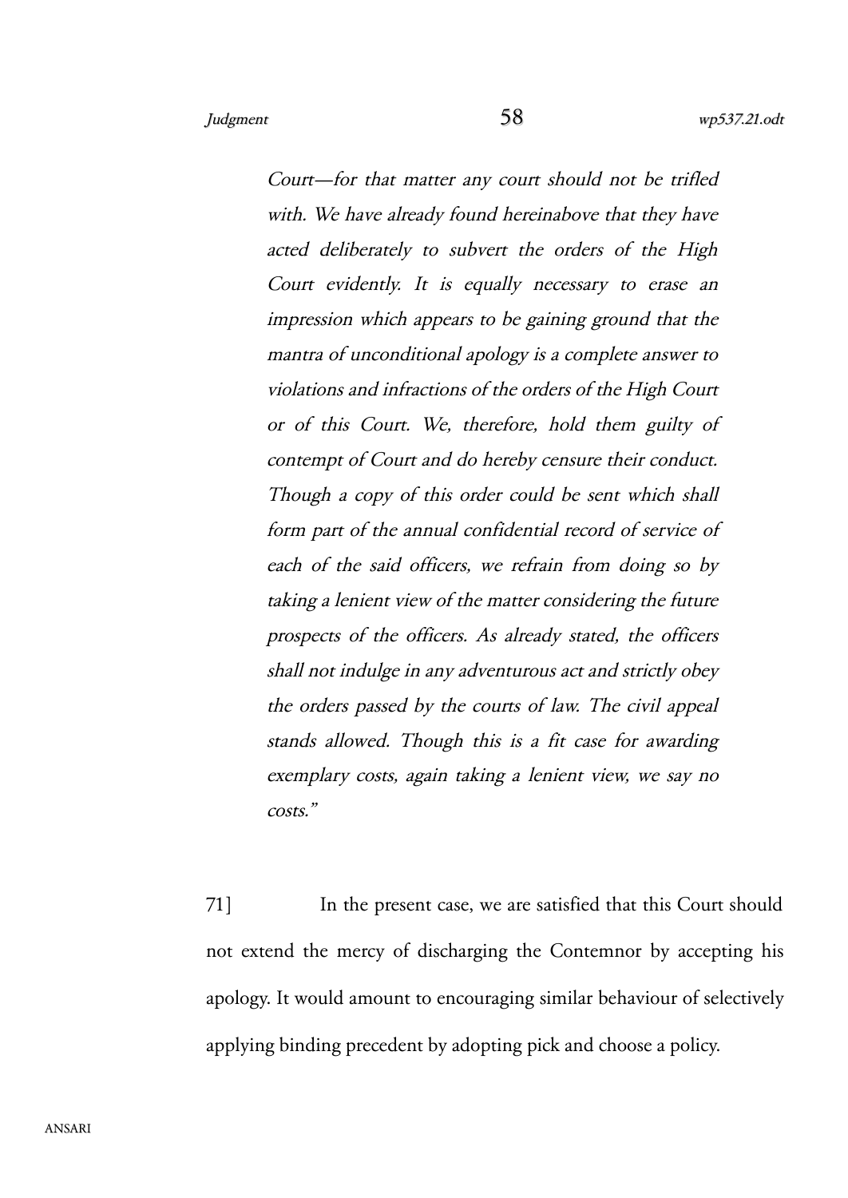> *Court—for that matter any court should not be trifled with. We have already found hereinabove that they have acted deliberately to subvert the orders of the High Court evidently. It is equally necessary to erase an impression which appears to be gaining ground that the mantra of unconditional apology is a complete answer to violations and infractions of the orders of the High Court or of this Court. We, therefore, hold them guilty of contempt of Court and do hereby censure their conduct. Though a copy of this order could be sent which shall form part of the annual confidential record of service of each of the said officers, we refrain from doing so by taking a lenient view of the matter considering the future prospects of the officers. As already stated, the officers shall not indulge in any adventurous act and strictly obey the orders passed by the courts of law. The civil appeal stands allowed. Though this is a fit case for awarding exemplary costs, again taking a lenient view, we say no costs."*

71] In the present case, we are satisfied that this Court should not extend the mercy of discharging the Contemnor by accepting his apology. It would amount to encouraging similar behaviour of selectively applying binding precedent by adopting pick and choose a policy.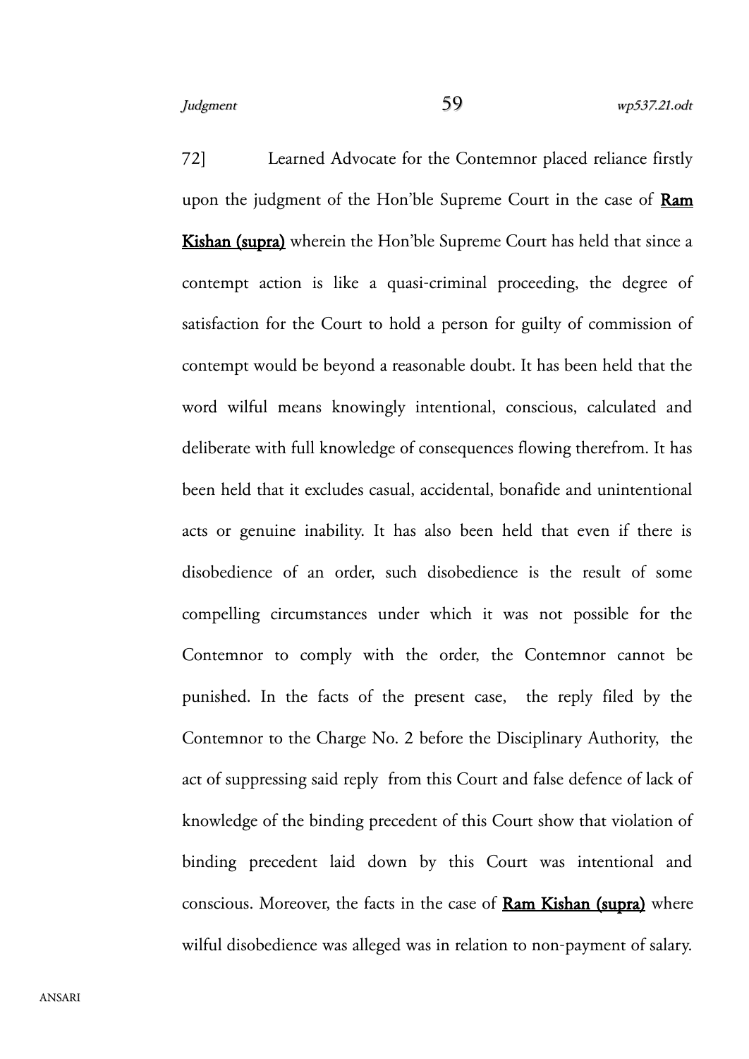72] Learned Advocate for the Contemnor placed reliance firstly upon the judgment of the Hon'ble Supreme Court in the case of **Ram Kishan (supra)** wherein the Hon'ble Supreme Court has held that since a contempt action is like a quasi-criminal proceeding, the degree of satisfaction for the Court to hold a person for guilty of commission of contempt would be beyond a reasonable doubt. It has been held that the word wilful means knowingly intentional, conscious, calculated and deliberate with full knowledge of consequences flowing therefrom. It has been held that it excludes casual, accidental, bonafide and unintentional acts or genuine inability. It has also been held that even if there is disobedience of an order, such disobedience is the result of some compelling circumstances under which it was not possible for the Contemnor to comply with the order, the Contemnor cannot be punished. In the facts of the present case, the reply filed by the Contemnor to the Charge No. 2 before the Disciplinary Authority, the act of suppressing said reply from this Court and false defence of lack of knowledge of the binding precedent of this Court show that violation of binding precedent laid down by this Court was intentional and conscious. Moreover, the facts in the case of **Ram Kishan (supra)** where wilful disobedience was alleged was in relation to non-payment of salary.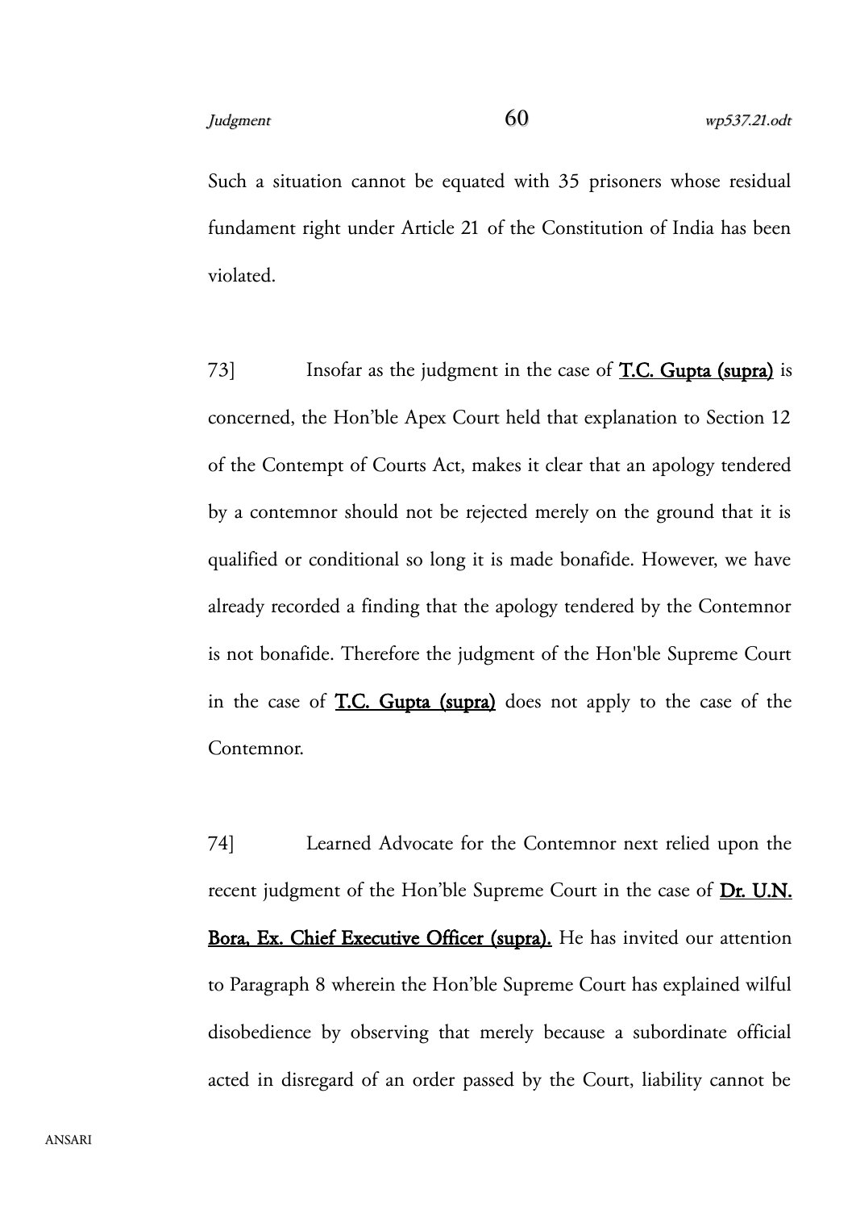Such a situation cannot be equated with 35 prisoners whose residual fundament right under Article 21 of the Constitution of India has been violated.

73] Insofar as the judgment in the case of **T.C. Gupta (supra)** is concerned, the Hon'ble Apex Court held that explanation to Section 12 of the Contempt of Courts Act, makes it clear that an apology tendered by a contemnor should not be rejected merely on the ground that it is qualified or conditional so long it is made bonafide. However, we have already recorded a finding that the apology tendered by the Contemnor is not bonafide. Therefore the judgment of the Hon'ble Supreme Court in the case of **T.C. Gupta (supra)** does not apply to the case of the Contemnor.

74] Learned Advocate for the Contemnor next relied upon the recent judgment of the Hon'ble Supreme Court in the case of **Dr. U.N. Bora, Ex. Chief Executive Officer (supra).** He has invited our attention to Paragraph 8 wherein the Hon'ble Supreme Court has explained wilful disobedience by observing that merely because a subordinate official acted in disregard of an order passed by the Court, liability cannot be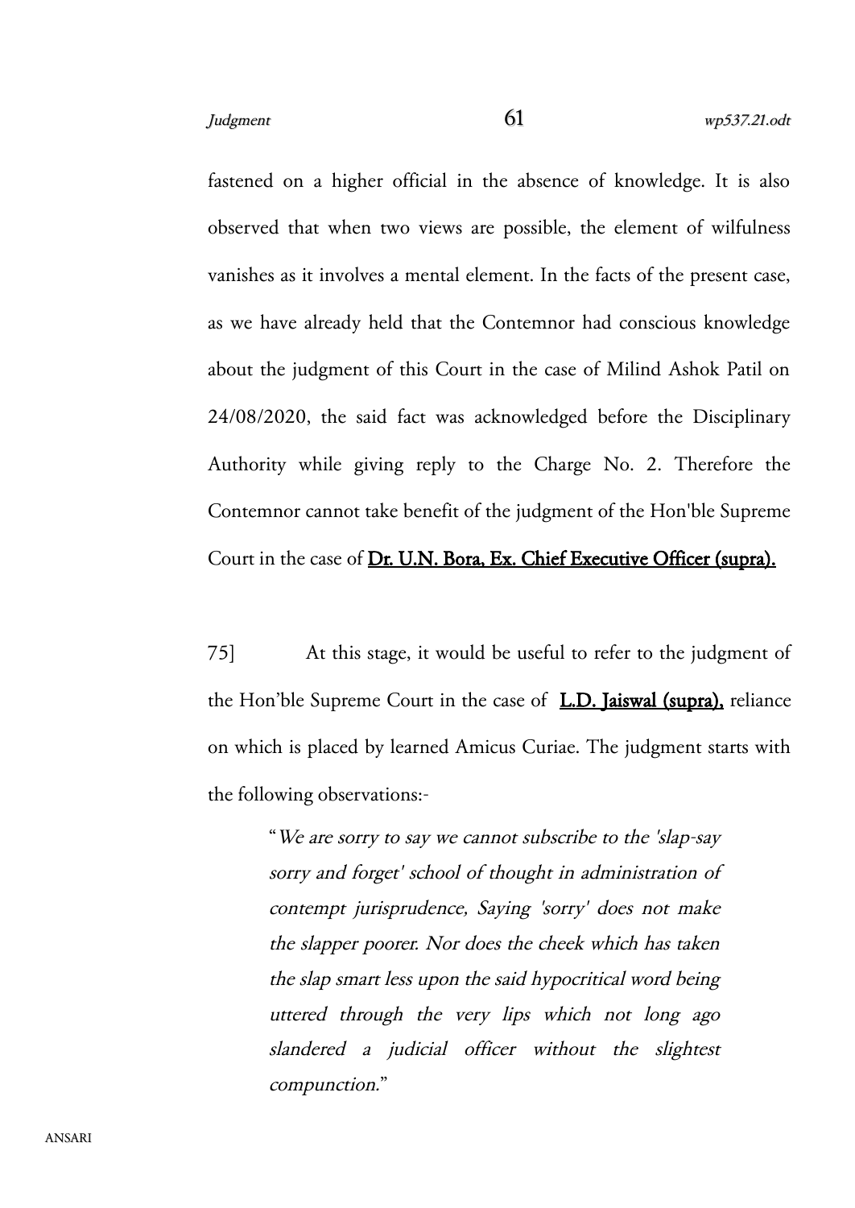fastened on a higher official in the absence of knowledge. It is also observed that when two views are possible, the element of wilfulness vanishes as it involves a mental element. In the facts of the present case, as we have already held that the Contemnor had conscious knowledge about the judgment of this Court in the case of Milind Ashok Patil on 24/08/2020, the said fact was acknowledged before the Disciplinary Authority while giving reply to the Charge No. 2. Therefore the Contemnor cannot take benefit of the judgment of the Hon'ble Supreme Court in the case of **Dr. U.N. Bora, Ex. Chief Executive Officer (supra).**

75] At this stage, it would be useful to refer to the judgment of the Hon'ble Supreme Court in the case of **L.D. Jaiswal (supra),** reliance on which is placed by learned Amicus Curiae. The judgment starts with the following observations:-

> "*We are sorry to say we cannot subscribe to the 'slap-say sorry and forget' school of thought in administration of contempt jurisprudence, Saying 'sorry' does not make the slapper poorer. Nor does the cheek which has taken the slap smart less upon the said hypocritical word being uttered through the very lips which not long ago slandered a judicial officer without the slightest compunction.*"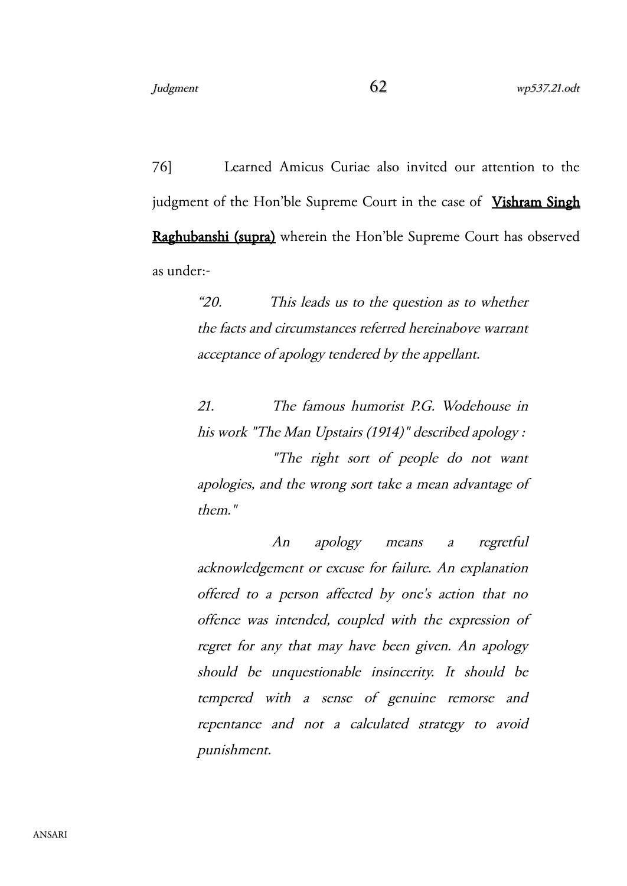76] Learned Amicus Curiae also invited our attention to the judgment of the Hon'ble Supreme Court in the case of **Vishram Singh Raghubanshi (supra)** wherein the Hon'ble Supreme Court has observed as under:-

> *"20. This leads us to the question as to whether the facts and circumstances referred hereinabove warrant acceptance of apology tendered by the appellant.*
>
> *21. The famous humorist P.G. Wodehouse in his work "The Man Upstairs (1914)" described apology :*
>
> *"The right sort of people do not want apologies, and the wrong sort take a mean advantage of them."*
>
> *An apology means a regretful acknowledgement or excuse for failure. An explanation offered to a person affected by one's action that no offence was intended, coupled with the expression of regret for any that may have been given. An apology should be unquestionable insincerity. It should be tempered with a sense of genuine remorse and repentance and not a calculated strategy to avoid punishment.*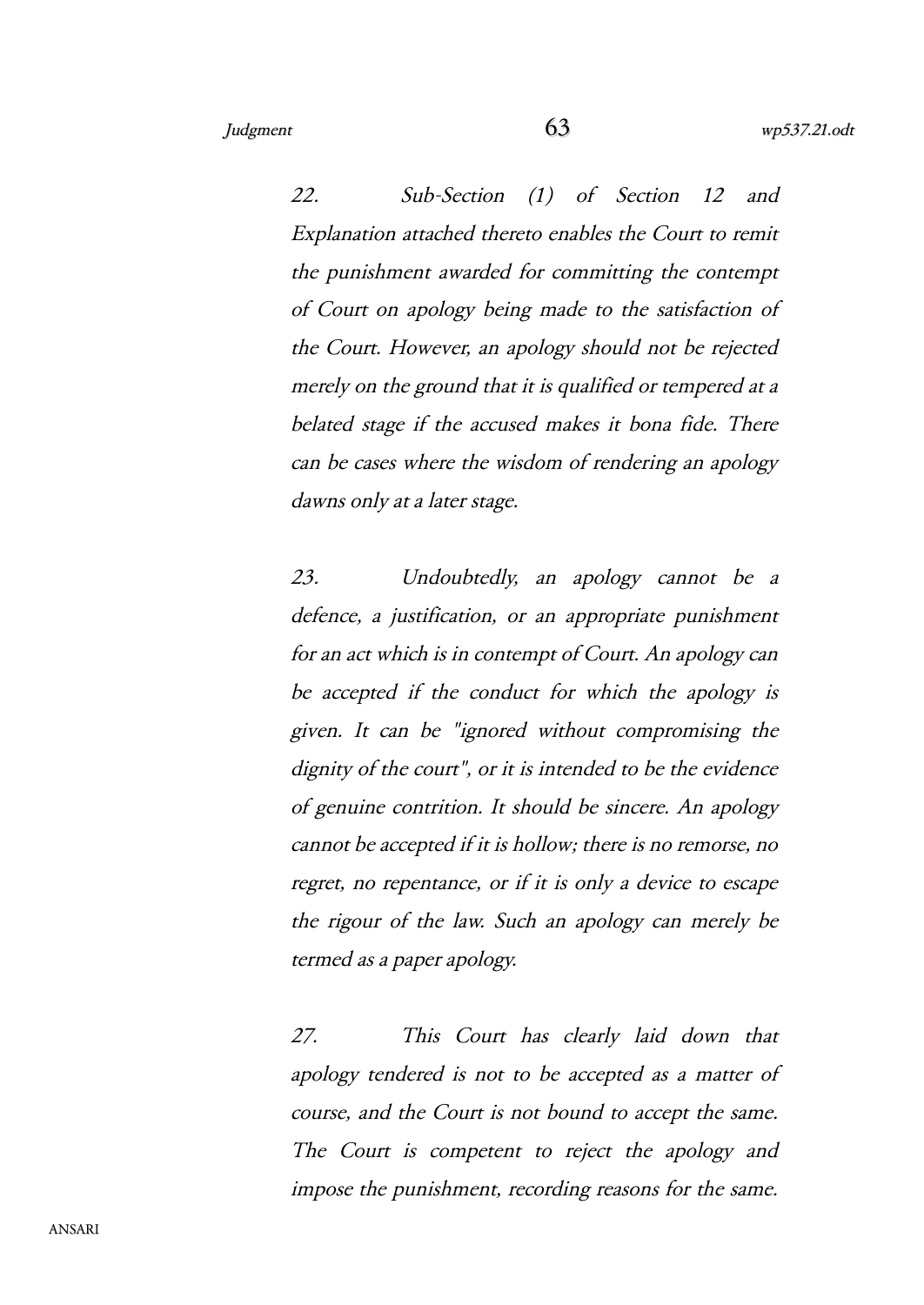*22. Sub-Section (1) of Section 12 and Explanation attached thereto enables the Court to remit the punishment awarded for committing the contempt of Court on apology being made to the satisfaction of the Court. However, an apology should not be rejected merely on the ground that it is qualified or tempered at a belated stage if the accused makes it bona fide. There can be cases where the wisdom of rendering an apology dawns only at a later stage.*

*23. Undoubtedly, an apology cannot be a defence, a justification, or an appropriate punishment for an act which is in contempt of Court. An apology can be accepted if the conduct for which the apology is given. It can be "ignored without compromising the dignity of the court", or it is intended to be the evidence of genuine contrition. It should be sincere. An apology cannot be accepted if it is hollow; there is no remorse, no regret, no repentance, or if it is only a device to escape the rigour of the law. Such an apology can merely be termed as a paper apology.*

*27. This Court has clearly laid down that apology tendered is not to be accepted as a matter of course, and the Court is not bound to accept the same. The Court is competent to reject the apology and impose the punishment, recording reasons for the same.*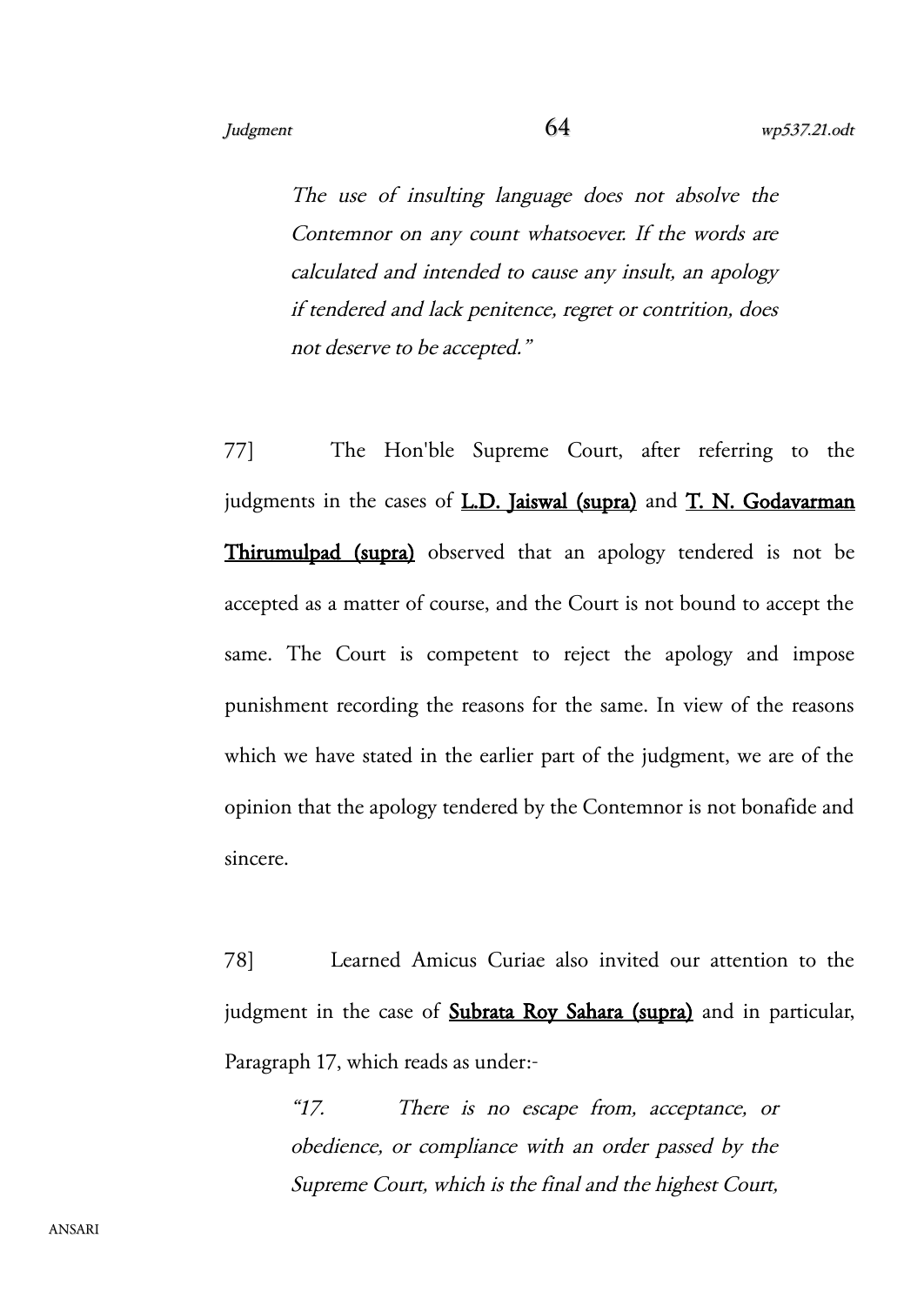*The use of insulting language does not absolve the Contemnor on any count whatsoever. If the words are calculated and intended to cause any insult, an apology if tendered and lack penitence, regret or contrition, does not deserve to be accepted."*

77] The Hon'ble Supreme Court, after referring to the judgments in the cases of **L.D. Jaiswal (supra)** and **T. N. Godavarman Thirumulpad (supra)** observed that an apology tendered is not be accepted as a matter of course, and the Court is not bound to accept the same. The Court is competent to reject the apology and impose punishment recording the reasons for the same. In view of the reasons which we have stated in the earlier part of the judgment, we are of the opinion that the apology tendered by the Contemnor is not bonafide and sincere.

78] Learned Amicus Curiae also invited our attention to the judgment in the case of **Subrata Roy Sahara (supra)** and in particular, Paragraph 17, which reads as under:-

*"17. There is no escape from, acceptance, or obedience, or compliance with an order passed by the Supreme Court, which is the final and the highest Court,*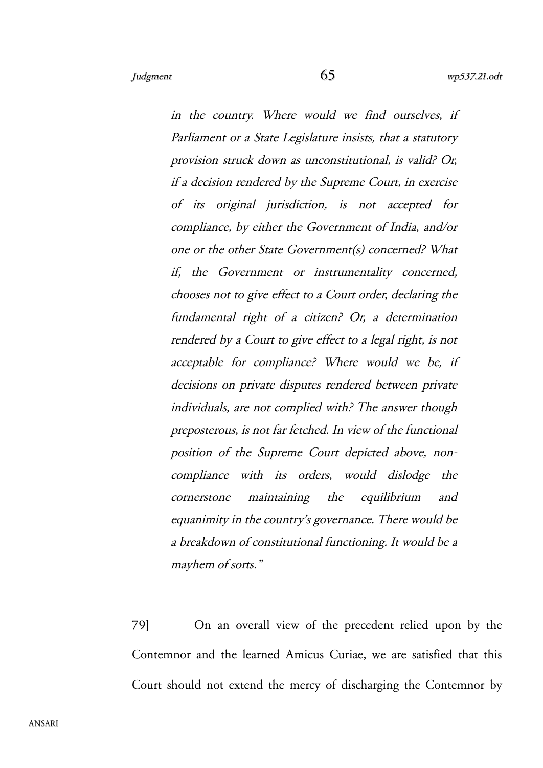*in the country. Where would we find ourselves, if Parliament or a State Legislature insists, that a statutory provision struck down as unconstitutional, is valid? Or, if a decision rendered by the Supreme Court, in exercise of its original jurisdiction, is not accepted for compliance, by either the Government of India, and/or one or the other State Government(s) concerned? What if, the Government or instrumentality concerned, chooses not to give effect to a Court order, declaring the fundamental right of a citizen? Or, a determination rendered by a Court to give effect to a legal right, is not acceptable for compliance? Where would we be, if decisions on private disputes rendered between private individuals, are not complied with? The answer though preposterous, is not far fetched. In view of the functional position of the Supreme Court depicted above, non-compliance with its orders, would dislodge the cornerstone maintaining the equilibrium and equanimity in the country's governance. There would be a breakdown of constitutional functioning. It would be a mayhem of sorts."*

79] On an overall view of the precedent relied upon by the Contemnor and the learned Amicus Curiae, we are satisfied that this Court should not extend the mercy of discharging the Contemnor by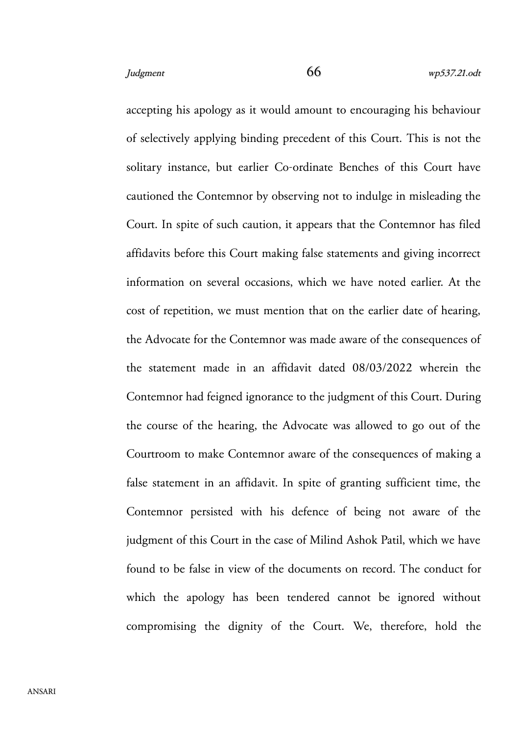accepting his apology as it would amount to encouraging his behaviour of selectively applying binding precedent of this Court. This is not the solitary instance, but earlier Co-ordinate Benches of this Court have cautioned the Contemnor by observing not to indulge in misleading the Court. In spite of such caution, it appears that the Contemnor has filed affidavits before this Court making false statements and giving incorrect information on several occasions, which we have noted earlier. At the cost of repetition, we must mention that on the earlier date of hearing, the Advocate for the Contemnor was made aware of the consequences of the statement made in an affidavit dated 08/03/2022 wherein the Contemnor had feigned ignorance to the judgment of this Court. During the course of the hearing, the Advocate was allowed to go out of the Courtroom to make Contemnor aware of the consequences of making a false statement in an affidavit. In spite of granting sufficient time, the Contemnor persisted with his defence of being not aware of the judgment of this Court in the case of Milind Ashok Patil, which we have found to be false in view of the documents on record. The conduct for which the apology has been tendered cannot be ignored without compromising the dignity of the Court. We, therefore, hold the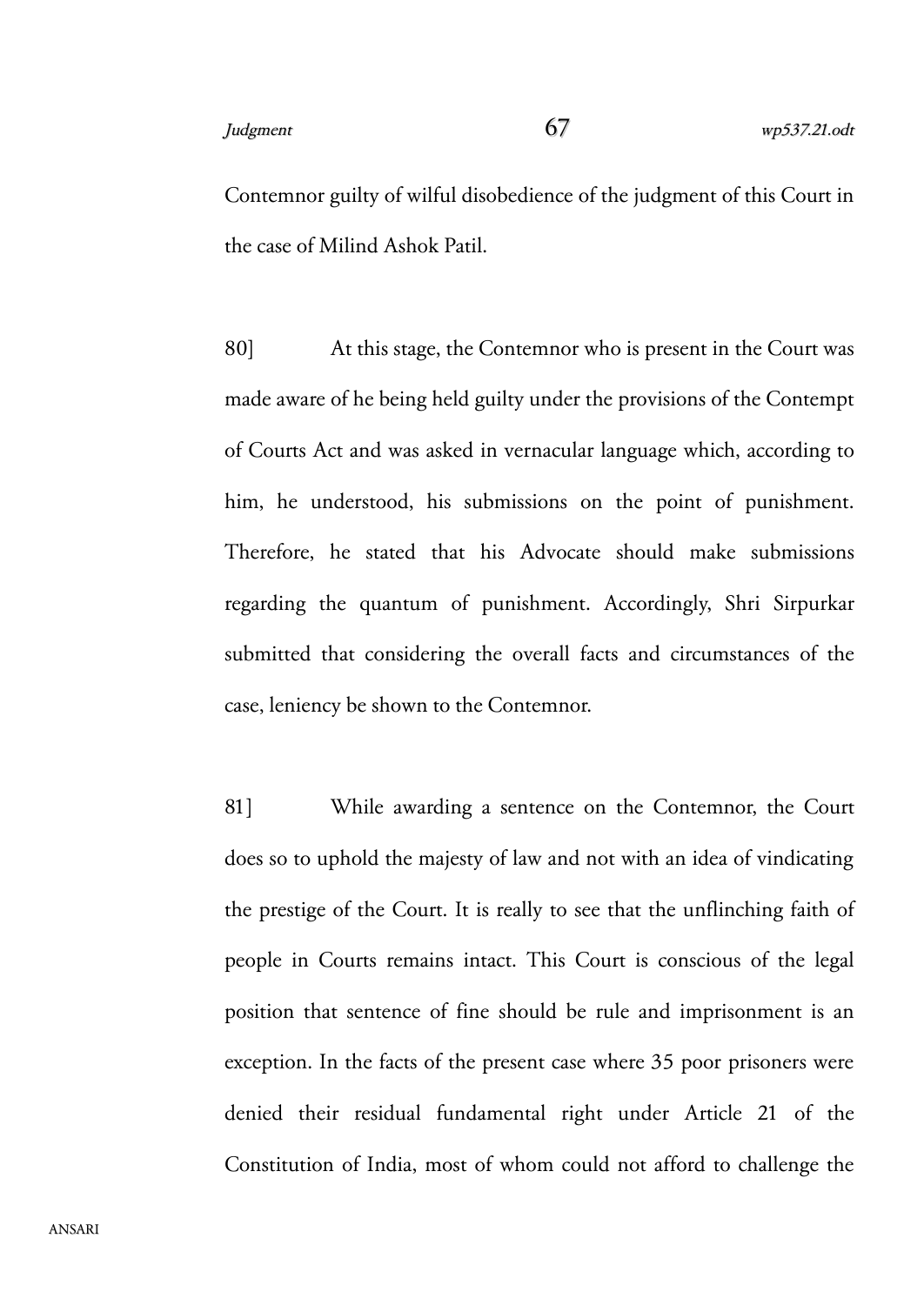Contemnor guilty of wilful disobedience of the judgment of this Court in the case of Milind Ashok Patil.

80] At this stage, the Contemnor who is present in the Court was made aware of he being held guilty under the provisions of the Contempt of Courts Act and was asked in vernacular language which, according to him, he understood, his submissions on the point of punishment. Therefore, he stated that his Advocate should make submissions regarding the quantum of punishment. Accordingly, Shri Sirpurkar submitted that considering the overall facts and circumstances of the case, leniency be shown to the Contemnor.

81] While awarding a sentence on the Contemnor, the Court does so to uphold the majesty of law and not with an idea of vindicating the prestige of the Court. It is really to see that the unflinching faith of people in Courts remains intact. This Court is conscious of the legal position that sentence of fine should be rule and imprisonment is an exception. In the facts of the present case where 35 poor prisoners were denied their residual fundamental right under Article 21 of the Constitution of India, most of whom could not afford to challenge the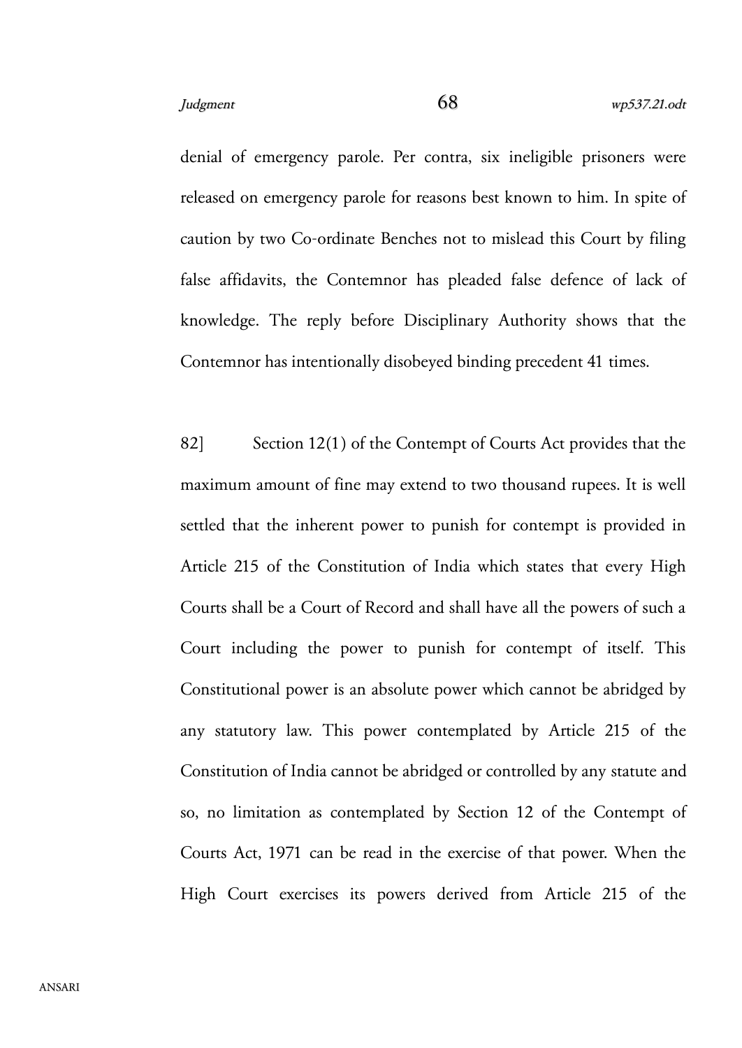denial of emergency parole. Per contra, six ineligible prisoners were released on emergency parole for reasons best known to him. In spite of caution by two Co-ordinate Benches not to mislead this Court by filing false affidavits, the Contemnor has pleaded false defence of lack of knowledge. The reply before Disciplinary Authority shows that the Contemnor has intentionally disobeyed binding precedent 41 times.

82] Section 12(1) of the Contempt of Courts Act provides that the maximum amount of fine may extend to two thousand rupees. It is well settled that the inherent power to punish for contempt is provided in Article 215 of the Constitution of India which states that every High Courts shall be a Court of Record and shall have all the powers of such a Court including the power to punish for contempt of itself. This Constitutional power is an absolute power which cannot be abridged by any statutory law. This power contemplated by Article 215 of the Constitution of India cannot be abridged or controlled by any statute and so, no limitation as contemplated by Section 12 of the Contempt of Courts Act, 1971 can be read in the exercise of that power. When the High Court exercises its powers derived from Article 215 of the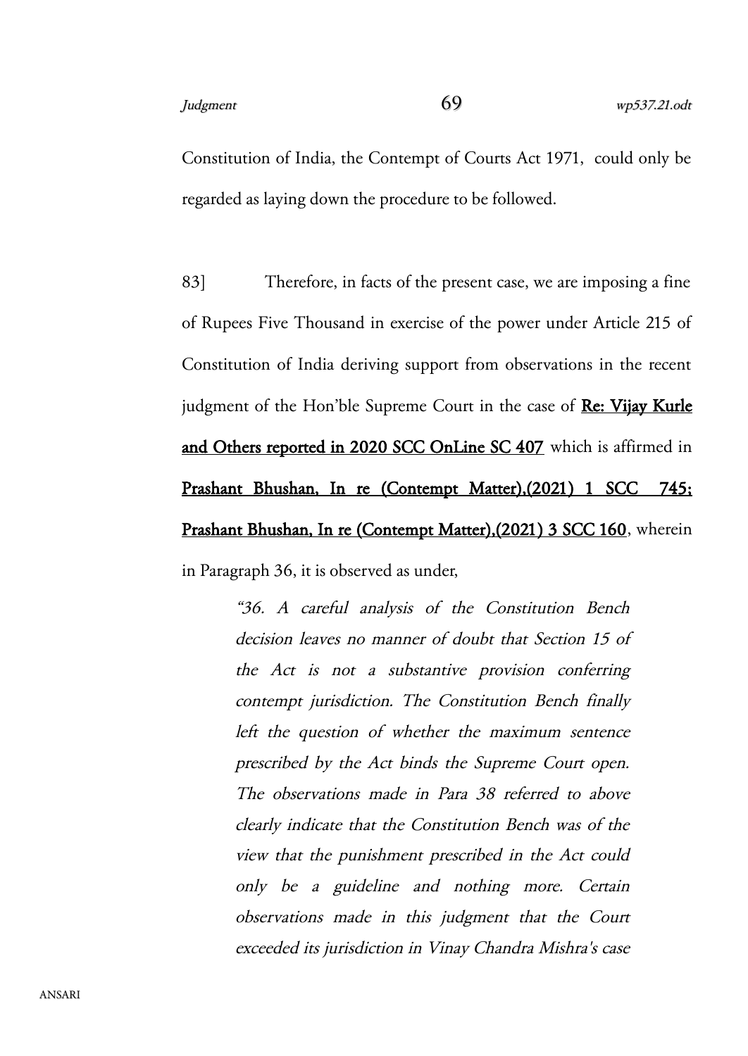Constitution of India, the Contempt of Courts Act 1971, could only be regarded as laying down the procedure to be followed.

83] Therefore, in facts of the present case, we are imposing a fine of Rupees Five Thousand in exercise of the power under Article 215 of Constitution of India deriving support from observations in the recent judgment of the Hon'ble Supreme Court in the case of **Re: Vijay Kurle and Others reported in 2020 SCC OnLine SC 407** which is affirmed in **Prashant Bhushan, In re (Contempt Matter),(2021) 1 SCC 745; Prashant Bhushan, In re (Contempt Matter),(2021) 3 SCC 160**, wherein in Paragraph 36, it is observed as under,

> *"36. A careful analysis of the Constitution Bench decision leaves no manner of doubt that Section 15 of the Act is not a substantive provision conferring contempt jurisdiction. The Constitution Bench finally left the question of whether the maximum sentence prescribed by the Act binds the Supreme Court open. The observations made in Para 38 referred to above clearly indicate that the Constitution Bench was of the view that the punishment prescribed in the Act could only be a guideline and nothing more. Certain observations made in this judgment that the Court exceeded its jurisdiction in Vinay Chandra Mishra's case*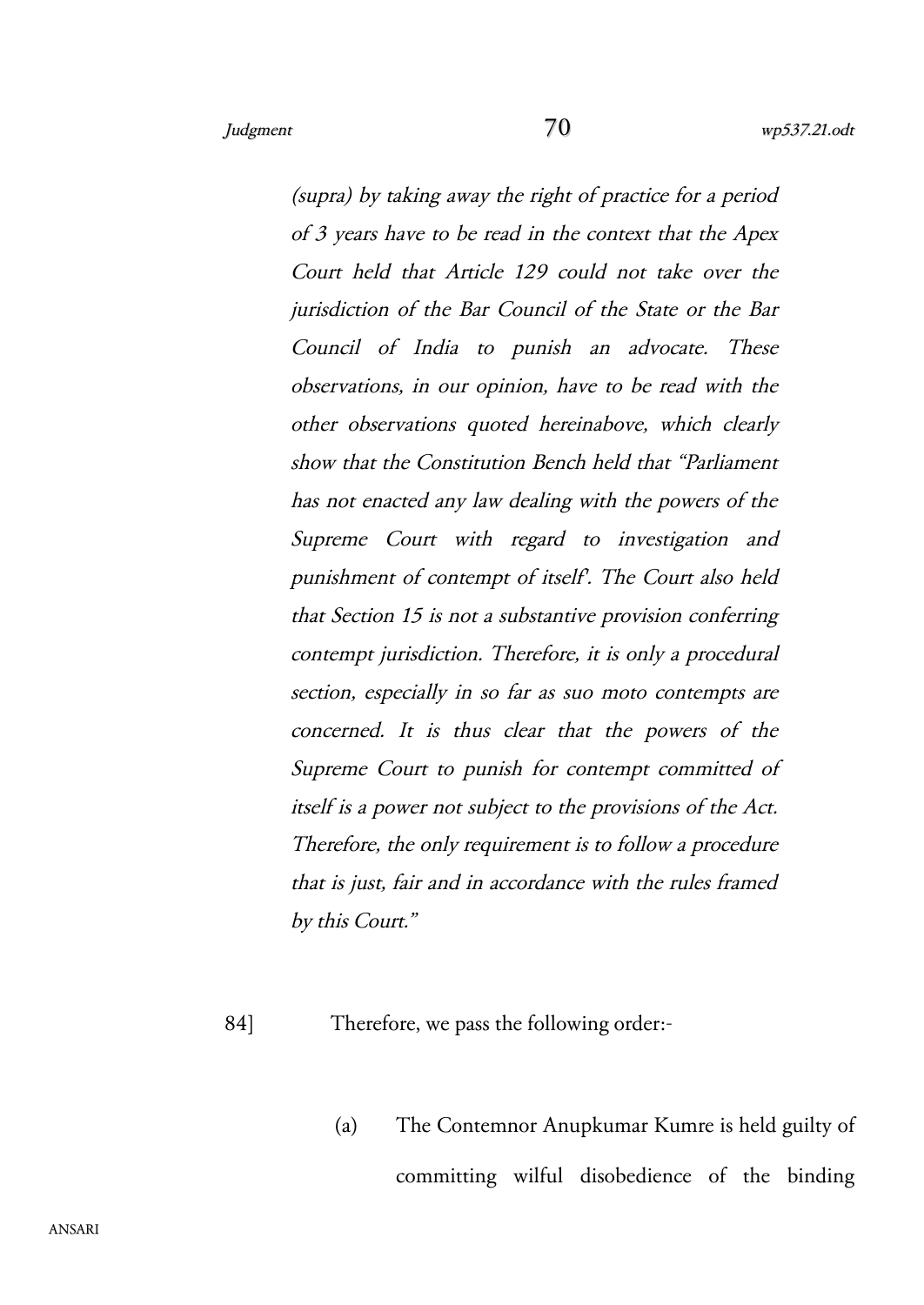*(supra) by taking away the right of practice for a period of 3 years have to be read in the context that the Apex Court held that Article 129 could not take over the jurisdiction of the Bar Council of the State or the Bar Council of India to punish an advocate. These observations, in our opinion, have to be read with the other observations quoted hereinabove, which clearly show that the Constitution Bench held that "Parliament has not enacted any law dealing with the powers of the Supreme Court with regard to investigation and punishment of contempt of itself'. The Court also held that Section 15 is not a substantive provision conferring contempt jurisdiction. Therefore, it is only a procedural section, especially in so far as suo moto contempts are concerned. It is thus clear that the powers of the Supreme Court to punish for contempt committed of itself is a power not subject to the provisions of the Act. Therefore, the only requirement is to follow a procedure that is just, fair and in accordance with the rules framed by this Court."*

84] Therefore, we pass the following order:-

(a) The Contemnor Anupkumar Kumre is held guilty of committing wilful disobedience of the binding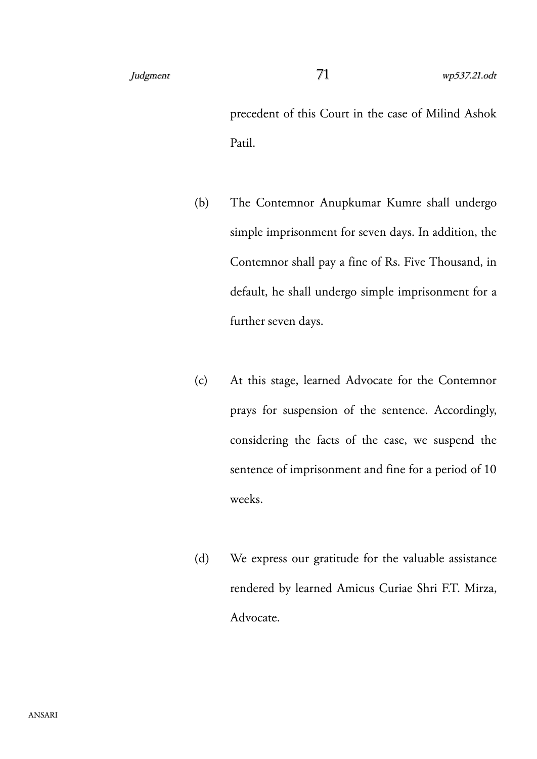precedent of this Court in the case of Milind Ashok Patil.

(b) The Contemnor Anupkumar Kumre shall undergo simple imprisonment for seven days. In addition, the Contemnor shall pay a fine of Rs. Five Thousand, in default, he shall undergo simple imprisonment for a further seven days.

(c) At this stage, learned Advocate for the Contemnor prays for suspension of the sentence. Accordingly, considering the facts of the case, we suspend the sentence of imprisonment and fine for a period of 10 weeks.

(d) We express our gratitude for the valuable assistance rendered by learned Amicus Curiae Shri F.T. Mirza, Advocate.

ANSARI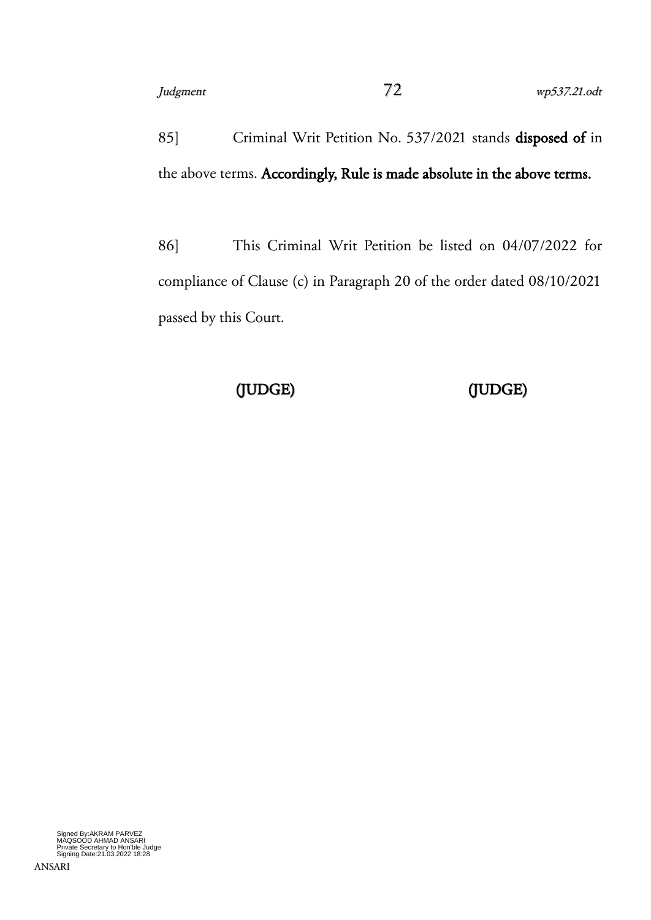85] Criminal Writ Petition No. 537/2021 stands **disposed of** in the above terms. **Accordingly, Rule is made absolute in the above terms.**

86] This Criminal Writ Petition be listed on 04/07/2022 for compliance of Clause (c) in Paragraph 20 of the order dated 08/10/2021 passed by this Court.

**(JUDGE)** **(JUDGE)**

Signed By:AKRAM PARVEZ MAQSOOD AHMAD ANSARI
Private Secretary to Hon'ble Judge
Signing Date:21.03.2022 18:28

ANSARI